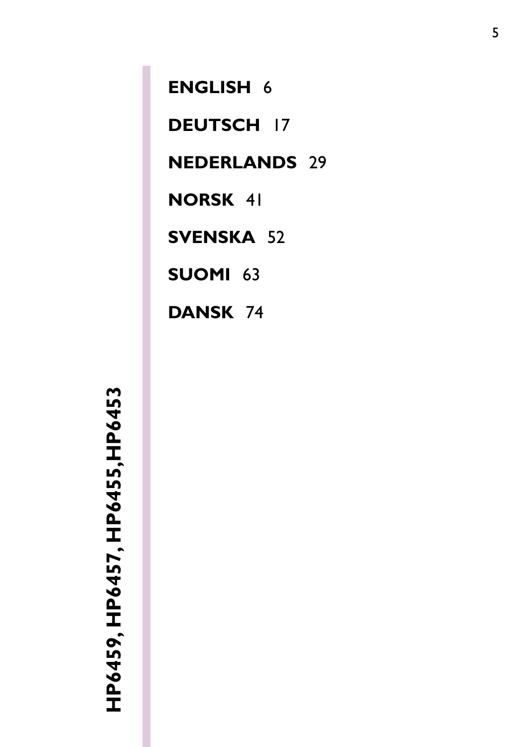**HP6459, HP6457, HP6455, HP6453**

**ENGLISH** 6

**DEUTSCH** 17

**NEDERLANDS** 29

**NORSK** 41

**SVENSKA** 52

**SUOMI** 63

**DANSK** 74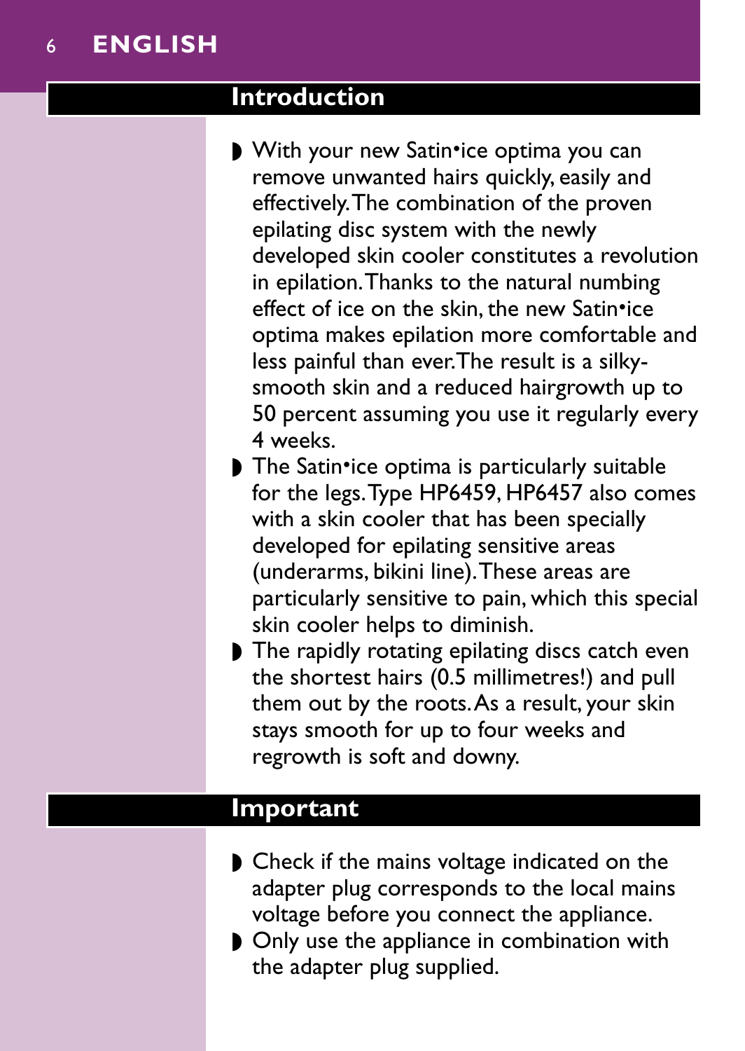## Introduction

- With your new Satin•ice optima you can remove unwanted hairs quickly, easily and effectively. The combination of the proven epilating disc system with the newly developed skin cooler constitutes a revolution in epilation. Thanks to the natural numbing effect of ice on the skin, the new Satin•ice optima makes epilation more comfortable and less painful than ever. The result is a silky-smooth skin and a reduced hairgrowth up to 50 percent assuming you use it regularly every 4 weeks.
- The Satin•ice optima is particularly suitable for the legs. Type HP6459, HP6457 also comes with a skin cooler that has been specially developed for epilating sensitive areas (underarms, bikini line). These areas are particularly sensitive to pain, which this special skin cooler helps to diminish.
- The rapidly rotating epilating discs catch even the shortest hairs (0.5 millimetres!) and pull them out by the roots. As a result, your skin stays smooth for up to four weeks and regrowth is soft and downy.

## Important

- Check if the mains voltage indicated on the adapter plug corresponds to the local mains voltage before you connect the appliance.
- Only use the appliance in combination with the adapter plug supplied.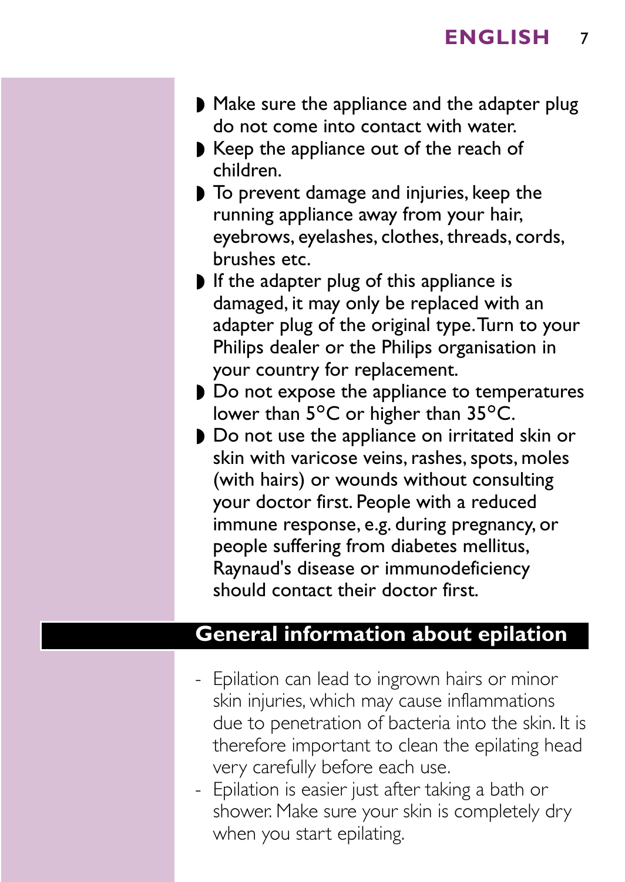- Make sure the appliance and the adapter plug do not come into contact with water.
- Keep the appliance out of the reach of children.
- To prevent damage and injuries, keep the running appliance away from your hair, eyebrows, eyelashes, clothes, threads, cords, brushes etc.
- If the adapter plug of this appliance is damaged, it may only be replaced with an adapter plug of the original type. Turn to your Philips dealer or the Philips organisation in your country for replacement.
- Do not expose the appliance to temperatures lower than 5°C or higher than 35°C.
- Do not use the appliance on irritated skin or skin with varicose veins, rashes, spots, moles (with hairs) or wounds without consulting your doctor first. People with a reduced immune response, e.g. during pregnancy, or people suffering from diabetes mellitus, Raynaud's disease or immunodeficiency should contact their doctor first.

## General information about epilation

- Epilation can lead to ingrown hairs or minor skin injuries, which may cause inflammations due to penetration of bacteria into the skin. It is therefore important to clean the epilating head very carefully before each use.
- Epilation is easier just after taking a bath or shower. Make sure your skin is completely dry when you start epilating.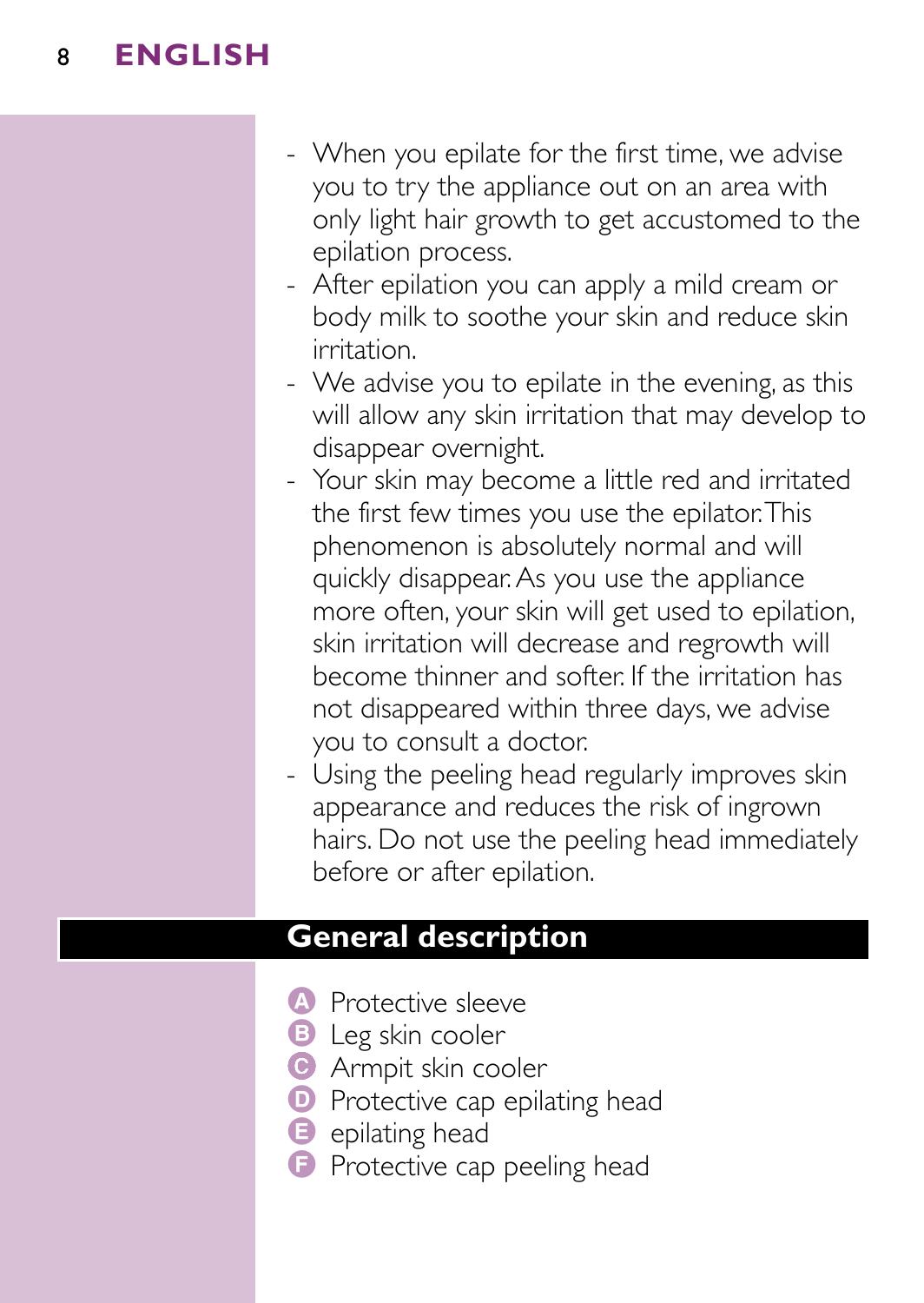- When you epilate for the first time, we advise you to try the appliance out on an area with only light hair growth to get accustomed to the epilation process.
- After epilation you can apply a mild cream or body milk to soothe your skin and reduce skin irritation.
- We advise you to epilate in the evening, as this will allow any skin irritation that may develop to disappear overnight.
- Your skin may become a little red and irritated the first few times you use the epilator. This phenomenon is absolutely normal and will quickly disappear. As you use the appliance more often, your skin will get used to epilation, skin irritation will decrease and regrowth will become thinner and softer. If the irritation has not disappeared within three days, we advise you to consult a doctor.
- Using the peeling head regularly improves skin appearance and reduces the risk of ingrown hairs. Do not use the peeling head immediately before or after epilation.

## General description

- A Protective sleeve
- B Leg skin cooler
- C Armpit skin cooler
- D Protective cap epilating head
- E epilating head
- F Protective cap peeling head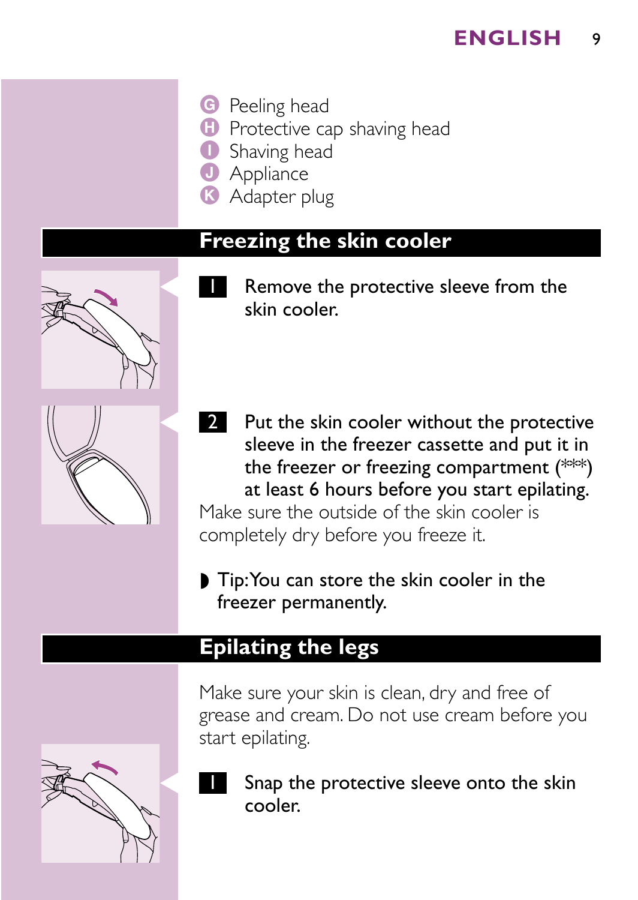- G Peeling head
- H Protective cap shaving head
- I Shaving head
- J Appliance
- K Adapter plug

## Freezing the skin cooler

**1** **Remove the protective sleeve from the skin cooler.**

**2** **Put the skin cooler without the protective sleeve in the freezer cassette and put it in the freezer or freezing compartment (***) at least 6 hours before you start epilating.**

Make sure the outside of the skin cooler is completely dry before you freeze it.

- **Tip: You can store the skin cooler in the freezer permanently.**

## Epilating the legs

Make sure your skin is clean, dry and free of grease and cream. Do not use cream before you start epilating.

**1** **Snap the protective sleeve onto the skin cooler.**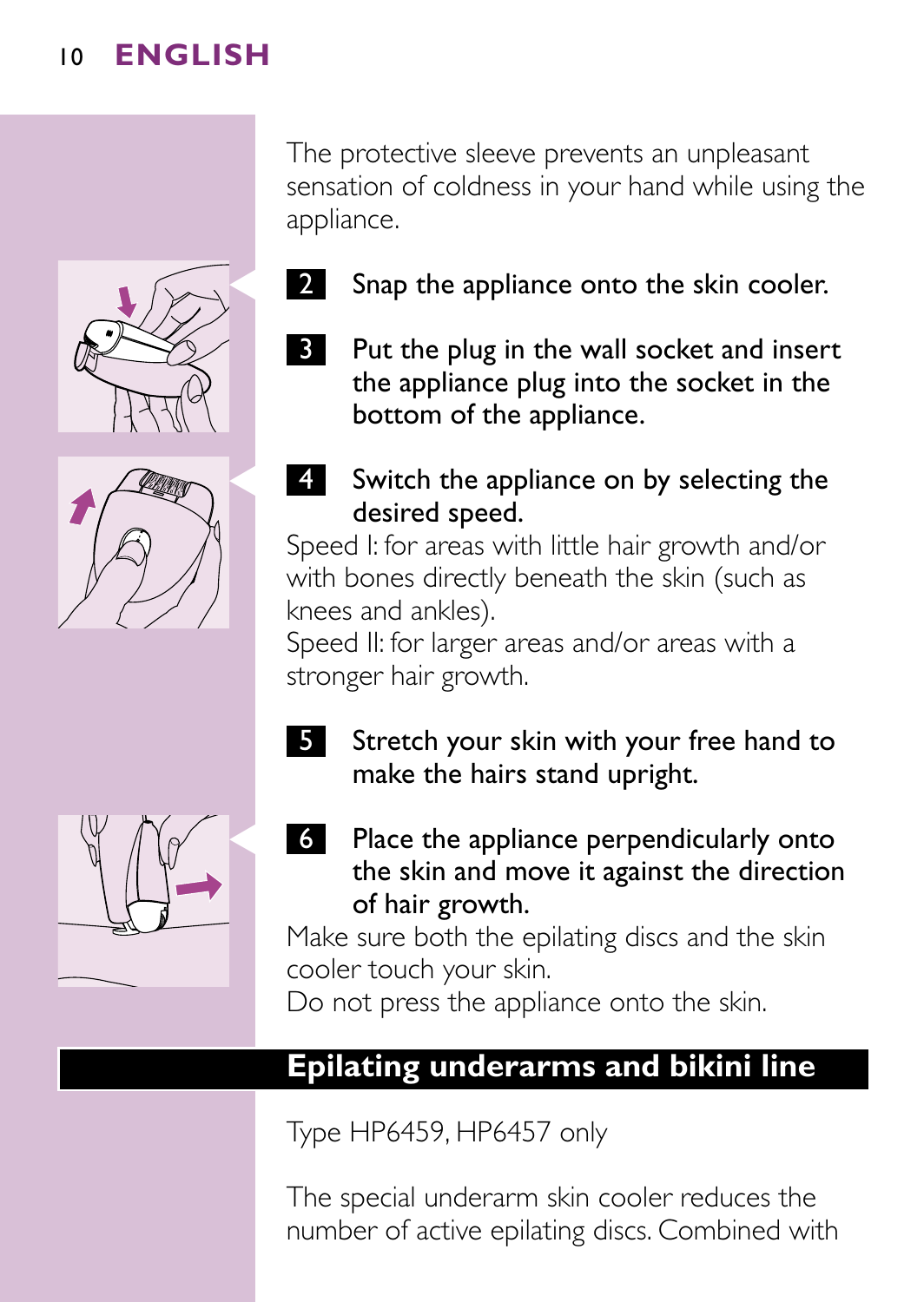The protective sleeve prevents an unpleasant sensation of coldness in your hand while using the appliance.

2. **Snap the appliance onto the skin cooler.**

3. **Put the plug in the wall socket and insert the appliance plug into the socket in the bottom of the appliance.**

4. **Switch the appliance on by selecting the desired speed.**

Speed I: for areas with little hair growth and/or with bones directly beneath the skin (such as knees and ankles).
Speed II: for larger areas and/or areas with a stronger hair growth.

5. **Stretch your skin with your free hand to make the hairs stand upright.**

6. **Place the appliance perpendicularly onto the skin and move it against the direction of hair growth.**

Make sure both the epilating discs and the skin cooler touch your skin.
Do not press the appliance onto the skin.

## Epilating underarms and bikini line

Type HP6459, HP6457 only

The special underarm skin cooler reduces the number of active epilating discs. Combined with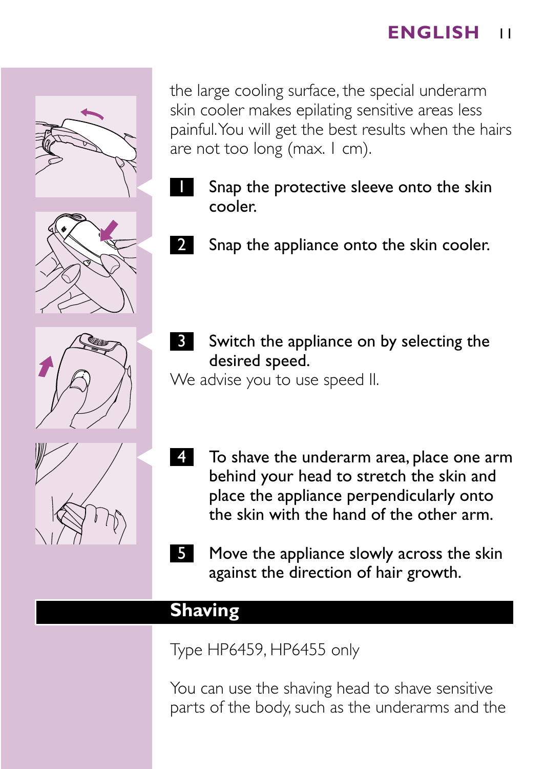the large cooling surface, the special underarm skin cooler makes epilating sensitive areas less painful. You will get the best results when the hairs are not too long (max. 1 cm).

1. Snap the protective sleeve onto the skin cooler.

2. Snap the appliance onto the skin cooler.

3. Switch the appliance on by selecting the desired speed.

We advise you to use speed II.

4. To shave the underarm area, place one arm behind your head to stretch the skin and place the appliance perpendicularly onto the skin with the hand of the other arm.

5. Move the appliance slowly across the skin against the direction of hair growth.

## Shaving

Type HP6459, HP6455 only

You can use the shaving head to shave sensitive parts of the body, such as the underarms and the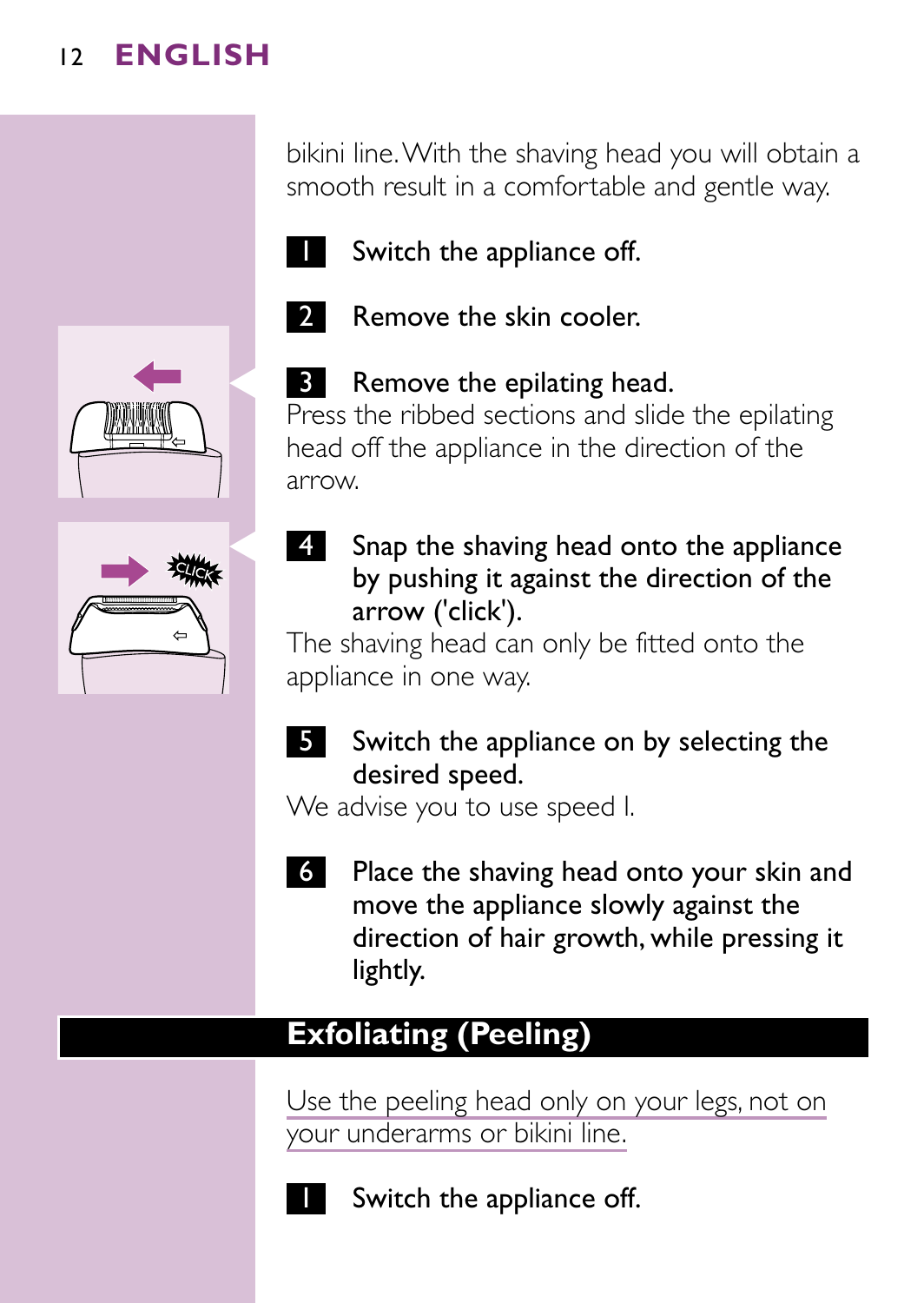bikini line. With the shaving head you will obtain a smooth result in a comfortable and gentle way.

1. Switch the appliance off.

2. Remove the skin cooler.

3. Remove the epilating head.
Press the ribbed sections and slide the epilating head off the appliance in the direction of the arrow.

4. Snap the shaving head onto the appliance by pushing it against the direction of the arrow ('click').
The shaving head can only be fitted onto the appliance in one way.

5. Switch the appliance on by selecting the desired speed.
We advise you to use speed I.

6. Place the shaving head onto your skin and move the appliance slowly against the direction of hair growth, while pressing it lightly.

## Exfoliating (Peeling)

Use the peeling head only on your legs, not on your underarms or bikini line.

1. Switch the appliance off.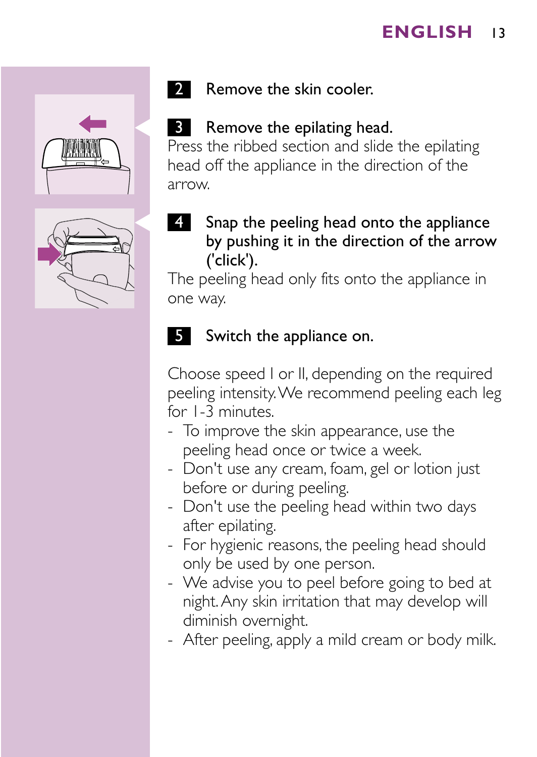**2** Remove the skin cooler.

**3** Remove the epilating head.

Press the ribbed section and slide the epilating head off the appliance in the direction of the arrow.

**4** Snap the peeling head onto the appliance by pushing it in the direction of the arrow ('click').

The peeling head only fits onto the appliance in one way.

**5** Switch the appliance on.

Choose speed I or II, depending on the required peeling intensity. We recommend peeling each leg for 1-3 minutes.

- To improve the skin appearance, use the peeling head once or twice a week.
- Don't use any cream, foam, gel or lotion just before or during peeling.
- Don't use the peeling head within two days after epilating.
- For hygienic reasons, the peeling head should only be used by one person.
- We advise you to peel before going to bed at night. Any skin irritation that may develop will diminish overnight.
- After peeling, apply a mild cream or body milk.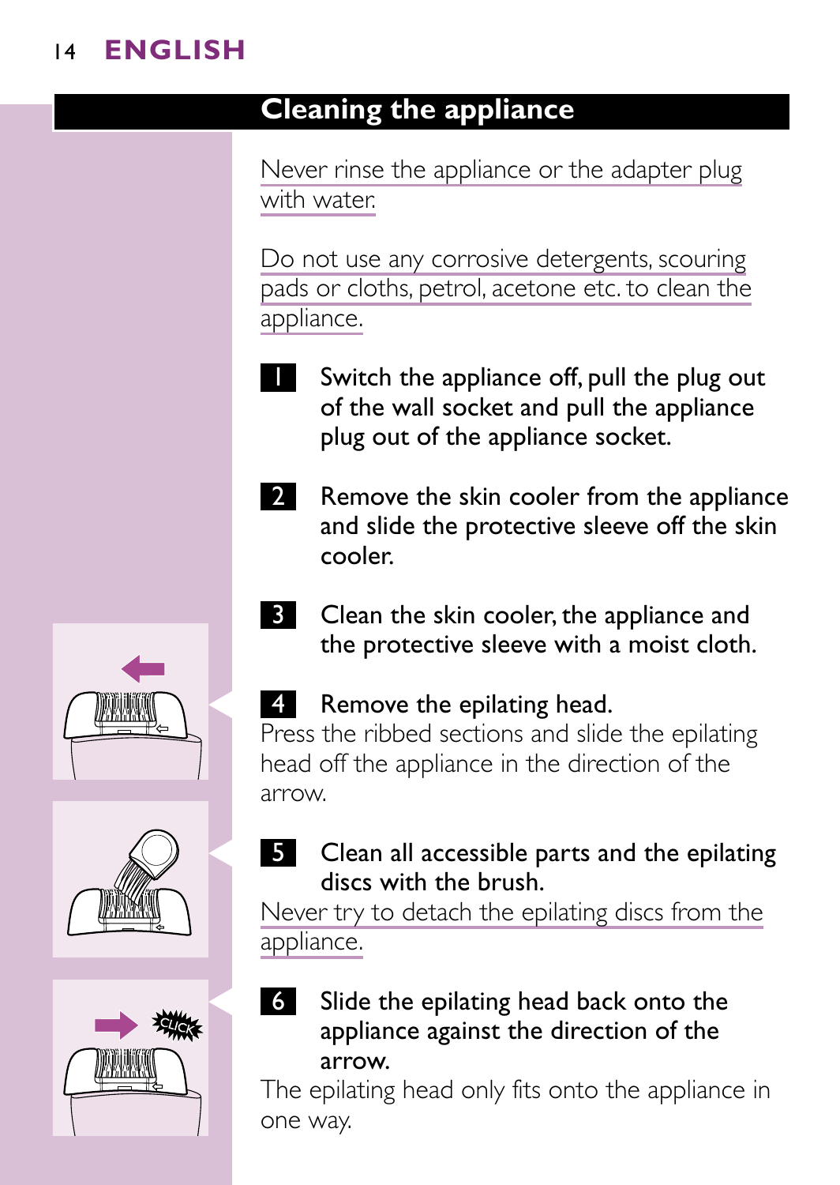## Cleaning the appliance

Never rinse the appliance or the adapter plug with water.

Do not use any corrosive detergents, scouring pads or cloths, petrol, acetone etc. to clean the appliance.

1. Switch the appliance off, pull the plug out of the wall socket and pull the appliance plug out of the appliance socket.

2. Remove the skin cooler from the appliance and slide the protective sleeve off the skin cooler.

3. Clean the skin cooler, the appliance and the protective sleeve with a moist cloth.

4. Remove the epilating head.

Press the ribbed sections and slide the epilating head off the appliance in the direction of the arrow.

5. Clean all accessible parts and the epilating discs with the brush.

Never try to detach the epilating discs from the appliance.

6. Slide the epilating head back onto the appliance against the direction of the arrow.

The epilating head only fits onto the appliance in one way.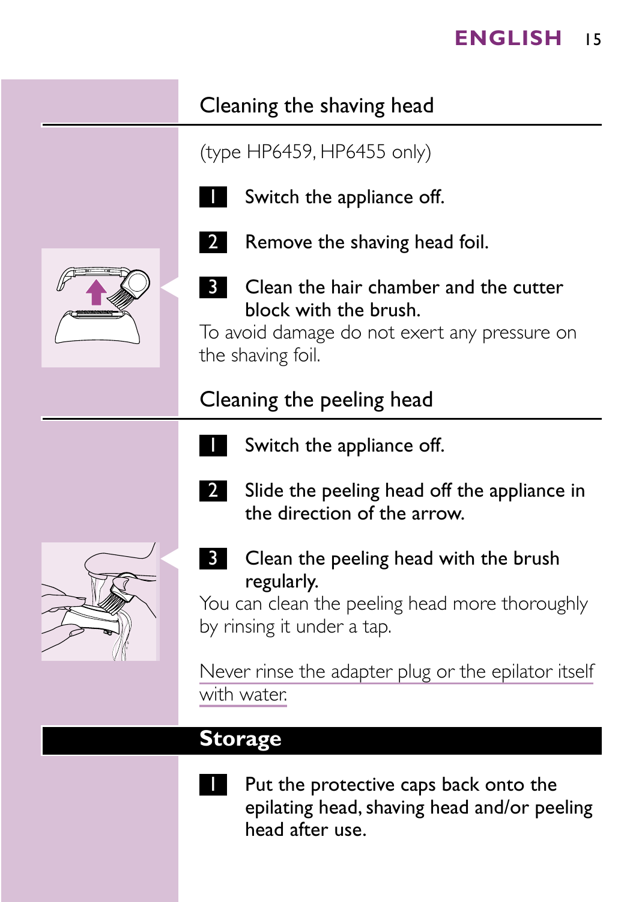## Cleaning the shaving head

(type HP6459, HP6455 only)

1. Switch the appliance off.
2. Remove the shaving head foil.
3. Clean the hair chamber and the cutter block with the brush.

To avoid damage do not exert any pressure on the shaving foil.

## Cleaning the peeling head

1. Switch the appliance off.
2. Slide the peeling head off the appliance in the direction of the arrow.
3. Clean the peeling head with the brush regularly.

You can clean the peeling head more thoroughly by rinsing it under a tap.

Never rinse the adapter plug or the epilator itself with water.

# Storage

1. Put the protective caps back onto the epilating head, shaving head and/or peeling head after use.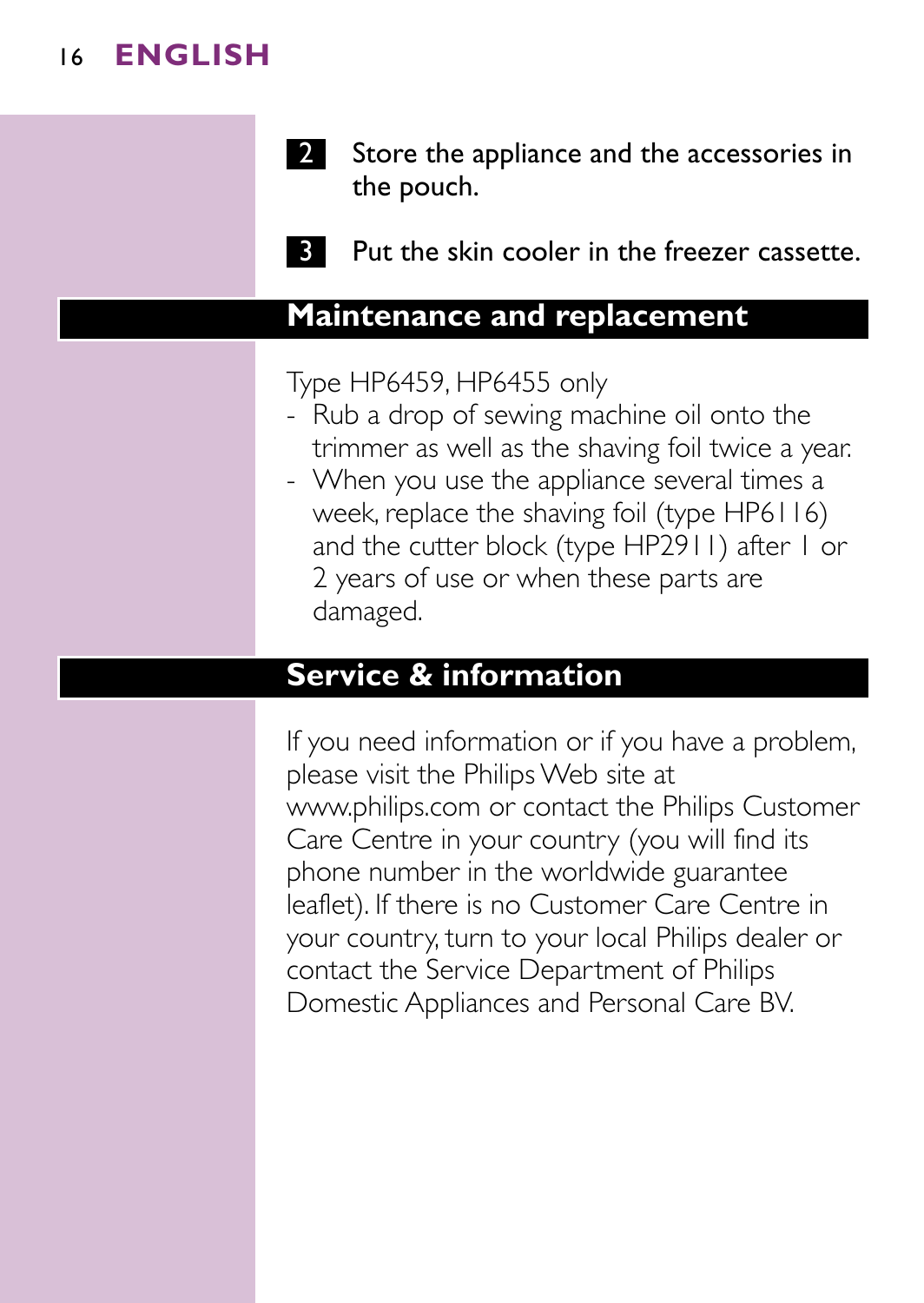2. Store the appliance and the accessories in the pouch.

3. Put the skin cooler in the freezer cassette.

## Maintenance and replacement

Type HP6459, HP6455 only

- Rub a drop of sewing machine oil onto the trimmer as well as the shaving foil twice a year.
- When you use the appliance several times a week, replace the shaving foil (type HP6116) and the cutter block (type HP2911) after 1 or 2 years of use or when these parts are damaged.

## Service & information

If you need information or if you have a problem, please visit the Philips Web site at www.philips.com or contact the Philips Customer Care Centre in your country (you will find its phone number in the worldwide guarantee leaflet). If there is no Customer Care Centre in your country, turn to your local Philips dealer or contact the Service Department of Philips Domestic Appliances and Personal Care BV.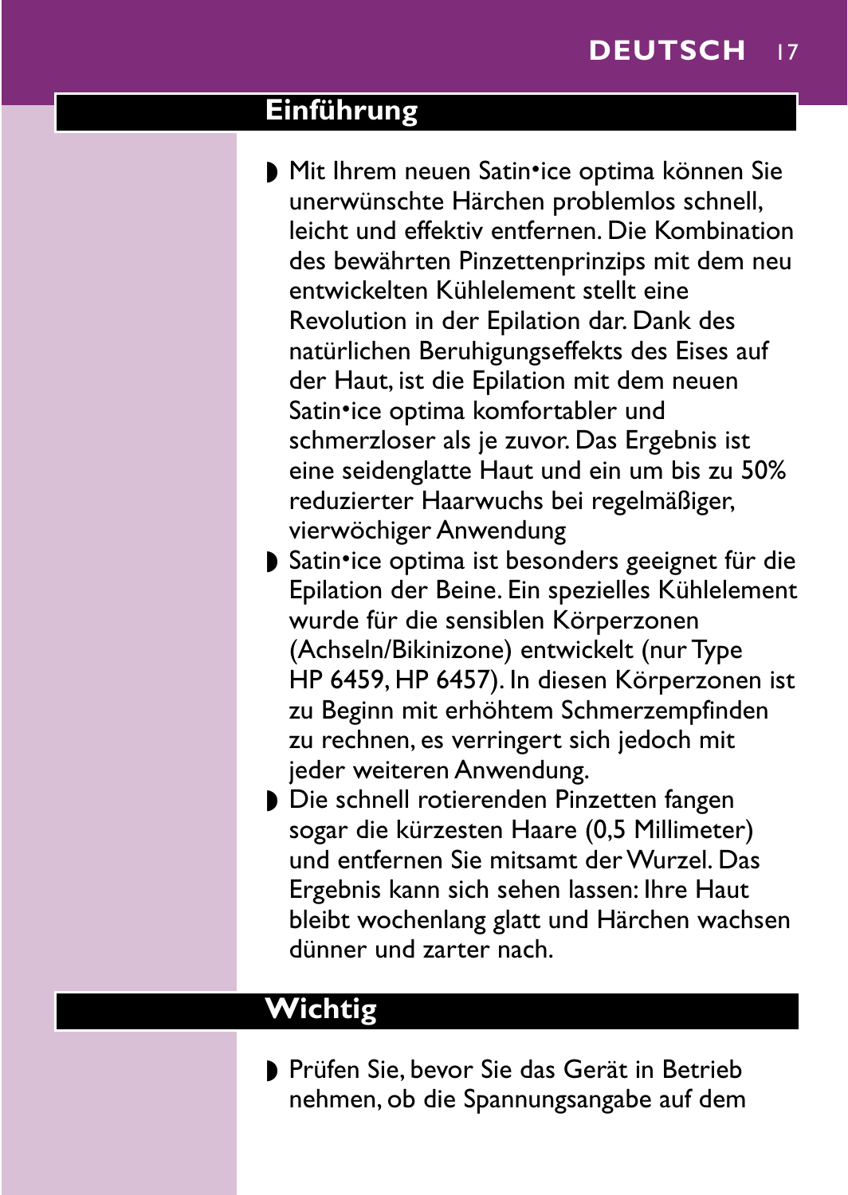## Einführung

- Mit Ihrem neuen Satin•ice optima können Sie unerwünschte Härchen problemlos schnell, leicht und effektiv entfernen. Die Kombination des bewährten Pinzettenprinzips mit dem neu entwickelten Kühlelement stellt eine Revolution in der Epilation dar. Dank des natürlichen Beruhigungseffekts des Eises auf der Haut, ist die Epilation mit dem neuen Satin•ice optima komfortabler und schmerzloser als je zuvor. Das Ergebnis ist eine seidenglatte Haut und ein um bis zu 50% reduzierter Haarwuchs bei regelmäßiger, vierwöchiger Anwendung
- Satin•ice optima ist besonders geeignet für die Epilation der Beine. Ein spezielles Kühlelement wurde für die sensiblen Körperzonen (Achseln/Bikinizone) entwickelt (nur Type HP 6459, HP 6457). In diesen Körperzonen ist zu Beginn mit erhöhtem Schmerzempfinden zu rechnen, es verringert sich jedoch mit jeder weiteren Anwendung.
- Die schnell rotierenden Pinzetten fangen sogar die kürzesten Haare (0,5 Millimeter) und entfernen Sie mitsamt der Wurzel. Das Ergebnis kann sich sehen lassen: Ihre Haut bleibt wochenlang glatt und Härchen wachsen dünner und zarter nach.

## Wichtig

- Prüfen Sie, bevor Sie das Gerät in Betrieb nehmen, ob die Spannungsangabe auf dem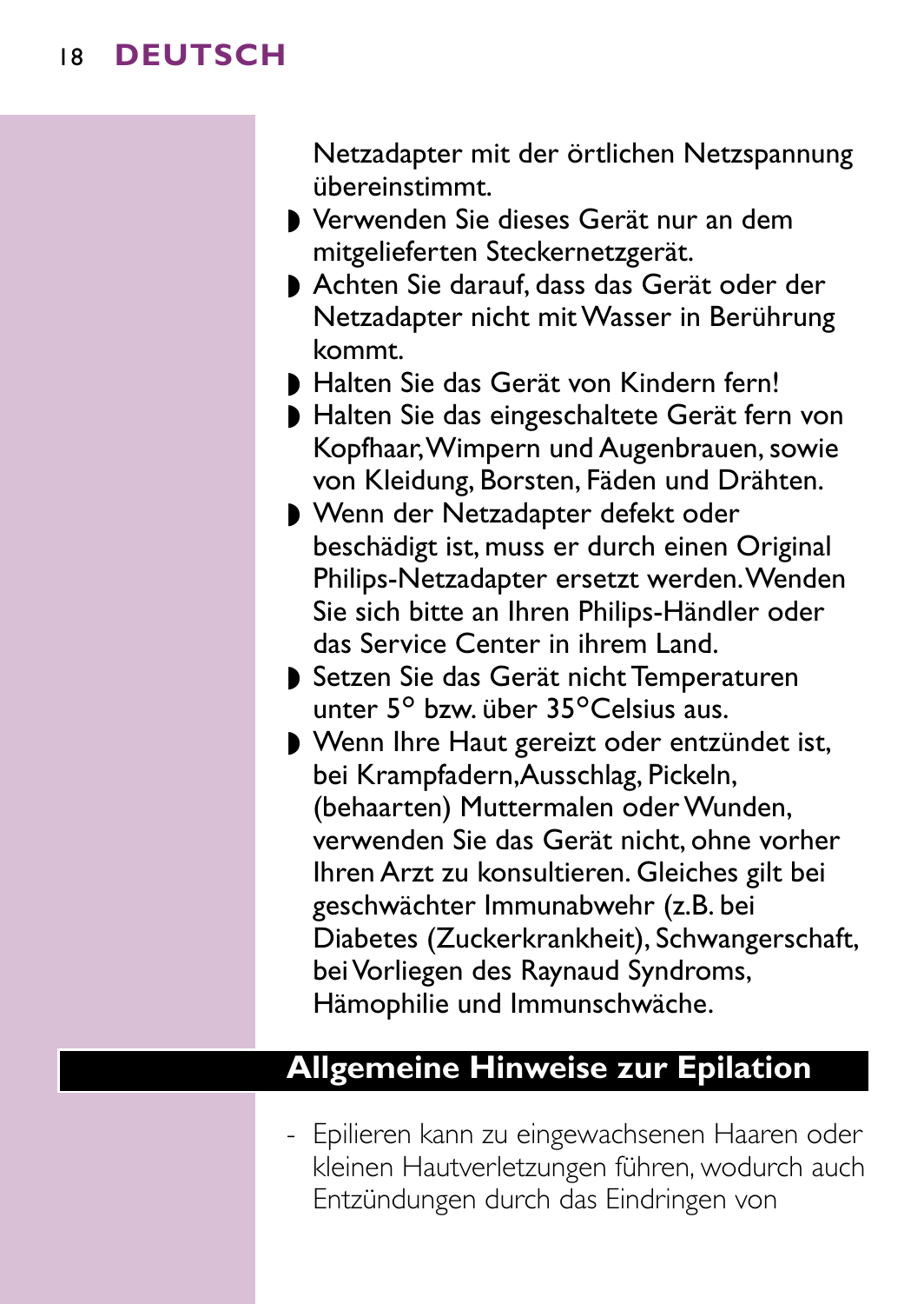Netzadapter mit der örtlichen Netzspannung übereinstimmt.

- Verwenden Sie dieses Gerät nur an dem mitgelieferten Steckernetzgerät.
- Achten Sie darauf, dass das Gerät oder der Netzadapter nicht mit Wasser in Berührung kommt.
- Halten Sie das Gerät von Kindern fern!
- Halten Sie das eingeschaltete Gerät fern von Kopfhaar, Wimpern und Augenbrauen, sowie von Kleidung, Borsten, Fäden und Drähten.
- Wenn der Netzadapter defekt oder beschädigt ist, muss er durch einen Original Philips-Netzadapter ersetzt werden. Wenden Sie sich bitte an Ihren Philips-Händler oder das Service Center in ihrem Land.
- Setzen Sie das Gerät nicht Temperaturen unter 5° bzw. über 35°Celsius aus.
- Wenn Ihre Haut gereizt oder entzündet ist, bei Krampfadern, Ausschlag, Pickeln, (behaarten) Muttermalen oder Wunden, verwenden Sie das Gerät nicht, ohne vorher Ihren Arzt zu konsultieren. Gleiches gilt bei geschwächter Immunabwehr (z.B. bei Diabetes (Zuckerkrankheit), Schwangerschaft, bei Vorliegen des Raynaud Syndroms, Hämophilie und Immunschwäche.

## Allgemeine Hinweise zur Epilation

- Epilieren kann zu eingewachsenen Haaren oder kleinen Hautverletzungen führen, wodurch auch Entzündungen durch das Eindringen von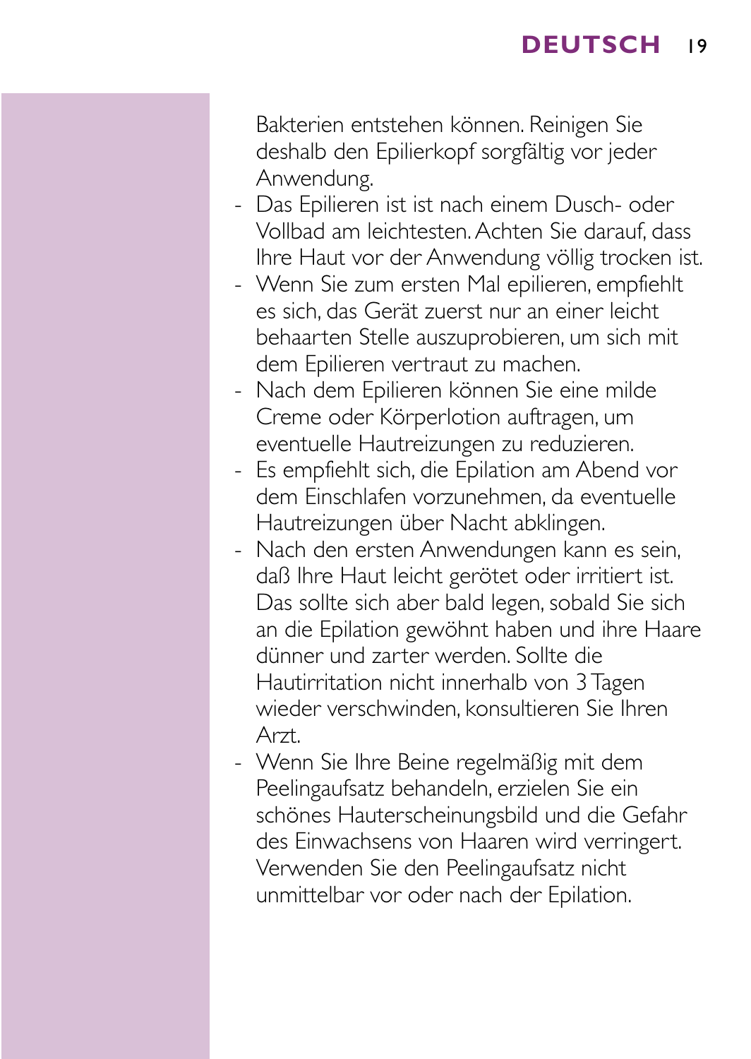Bakterien entstehen können. Reinigen Sie deshalb den Epilierkopf sorgfältig vor jeder Anwendung.

- Das Epilieren ist ist nach einem Dusch- oder Vollbad am leichtesten. Achten Sie darauf, dass Ihre Haut vor der Anwendung völlig trocken ist.
- Wenn Sie zum ersten Mal epilieren, empfiehlt es sich, das Gerät zuerst nur an einer leicht behaarten Stelle auszuprobieren, um sich mit dem Epilieren vertraut zu machen.
- Nach dem Epilieren können Sie eine milde Creme oder Körperlotion auftragen, um eventuelle Hautreizungen zu reduzieren.
- Es empfiehlt sich, die Epilation am Abend vor dem Einschlafen vorzunehmen, da eventuelle Hautreizungen über Nacht abklingen.
- Nach den ersten Anwendungen kann es sein, daß Ihre Haut leicht gerötet oder irritiert ist. Das sollte sich aber bald legen, sobald Sie sich an die Epilation gewöhnt haben und ihre Haare dünner und zarter werden. Sollte die Hautirritation nicht innerhalb von 3 Tagen wieder verschwinden, konsultieren Sie Ihren Arzt.
- Wenn Sie Ihre Beine regelmäßig mit dem Peelingaufsatz behandeln, erzielen Sie ein schönes Hauterscheinungsbild und die Gefahr des Einwachsens von Haaren wird verringert. Verwenden Sie den Peelingaufsatz nicht unmittelbar vor oder nach der Epilation.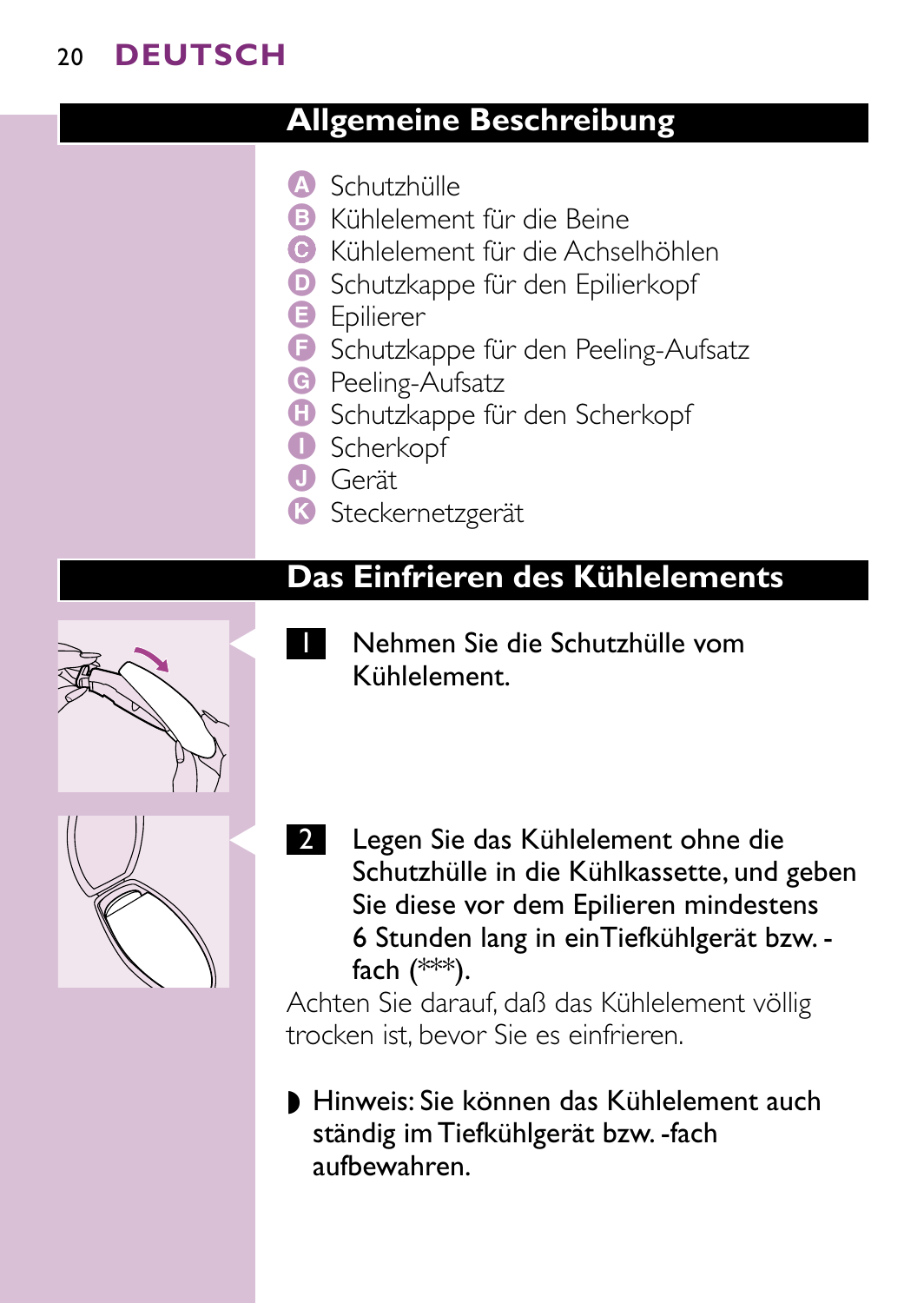## Allgemeine Beschreibung

- A Schutzhülle
- B Kühlelement für die Beine
- C Kühlelement für die Achselhöhlen
- D Schutzkappe für den Epilierkopf
- E Epilierer
- F Schutzkappe für den Peeling-Aufsatz
- G Peeling-Aufsatz
- H Schutzkappe für den Scherkopf
- I Scherkopf
- J Gerät
- K Steckernetzgerät

## Das Einfrieren des Kühlelements

1. Nehmen Sie die Schutzhülle vom Kühlelement.

2. Legen Sie das Kühlelement ohne die Schutzhülle in die Kühlkassette, und geben Sie diese vor dem Epilieren mindestens 6 Stunden lang in ein Tiefkühlgerät bzw. -fach (***).

Achten Sie darauf, daß das Kühlelement völlig trocken ist, bevor Sie es einfrieren.

- Hinweis: Sie können das Kühlelement auch ständig im Tiefkühlgerät bzw. -fach aufbewahren.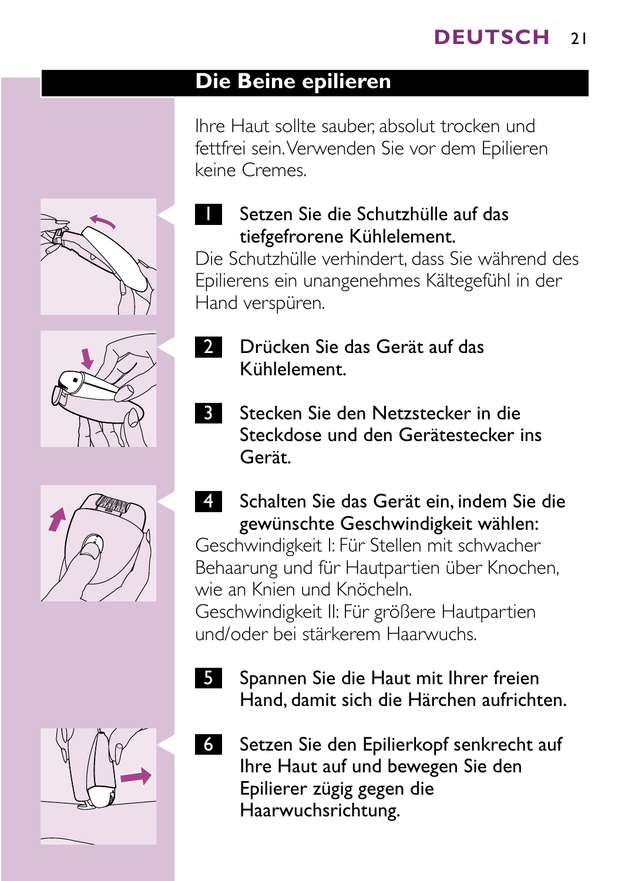## Die Beine epilieren

Ihre Haut sollte sauber, absolut trocken und fettfrei sein. Verwenden Sie vor dem Epilieren keine Cremes.

1. **Setzen Sie die Schutzhülle auf das tiefgefrorene Kühlelement.**

Die Schutzhülle verhindert, dass Sie während des Epilierens ein unangenehmes Kältegefühl in der Hand verspüren.

2. **Drücken Sie das Gerät auf das Kühlelement.**

3. **Stecken Sie den Netzstecker in die Steckdose und den Gerätestecker ins Gerät.**

4. **Schalten Sie das Gerät ein, indem Sie die gewünschte Geschwindigkeit wählen:**

Geschwindigkeit I: Für Stellen mit schwacher Behaarung und für Hautpartien über Knochen, wie an Knien und Knöcheln.
Geschwindigkeit II: Für größere Hautpartien und/oder bei stärkerem Haarwuchs.

5. **Spannen Sie die Haut mit Ihrer freien Hand, damit sich die Härchen aufrichten.**

6. **Setzen Sie den Epilierkopf senkrecht auf Ihre Haut auf und bewegen Sie den Epilierer zügig gegen die Haarwuchsrichtung.**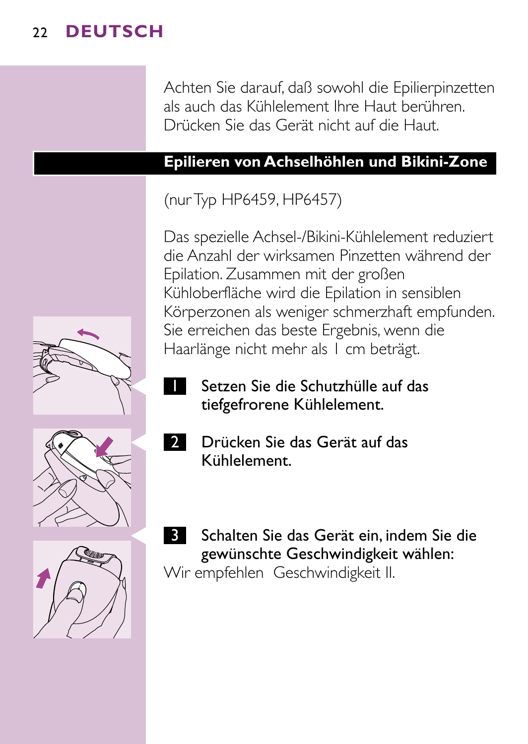Achten Sie darauf, daß sowohl die Epilierpinzetten als auch das Kühlelement Ihre Haut berühren. Drücken Sie das Gerät nicht auf die Haut.

## Epilieren von Achselhöhlen und Bikini-Zone

(nur Typ HP6459, HP6457)

Das spezielle Achsel-/Bikini-Kühlelement reduziert die Anzahl der wirksamen Pinzetten während der Epilation. Zusammen mit der großen Kühloberfläche wird die Epilation in sensiblen Körperzonen als weniger schmerzhaft empfunden. Sie erreichen das beste Ergebnis, wenn die Haarlänge nicht mehr als 1 cm beträgt.

1. Setzen Sie die Schutzhülle auf das tiefgefrorene Kühlelement.
2. Drücken Sie das Gerät auf das Kühlelement.
3. Schalten Sie das Gerät ein, indem Sie die gewünschte Geschwindigkeit wählen:

Wir empfehlen Geschwindigkeit II.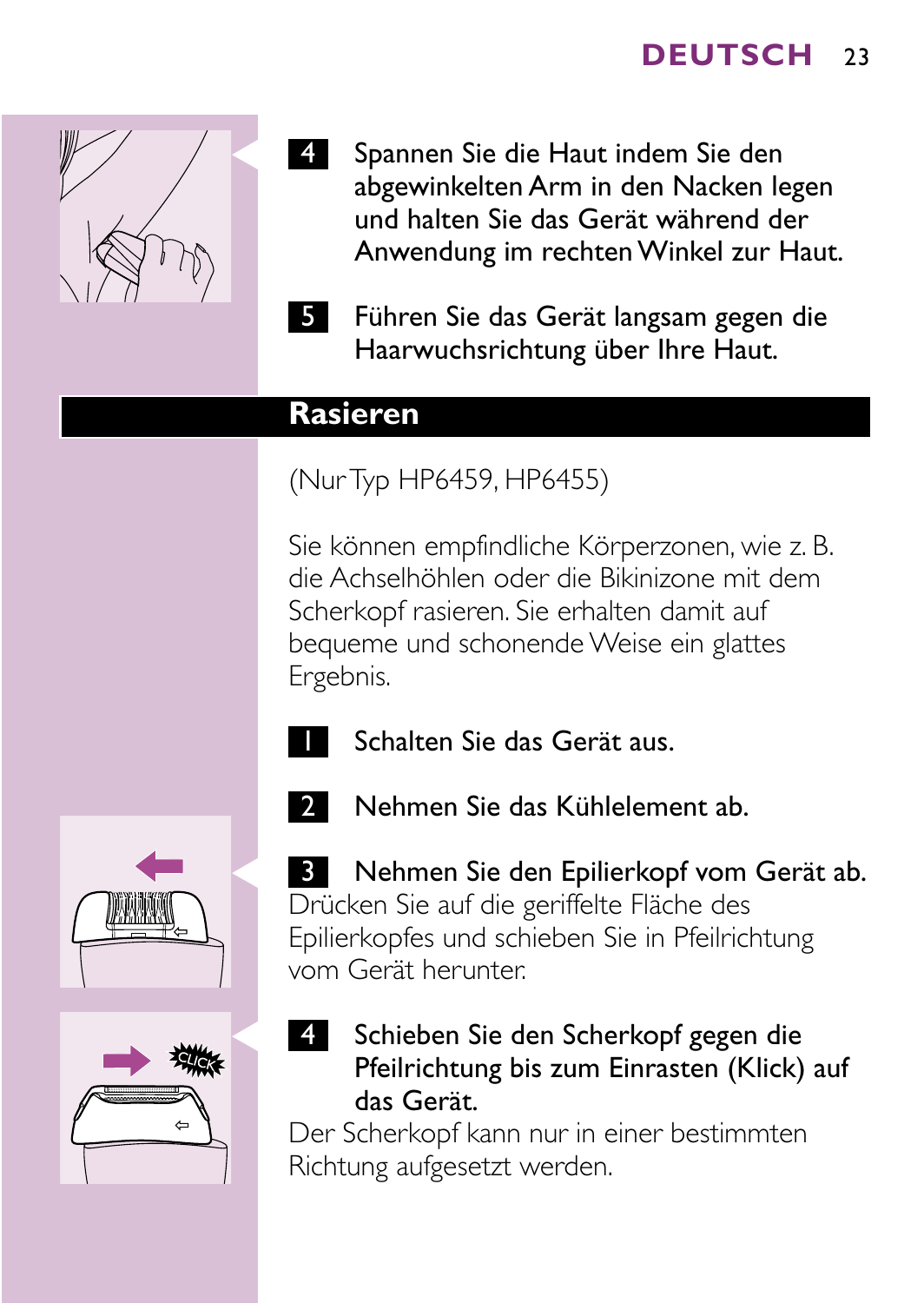4 Spannen Sie die Haut indem Sie den abgewinkelten Arm in den Nacken legen und halten Sie das Gerät während der Anwendung im rechten Winkel zur Haut.

5 Führen Sie das Gerät langsam gegen die Haarwuchsrichtung über Ihre Haut.

## Rasieren

(Nur Typ HP6459, HP6455)

Sie können empfindliche Körperzonen, wie z. B. die Achselhöhlen oder die Bikinizone mit dem Scherkopf rasieren. Sie erhalten damit auf bequeme und schonende Weise ein glattes Ergebnis.

1 Schalten Sie das Gerät aus.

2 Nehmen Sie das Kühlelement ab.

3 Nehmen Sie den Epilierkopf vom Gerät ab.
Drücken Sie auf die geriffelte Fläche des Epilierkopfes und schieben Sie in Pfeilrichtung vom Gerät herunter.

4 Schieben Sie den Scherkopf gegen die Pfeilrichtung bis zum Einrasten (Klick) auf das Gerät.
Der Scherkopf kann nur in einer bestimmten Richtung aufgesetzt werden.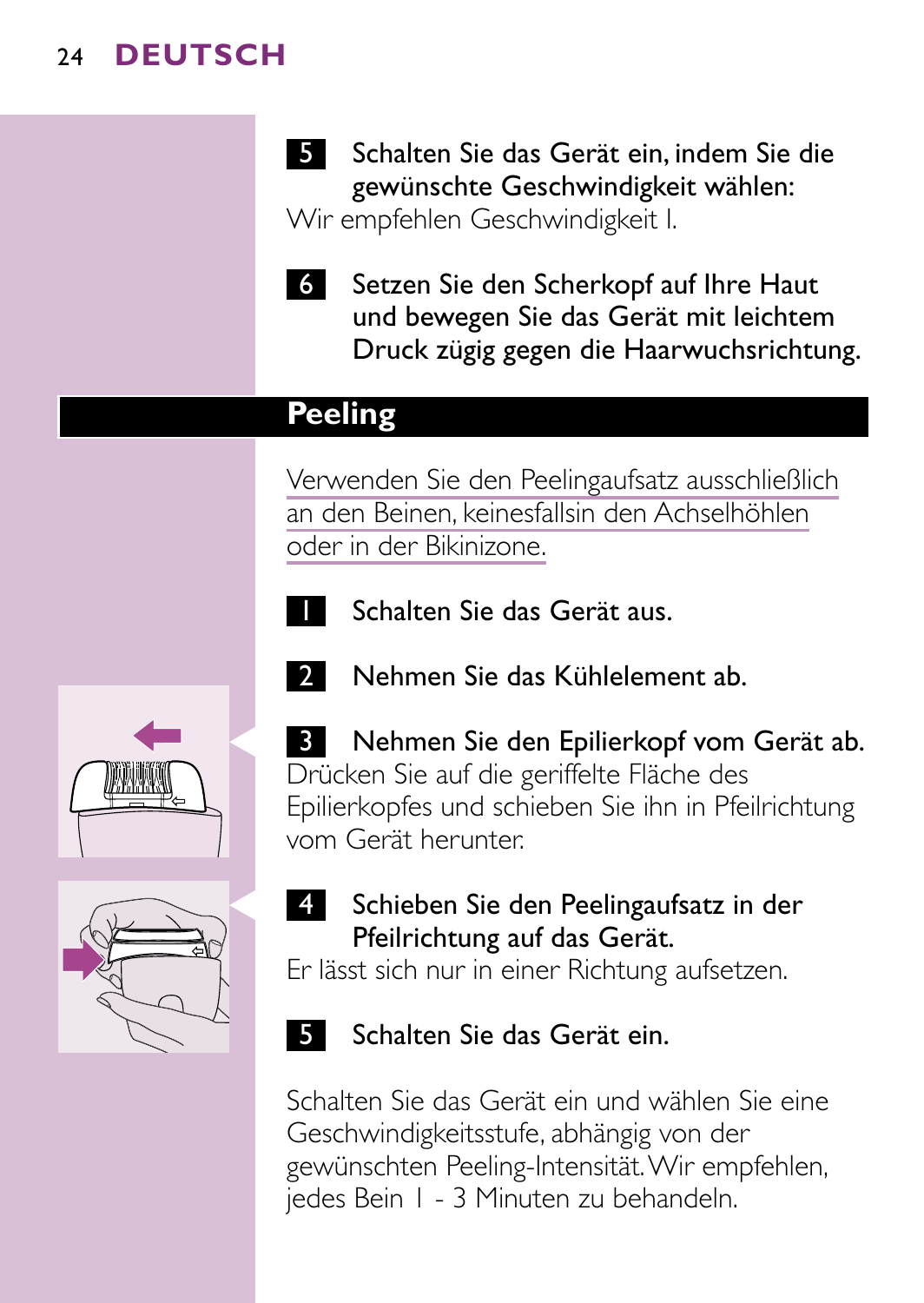5 Schalten Sie das Gerät ein, indem Sie die gewünschte Geschwindigkeit wählen:

Wir empfehlen Geschwindigkeit I.

6 Setzen Sie den Scherkopf auf Ihre Haut und bewegen Sie das Gerät mit leichtem Druck zügig gegen die Haarwuchsrichtung.

## Peeling

Verwenden Sie den Peelingaufsatz ausschließlich an den Beinen, keinesfallsin den Achselhöhlen oder in der Bikinizone.

1 Schalten Sie das Gerät aus.

2 Nehmen Sie das Kühlelement ab.

3 Nehmen Sie den Epilierkopf vom Gerät ab.

Drücken Sie auf die geriffelte Fläche des Epilierkopfes und schieben Sie ihn in Pfeilrichtung vom Gerät herunter.

4 Schieben Sie den Peelingaufsatz in der Pfeilrichtung auf das Gerät.

Er lässt sich nur in einer Richtung aufsetzen.

5 Schalten Sie das Gerät ein.

Schalten Sie das Gerät ein und wählen Sie eine Geschwindigkeitsstufe, abhängig von der gewünschten Peeling-Intensität. Wir empfehlen, jedes Bein 1 - 3 Minuten zu behandeln.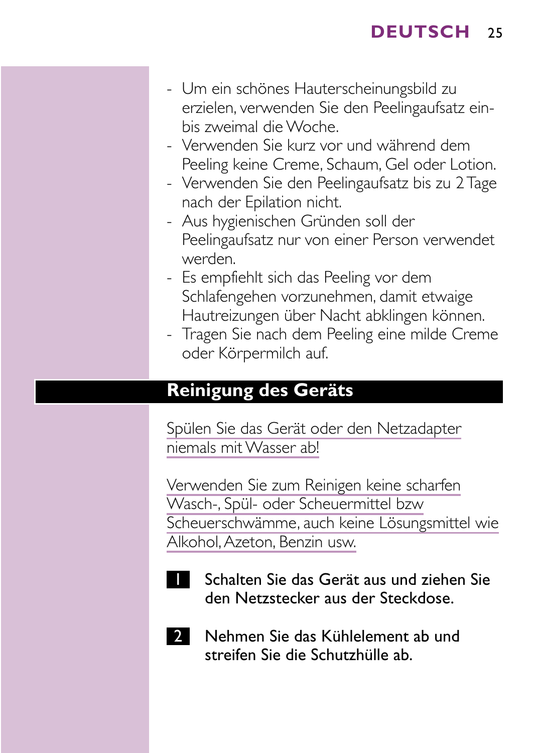- Um ein schönes Hauterscheinungsbild zu erzielen, verwenden Sie den Peelingaufsatz ein- bis zweimal die Woche.
- Verwenden Sie kurz vor und während dem Peeling keine Creme, Schaum, Gel oder Lotion.
- Verwenden Sie den Peelingaufsatz bis zu 2 Tage nach der Epilation nicht.
- Aus hygienischen Gründen soll der Peelingaufsatz nur von einer Person verwendet werden.
- Es empfiehlt sich das Peeling vor dem Schlafengehen vorzunehmen, damit etwaige Hautreizungen über Nacht abklingen können.
- Tragen Sie nach dem Peeling eine milde Creme oder Körpermilch auf.

## Reinigung des Geräts

Spülen Sie das Gerät oder den Netzadapter niemals mit Wasser ab!

Verwenden Sie zum Reinigen keine scharfen Wasch-, Spül- oder Scheuermittel bzw Scheuerschwämme, auch keine Lösungsmittel wie Alkohol, Azeton, Benzin usw.

1. **Schalten Sie das Gerät aus und ziehen Sie den Netzstecker aus der Steckdose.**

2. **Nehmen Sie das Kühlelement ab und streifen Sie die Schutzhülle ab.**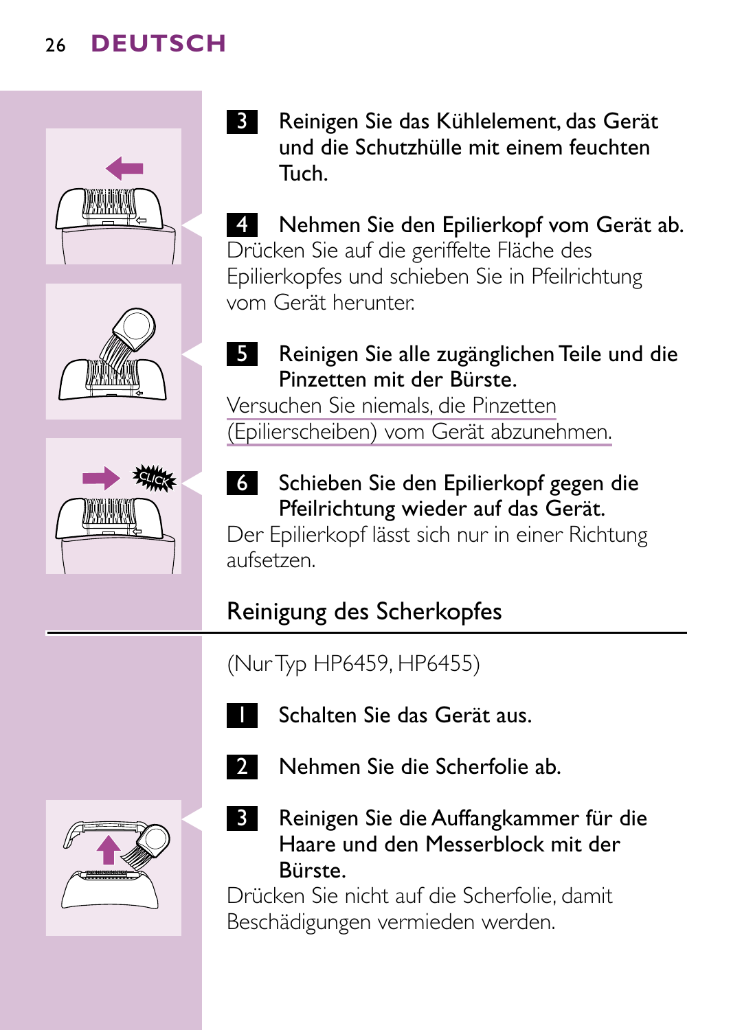3 Reinigen Sie das Kühlelement, das Gerät und die Schutzhülle mit einem feuchten Tuch.

4 Nehmen Sie den Epilierkopf vom Gerät ab.

Drücken Sie auf die geriffelte Fläche des Epilierkopfes und schieben Sie in Pfeilrichtung vom Gerät herunter.

5 Reinigen Sie alle zugänglichen Teile und die Pinzetten mit der Bürste.

Versuchen Sie niemals, die Pinzetten (Epilierscheiben) vom Gerät abzunehmen.

6 Schieben Sie den Epilierkopf gegen die Pfeilrichtung wieder auf das Gerät.

Der Epilierkopf lässt sich nur in einer Richtung aufsetzen.

## Reinigung des Scherkopfes

(Nur Typ HP6459, HP6455)

1 Schalten Sie das Gerät aus.

2 Nehmen Sie die Scherfolie ab.

3 Reinigen Sie die Auffangkammer für die Haare und den Messerblock mit der Bürste.

Drücken Sie nicht auf die Scherfolie, damit Beschädigungen vermieden werden.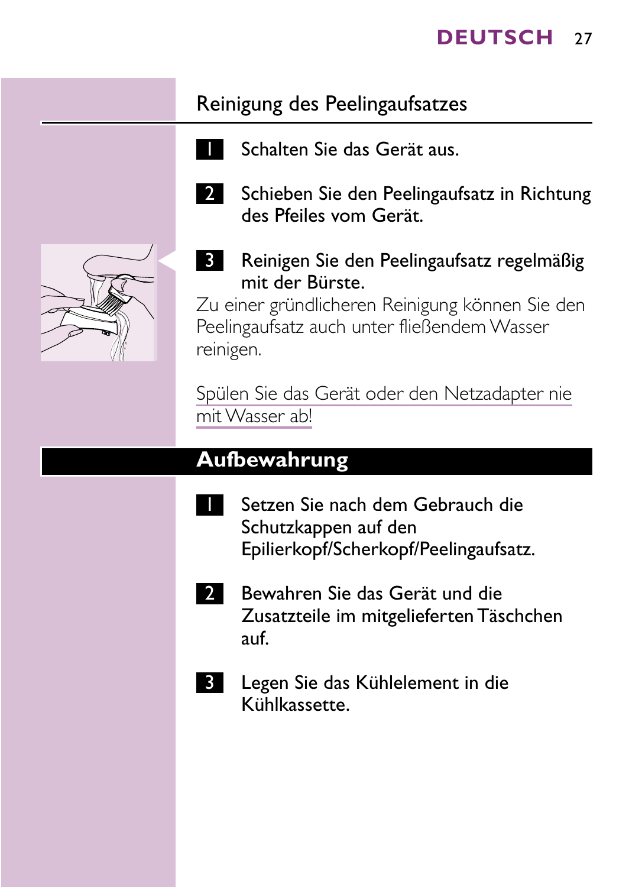## Reinigung des Peelingaufsatzes

1. Schalten Sie das Gerät aus.
2. Schieben Sie den Peelingaufsatz in Richtung des Pfeiles vom Gerät.
3. Reinigen Sie den Peelingaufsatz regelmäßig mit der Bürste.

Zu einer gründlicheren Reinigung können Sie den Peelingaufsatz auch unter fließendem Wasser reinigen.

Spülen Sie das Gerät oder den Netzadapter nie mit Wasser ab!

## Aufbewahrung

1. Setzen Sie nach dem Gebrauch die Schutzkappen auf den Epilierkopf/Scherkopf/Peelingaufsatz.
2. Bewahren Sie das Gerät und die Zusatzteile im mitgelieferten Täschchen auf.
3. Legen Sie das Kühlelement in die Kühlkassette.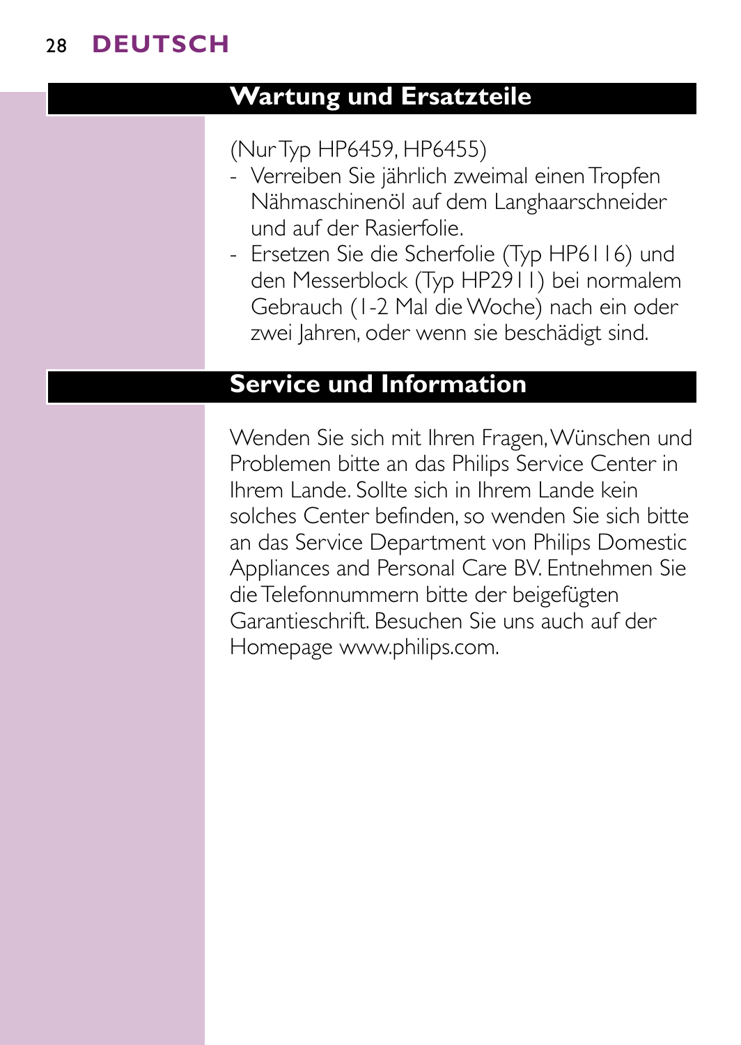## Wartung und Ersatzteile

(Nur Typ HP6459, HP6455)

- Verreiben Sie jährlich zweimal einen Tropfen Nähmaschinenöl auf dem Langhaarschneider und auf der Rasierfolie.
- Ersetzen Sie die Scherfolie (Typ HP6116) und den Messerblock (Typ HP2911) bei normalem Gebrauch (1-2 Mal die Woche) nach ein oder zwei Jahren, oder wenn sie beschädigt sind.

## Service und Information

Wenden Sie sich mit Ihren Fragen, Wünschen und Problemen bitte an das Philips Service Center in Ihrem Lande. Sollte sich in Ihrem Lande kein solches Center befinden, so wenden Sie sich bitte an das Service Department von Philips Domestic Appliances and Personal Care BV. Entnehmen Sie die Telefonnummern bitte der beigefügten Garantieschrift. Besuchen Sie uns auch auf der Homepage www.philips.com.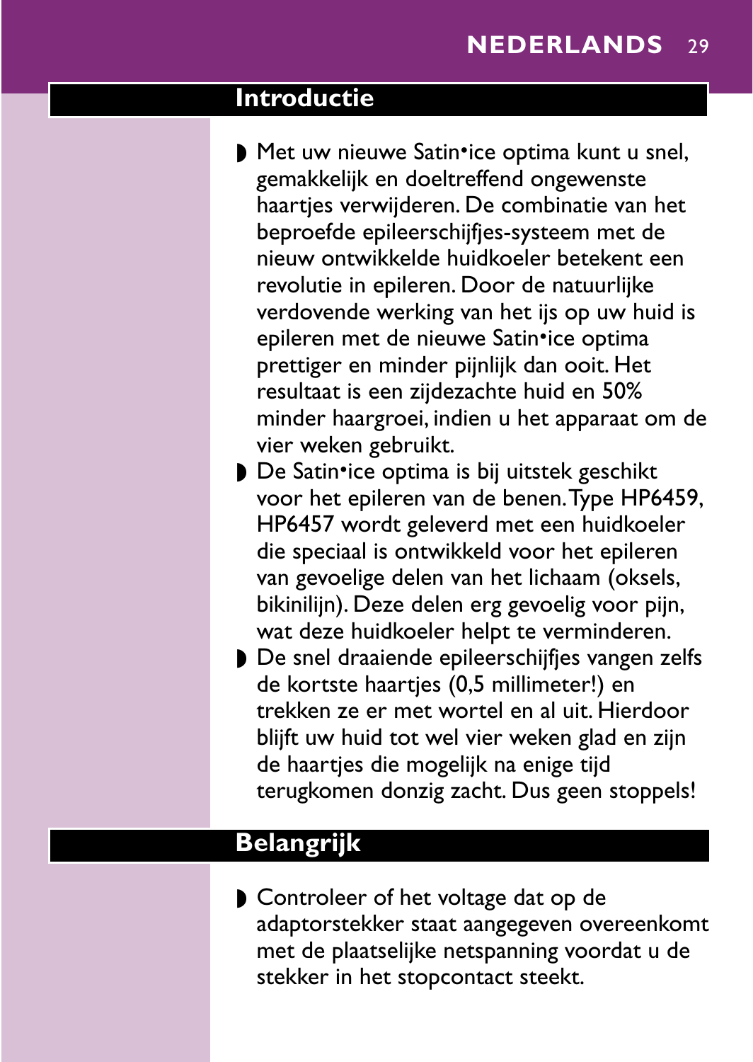## Introductie

- Met uw nieuwe Satin•ice optima kunt u snel, gemakkelijk en doeltreffend ongewenste haartjes verwijderen. De combinatie van het beproefde epileerschijfjes-systeem met de nieuw ontwikkelde huidkoeler betekent een revolutie in epileren. Door de natuurlijke verdovende werking van het ijs op uw huid is epileren met de nieuwe Satin•ice optima prettiger en minder pijnlijk dan ooit. Het resultaat is een zijdezachte huid en 50% minder haargroei, indien u het apparaat om de vier weken gebruikt.
- De Satin•ice optima is bij uitstek geschikt voor het epileren van de benen. Type HP6459, HP6457 wordt geleverd met een huidkoeler die speciaal is ontwikkeld voor het epileren van gevoelige delen van het lichaam (oksels, bikinilijn). Deze delen erg gevoelig voor pijn, wat deze huidkoeler helpt te verminderen.
- De snel draaiende epileerschijfjes vangen zelfs de kortste haartjes (0,5 millimeter!) en trekken ze er met wortel en al uit. Hierdoor blijft uw huid tot wel vier weken glad en zijn de haartjes die mogelijk na enige tijd terugkomen donzig zacht. Dus geen stoppels!

## Belangrijk

- Controleer of het voltage dat op de adaptorstekker staat aangegeven overeenkomt met de plaatselijke netspanning voordat u de stekker in het stopcontact steekt.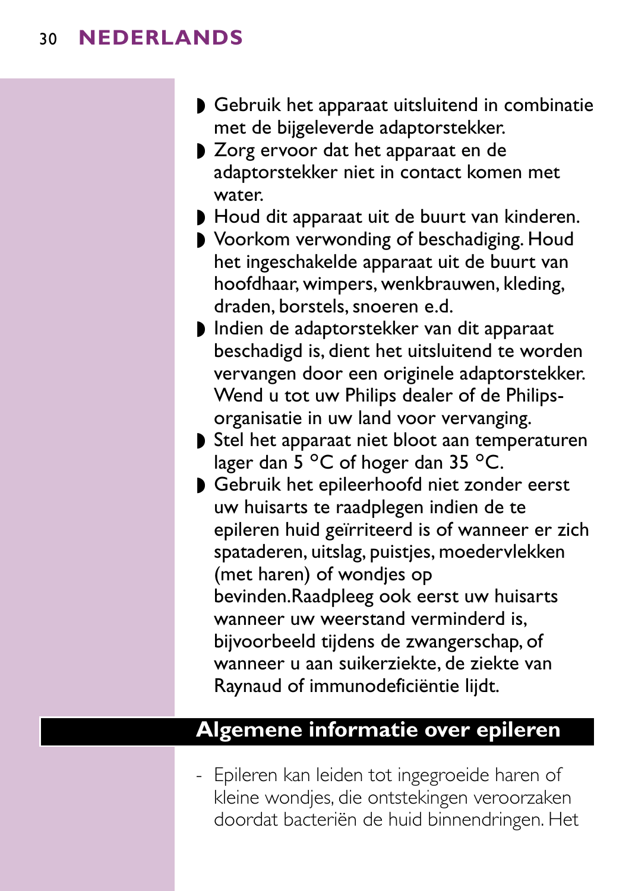- Gebruik het apparaat uitsluitend in combinatie met de bijgeleverde adaptorstekker.
- Zorg ervoor dat het apparaat en de adaptorstekker niet in contact komen met water.
- Houd dit apparaat uit de buurt van kinderen.
- Voorkom verwonding of beschadiging. Houd het ingeschakelde apparaat uit de buurt van hoofdhaar, wimpers, wenkbrauwen, kleding, draden, borstels, snoeren e.d.
- Indien de adaptorstekker van dit apparaat beschadigd is, dient het uitsluitend te worden vervangen door een originele adaptorstekker. Wend u tot uw Philips dealer of de Philips-organisatie in uw land voor vervanging.
- Stel het apparaat niet bloot aan temperaturen lager dan 5 °C of hoger dan 35 °C.
- Gebruik het epileerhoofd niet zonder eerst uw huisarts te raadplegen indien de te epileren huid geïrriteerd is of wanneer er zich spataderen, uitslag, puistjes, moedervlekken (met haren) of wondjes op bevinden.Raadpleeg ook eerst uw huisarts wanneer uw weerstand verminderd is, bijvoorbeeld tijdens de zwangerschap, of wanneer u aan suikerziekte, de ziekte van Raynaud of immunodeficiëntie lijdt.

## Algemene informatie over epileren

- Epileren kan leiden tot ingegroeide haren of kleine wondjes, die ontstekingen veroorzaken doordat bacteriën de huid binnendringen. Het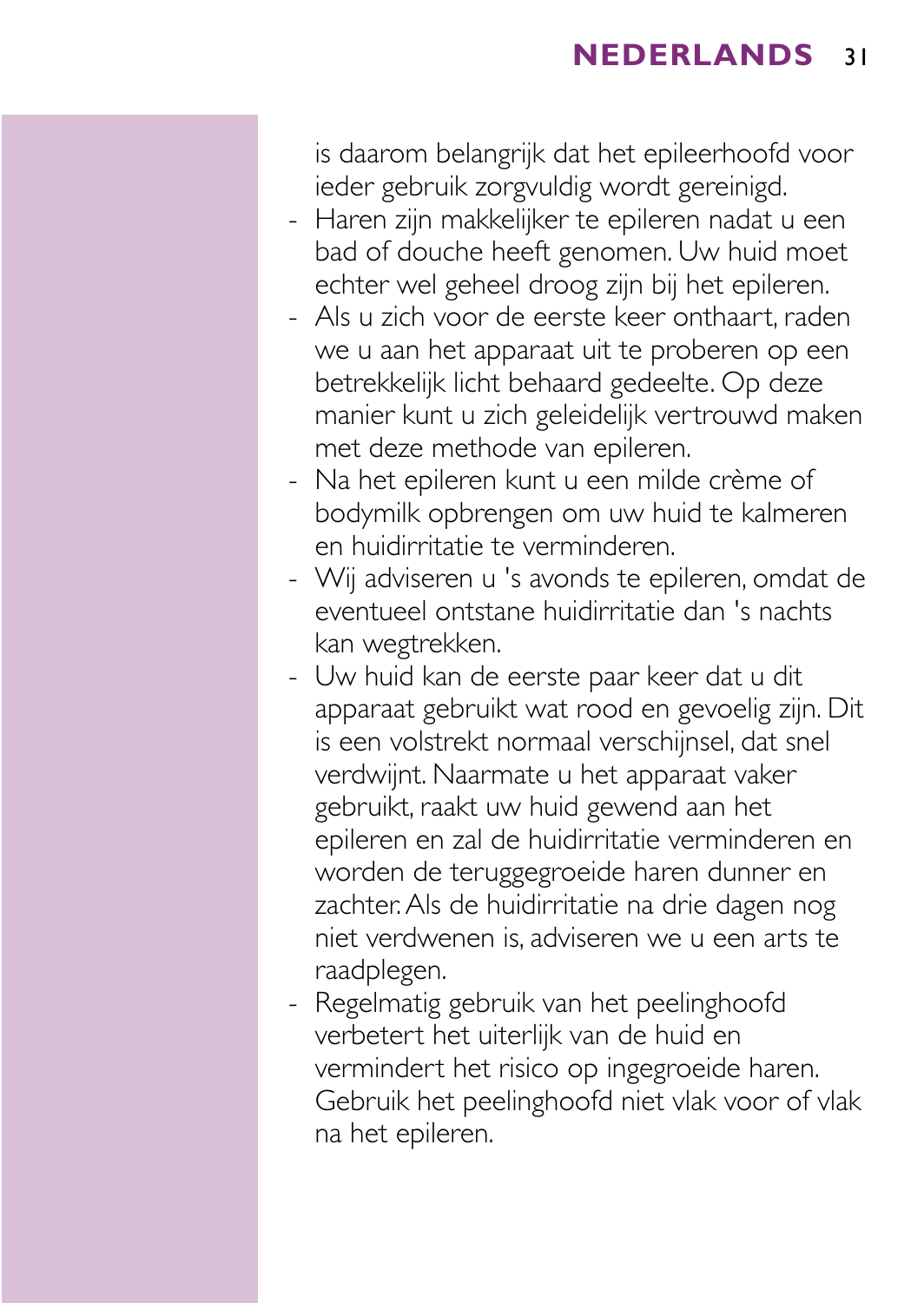is daarom belangrijk dat het epileerhoofd voor ieder gebruik zorgvuldig wordt gereinigd.

- Haren zijn makkelijker te epileren nadat u een bad of douche heeft genomen. Uw huid moet echter wel geheel droog zijn bij het epileren.
- Als u zich voor de eerste keer onthaart, raden we u aan het apparaat uit te proberen op een betrekkelijk licht behaard gedeelte. Op deze manier kunt u zich geleidelijk vertrouwd maken met deze methode van epileren.
- Na het epileren kunt u een milde crème of bodymilk opbrengen om uw huid te kalmeren en huidirritatie te verminderen.
- Wij adviseren u 's avonds te epileren, omdat de eventueel ontstane huidirritatie dan 's nachts kan wegtrekken.
- Uw huid kan de eerste paar keer dat u dit apparaat gebruikt wat rood en gevoelig zijn. Dit is een volstrekt normaal verschijnsel, dat snel verdwijnt. Naarmate u het apparaat vaker gebruikt, raakt uw huid gewend aan het epileren en zal de huidirritatie verminderen en worden de teruggegroeide haren dunner en zachter. Als de huidirritatie na drie dagen nog niet verdwenen is, adviseren we u een arts te raadplegen.
- Regelmatig gebruik van het peelinghoofd verbetert het uiterlijk van de huid en vermindert het risico op ingegroeide haren. Gebruik het peelinghoofd niet vlak voor of vlak na het epileren.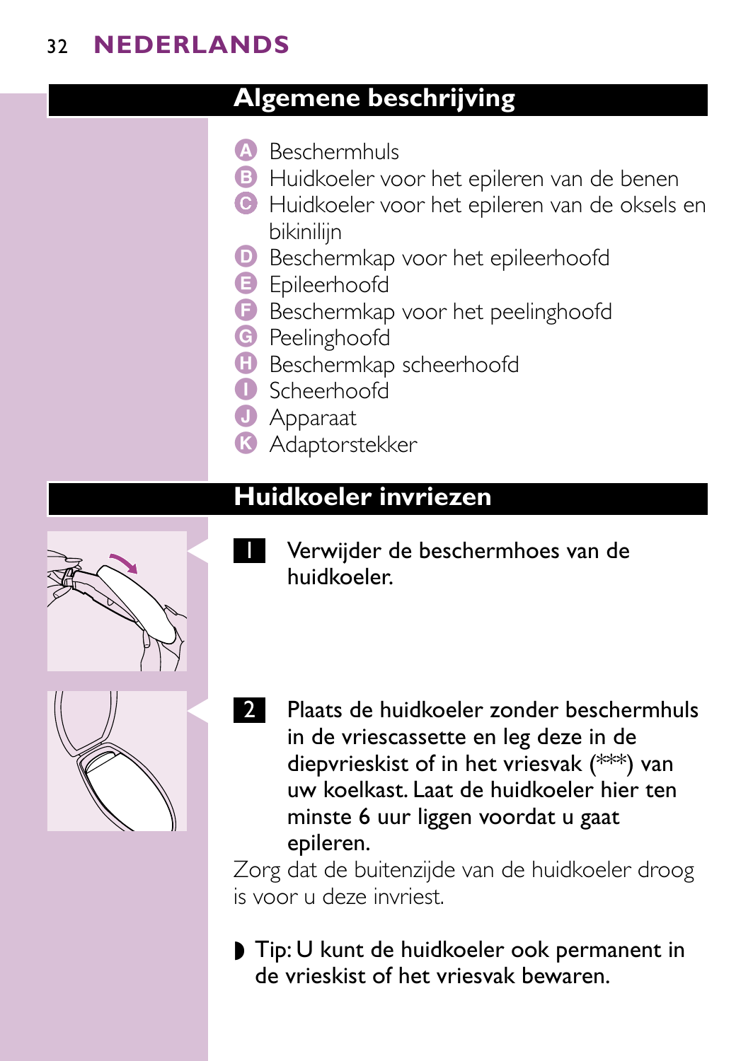## Algemene beschrijving

- A Beschermhuls
- B Huidkoeler voor het epileren van de benen
- C Huidkoeler voor het epileren van de oksels en bikinilijn
- D Beschermkap voor het epileerhoofd
- E Epileerhoofd
- F Beschermkap voor het peelinghoofd
- G Peelinghoofd
- H Beschermkap scheerhoofd
- I Scheerhoofd
- J Apparaat
- K Adaptorstekker

## Huidkoeler invriezen

1. Verwijder de beschermhoes van de huidkoeler.

2. Plaats de huidkoeler zonder beschermhuls in de vriescassette en leg deze in de diepvrieskist of in het vriesvak (***) van uw koelkast. Laat de huidkoeler hier ten minste 6 uur liggen voordat u gaat epileren.

Zorg dat de buitenzijde van de huidkoeler droog is voor u deze invriest.

- Tip: U kunt de huidkoeler ook permanent in de vrieskist of het vriesvak bewaren.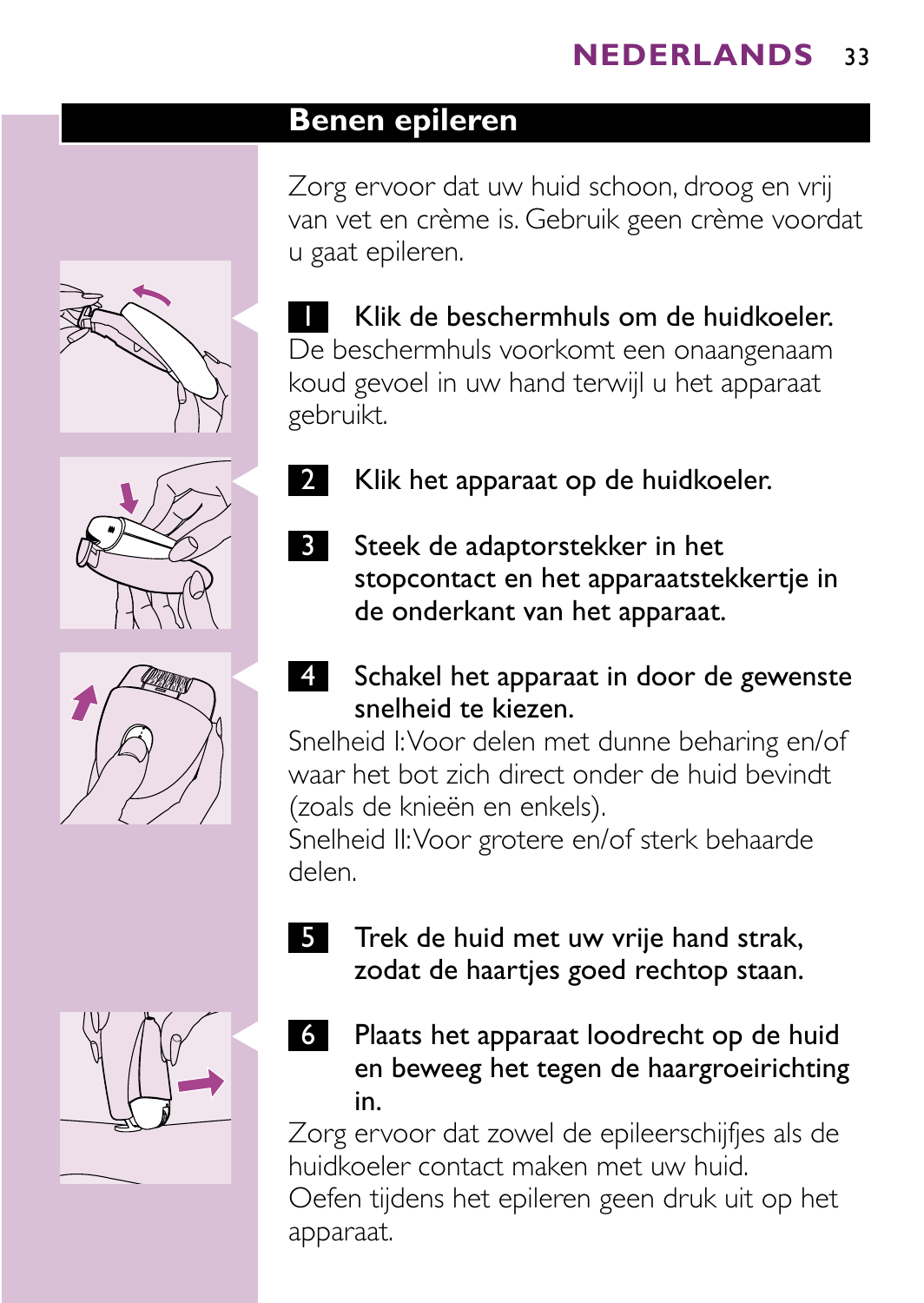## Benen epileren

Zorg ervoor dat uw huid schoon, droog en vrij van vet en crème is. Gebruik geen crème voordat u gaat epileren.

1. **Klik de beschermhuls om de huidkoeler.**
   De beschermhuls voorkomt een onaangenaam koud gevoel in uw hand terwijl u het apparaat gebruikt.

2. **Klik het apparaat op de huidkoeler.**

3. **Steek de adaptorstekker in het stopcontact en het apparaatstekkertje in de onderkant van het apparaat.**

4. **Schakel het apparaat in door de gewenste snelheid te kiezen.**
   Snelheid I: Voor delen met dunne beharing en/of waar het bot zich direct onder de huid bevindt (zoals de knieën en enkels).
   Snelheid II: Voor grotere en/of sterk behaarde delen.

5. **Trek de huid met uw vrije hand strak, zodat de haartjes goed rechtop staan.**

6. **Plaats het apparaat loodrecht op de huid en beweeg het tegen de haargroeirichting in.**
   Zorg ervoor dat zowel de epileerschijfjes als de huidkoeler contact maken met uw huid.
   Oefen tijdens het epileren geen druk uit op het apparaat.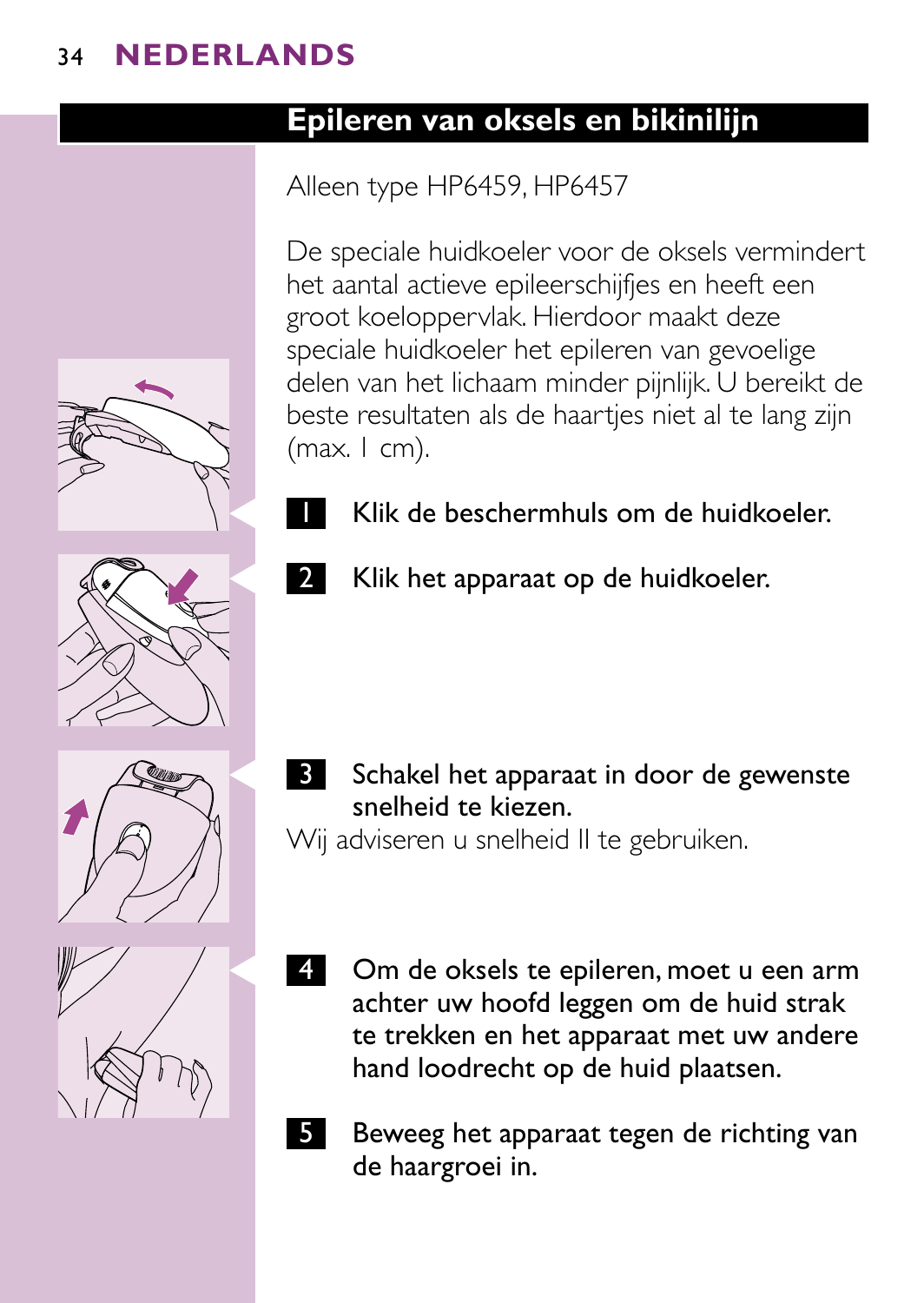## Epileren van oksels en bikinilijn

Alleen type HP6459, HP6457

De speciale huidkoeler voor de oksels vermindert het aantal actieve epileerschijfjes en heeft een groot koeloppervlak. Hierdoor maakt deze speciale huidkoeler het epileren van gevoelige delen van het lichaam minder pijnlijk. U bereikt de beste resultaten als de haartjes niet al te lang zijn (max. 1 cm).

1. Klik de beschermhuls om de huidkoeler.
2. Klik het apparaat op de huidkoeler.
3. Schakel het apparaat in door de gewenste snelheid te kiezen.

Wij adviseren u snelheid II te gebruiken.

4. Om de oksels te epileren, moet u een arm achter uw hoofd leggen om de huid strak te trekken en het apparaat met uw andere hand loodrecht op de huid plaatsen.
5. Beweeg het apparaat tegen de richting van de haargroei in.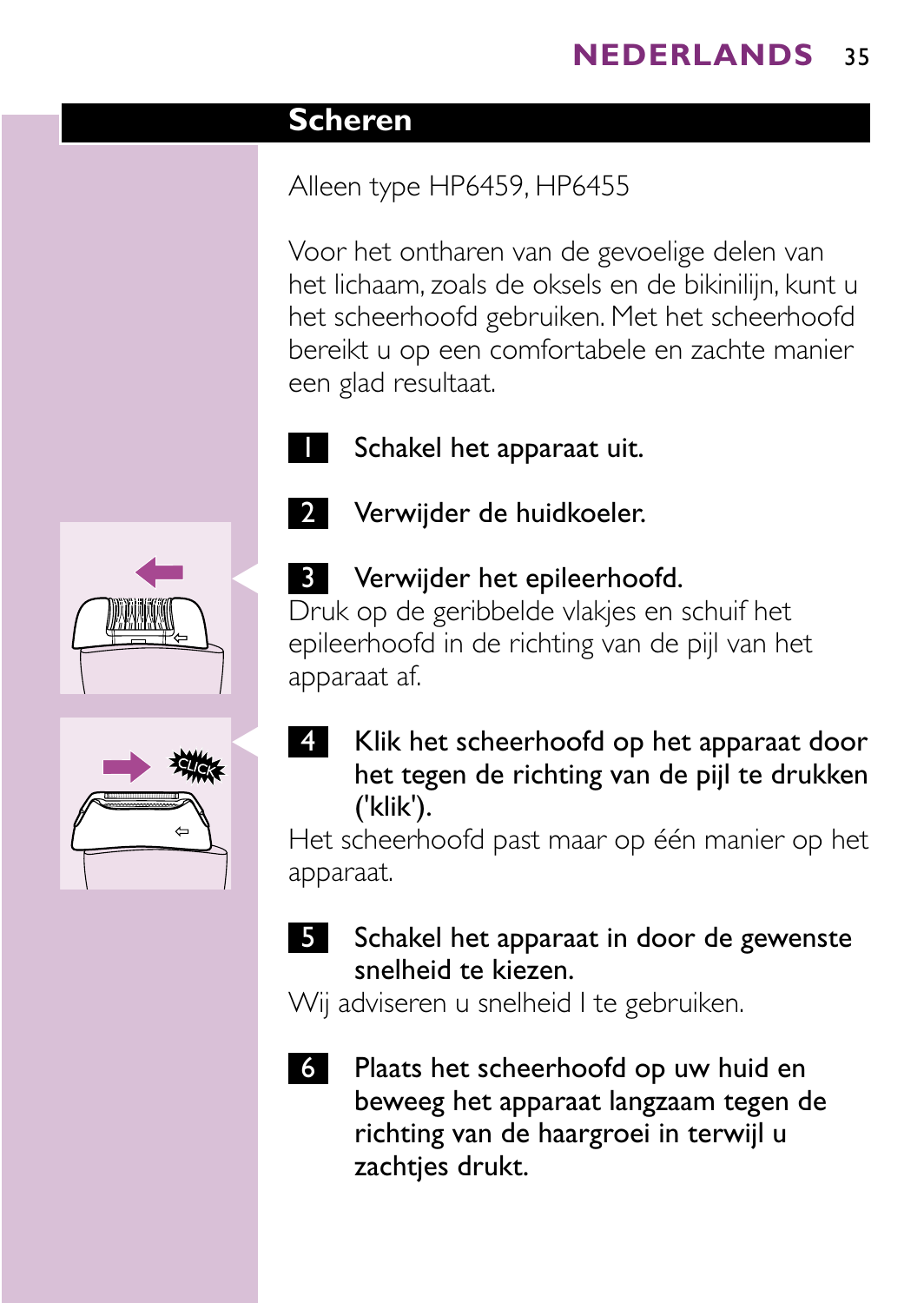## Scheren

Alleen type HP6459, HP6455

Voor het ontharen van de gevoelige delen van het lichaam, zoals de oksels en de bikinilijn, kunt u het scheerhoofd gebruiken. Met het scheerhoofd bereikt u op een comfortabele en zachte manier een glad resultaat.

1. **Schakel het apparaat uit.**

2. **Verwijder de huidkoeler.**

3. **Verwijder het epileerhoofd.**
   Druk op de geribbelde vlakjes en schuif het epileerhoofd in de richting van de pijl van het apparaat af.

4. **Klik het scheerhoofd op het apparaat door het tegen de richting van de pijl te drukken ('klik').**
   Het scheerhoofd past maar op één manier op het apparaat.

5. **Schakel het apparaat in door de gewenste snelheid te kiezen.**
   Wij adviseren u snelheid I te gebruiken.

6. **Plaats het scheerhoofd op uw huid en beweeg het apparaat langzaam tegen de richting van de haargroei in terwijl u zachtjes drukt.**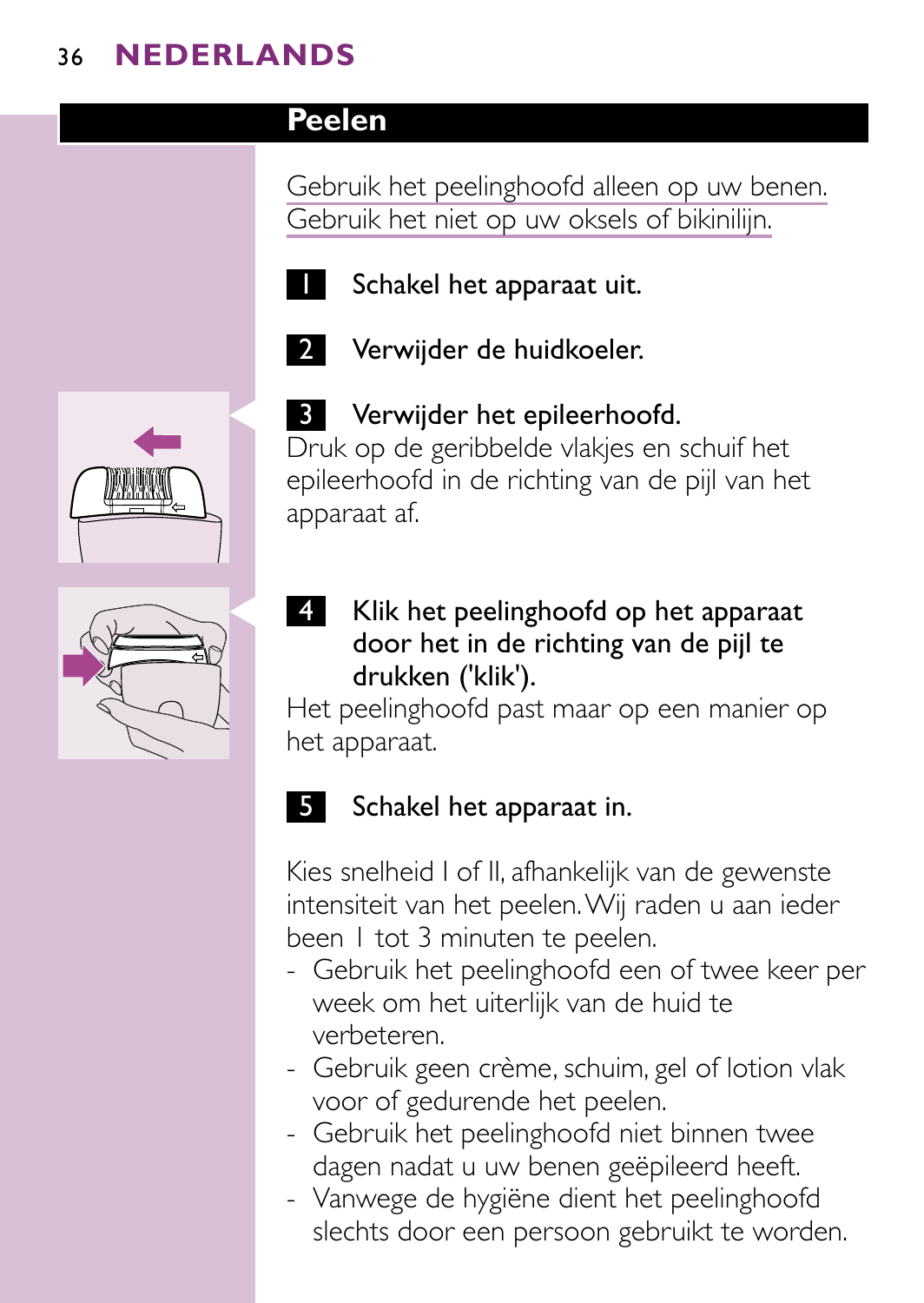## Peelen

Gebruik het peelinghoofd alleen op uw benen. Gebruik het niet op uw oksels of bikinilijn.

1. **Schakel het apparaat uit.**
2. **Verwijder de huidkoeler.**
3. **Verwijder het epileerhoofd.**

Druk op de geribbelde vlakjes en schuif het epileerhoofd in de richting van de pijl van het apparaat af.

4. **Klik het peelinghoofd op het apparaat door het in de richting van de pijl te drukken ('klik').**

Het peelinghoofd past maar op een manier op het apparaat.

5. **Schakel het apparaat in.**

Kies snelheid I of II, afhankelijk van de gewenste intensiteit van het peelen. Wij raden u aan ieder been 1 tot 3 minuten te peelen.

- Gebruik het peelinghoofd een of twee keer per week om het uiterlijk van de huid te verbeteren.
- Gebruik geen crème, schuim, gel of lotion vlak voor of gedurende het peelen.
- Gebruik het peelinghoofd niet binnen twee dagen nadat u uw benen geëpileerd heeft.
- Vanwege de hygiëne dient het peelinghoofd slechts door een persoon gebruikt te worden.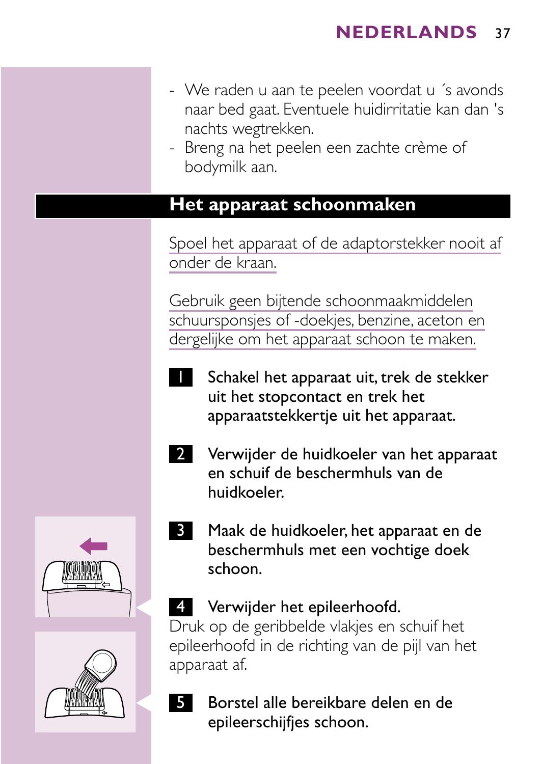- We raden u aan te peelen voordat u ´s avonds naar bed gaat. Eventuele huidirritatie kan dan 's nachts wegtrekken.
- Breng na het peelen een zachte crème of bodymilk aan.

## Het apparaat schoonmaken

Spoel het apparaat of de adaptorstekker nooit af onder de kraan.

Gebruik geen bijtende schoonmaakmiddelen schuursponsjes of -doekjes, benzine, aceton en dergelijke om het apparaat schoon te maken.

1. Schakel het apparaat uit, trek de stekker uit het stopcontact en trek het apparaatstekkertje uit het apparaat.

2. Verwijder de huidkoeler van het apparaat en schuif de beschermhuls van de huidkoeler.

3. Maak de huidkoeler, het apparaat en de beschermhuls met een vochtige doek schoon.

4. Verwijder het epileerhoofd.

Druk op de geribbelde vlakjes en schuif het epileerhoofd in de richting van de pijl van het apparaat af.

5. Borstel alle bereikbare delen en de epileerschijfjes schoon.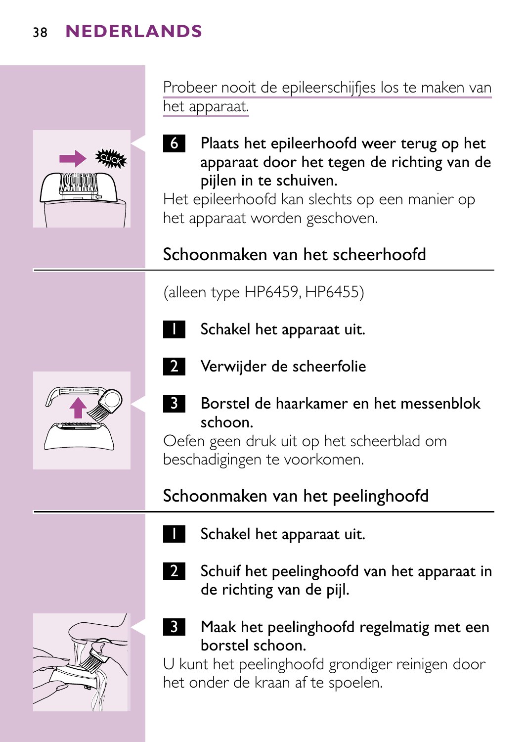Probeer nooit de epileerschijfjes los te maken van het apparaat.

6 Plaats het epileerhoofd weer terug op het apparaat door het tegen de richting van de pijlen in te schuiven.

Het epileerhoofd kan slechts op een manier op het apparaat worden geschoven.

## Schoonmaken van het scheerhoofd

(alleen type HP6459, HP6455)

1 Schakel het apparaat uit.

2 Verwijder de scheerfolie

3 Borstel de haarkamer en het messenblok schoon.

Oefen geen druk uit op het scheerblad om beschadigingen te voorkomen.

## Schoonmaken van het peelinghoofd

1 Schakel het apparaat uit.

2 Schuif het peelinghoofd van het apparaat in de richting van de pijl.

3 Maak het peelinghoofd regelmatig met een borstel schoon.

U kunt het peelinghoofd grondiger reinigen door het onder de kraan af te spoelen.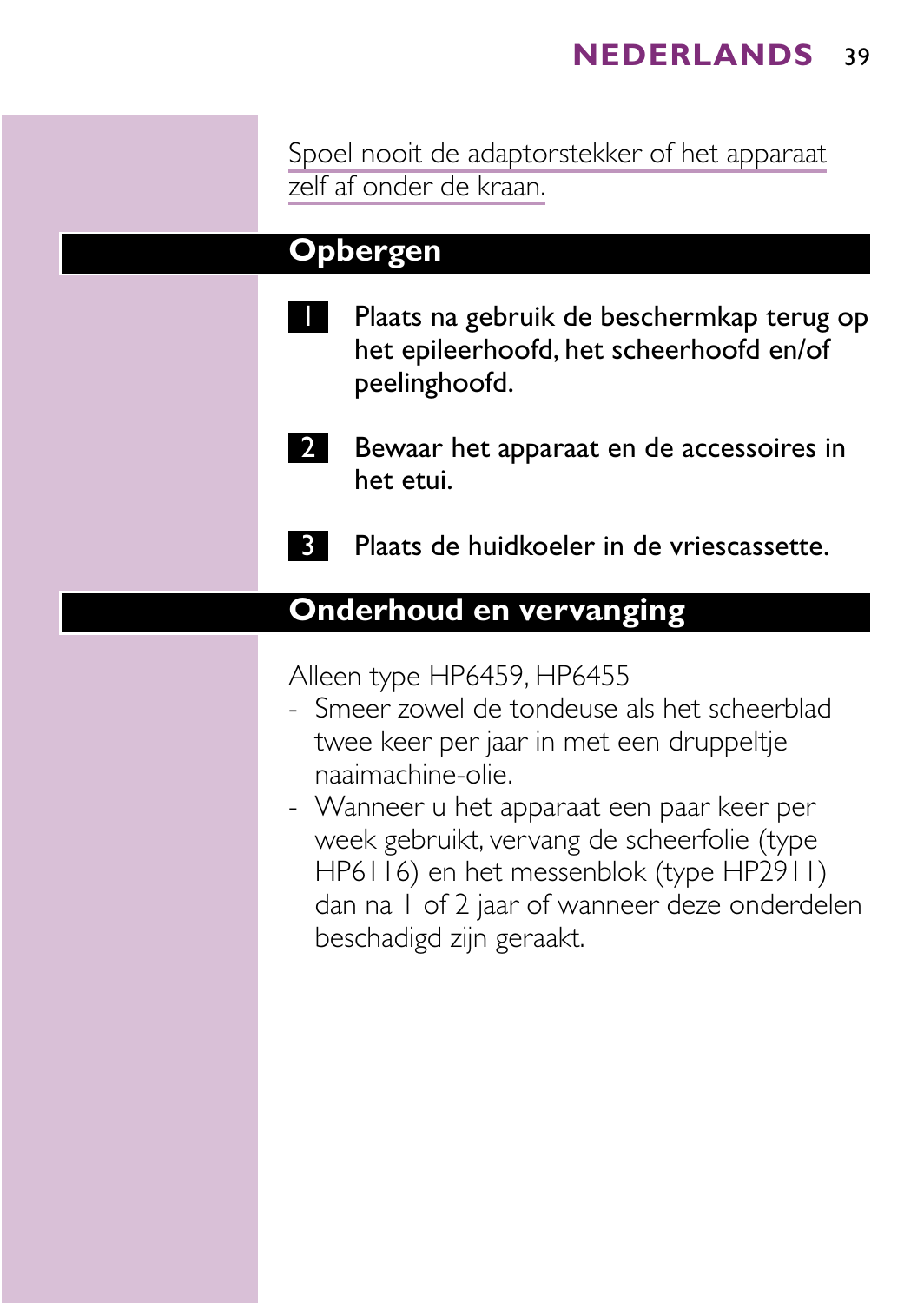Spoel nooit de adaptorstekker of het apparaat zelf af onder de kraan.

## Opbergen

1. Plaats na gebruik de beschermkap terug op het epileerhoofd, het scheerhoofd en/of peelinghoofd.
2. Bewaar het apparaat en de accessoires in het etui.
3. Plaats de huidkoeler in de vriescassette.

## Onderhoud en vervanging

Alleen type HP6459, HP6455

- Smeer zowel de tondeuse als het scheerblad twee keer per jaar in met een druppeltje naaimachine-olie.
- Wanneer u het apparaat een paar keer per week gebruikt, vervang de scheerfolie (type HP6116) en het messenblok (type HP2911) dan na 1 of 2 jaar of wanneer deze onderdelen beschadigd zijn geraakt.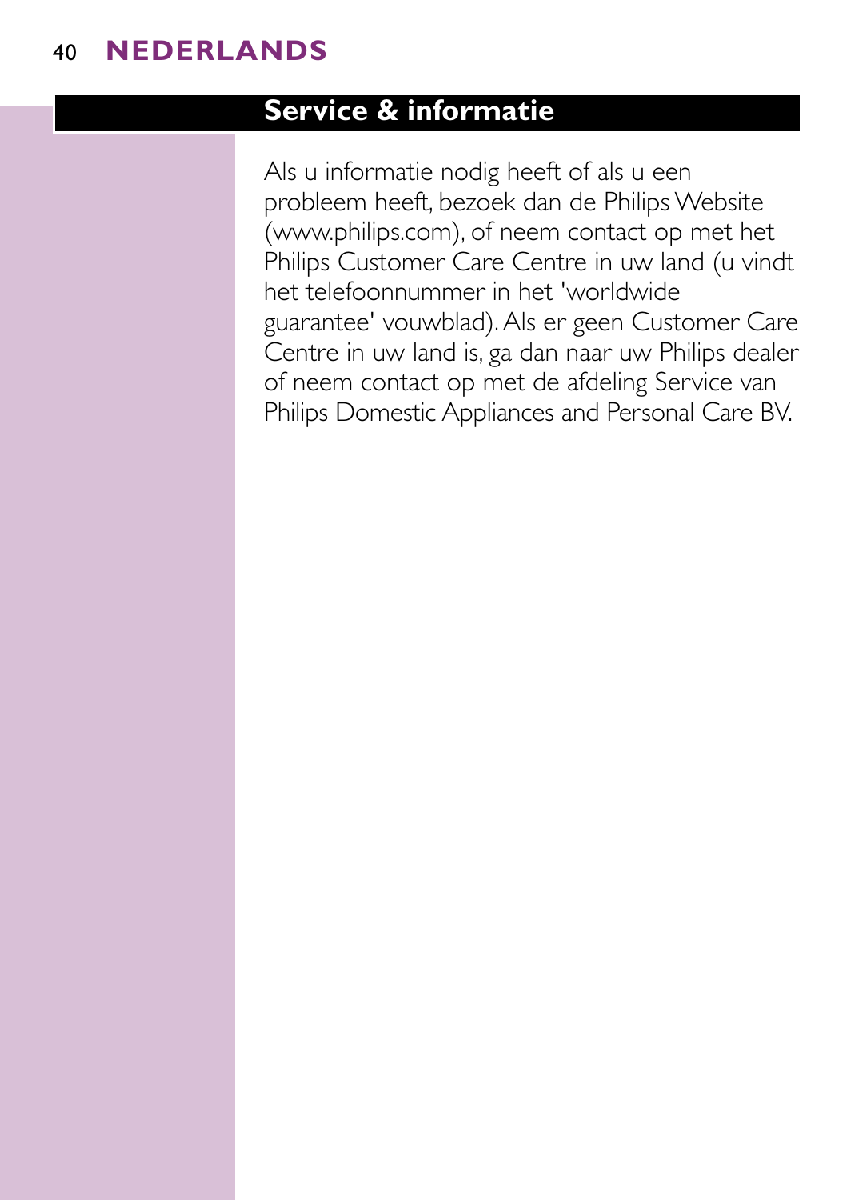## Service & informatie

Als u informatie nodig heeft of als u een probleem heeft, bezoek dan de Philips Website (www.philips.com), of neem contact op met het Philips Customer Care Centre in uw land (u vindt het telefoonnummer in het 'worldwide guarantee' vouwblad). Als er geen Customer Care Centre in uw land is, ga dan naar uw Philips dealer of neem contact op met de afdeling Service van Philips Domestic Appliances and Personal Care BV.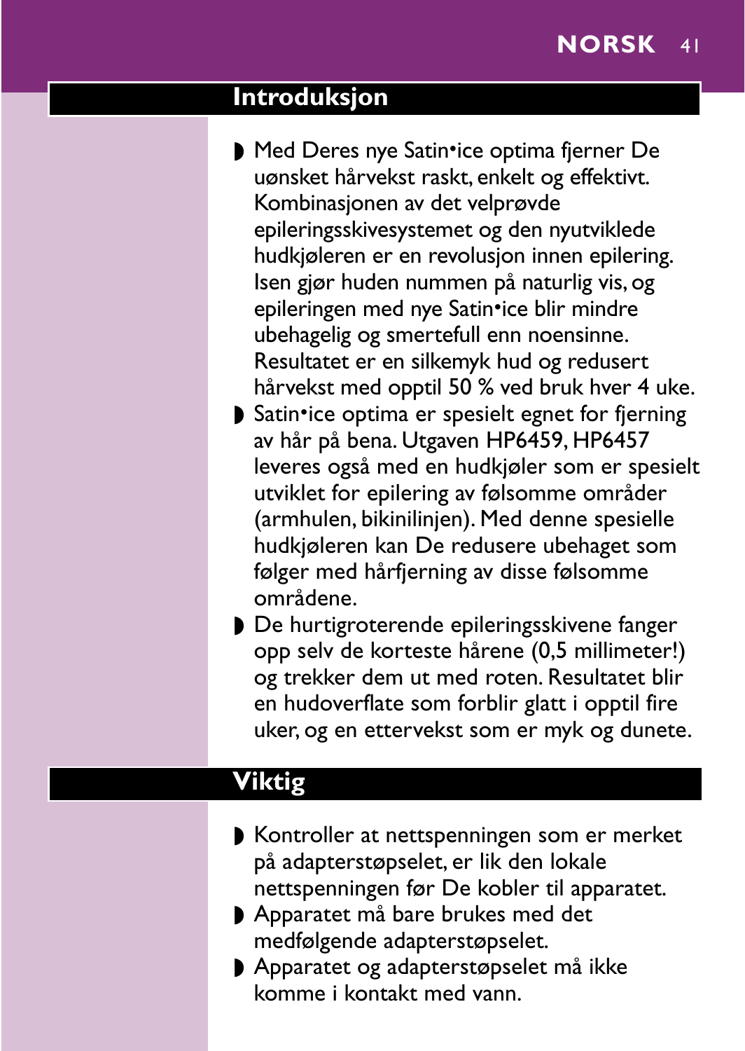## Introduksjon

- Med Deres nye Satin•ice optima fjerner De uønsket hårvekst raskt, enkelt og effektivt. Kombinasjonen av det velprøvde epileringsskivesystemet og den nyutviklede hudkjøleren er en revolusjon innen epilering. Isen gjør huden nummen på naturlig vis, og epileringen med nye Satin•ice blir mindre ubehagelig og smertefull enn noensinne. Resultatet er en silkemyk hud og redusert hårvekst med opptil 50 % ved bruk hver 4 uke.
- Satin•ice optima er spesielt egnet for fjerning av hår på bena. Utgaven HP6459, HP6457 leveres også med en hudkjøler som er spesielt utviklet for epilering av følsomme områder (armhulen, bikinilinjen). Med denne spesielle hudkjøleren kan De redusere ubehaget som følger med hårfjerning av disse følsomme områdene.
- De hurtigroterende epileringsskivene fanger opp selv de korteste hårene (0,5 millimeter!) og trekker dem ut med roten. Resultatet blir en hudoverflate som forblir glatt i opptil fire uker, og en ettervekst som er myk og dunete.

## Viktig

- Kontroller at nettspenningen som er merket på adapterstøpselet, er lik den lokale nettspenningen før De kobler til apparatet.
- Apparatet må bare brukes med det medfølgende adapterstøpselet.
- Apparatet og adapterstøpselet må ikke komme i kontakt med vann.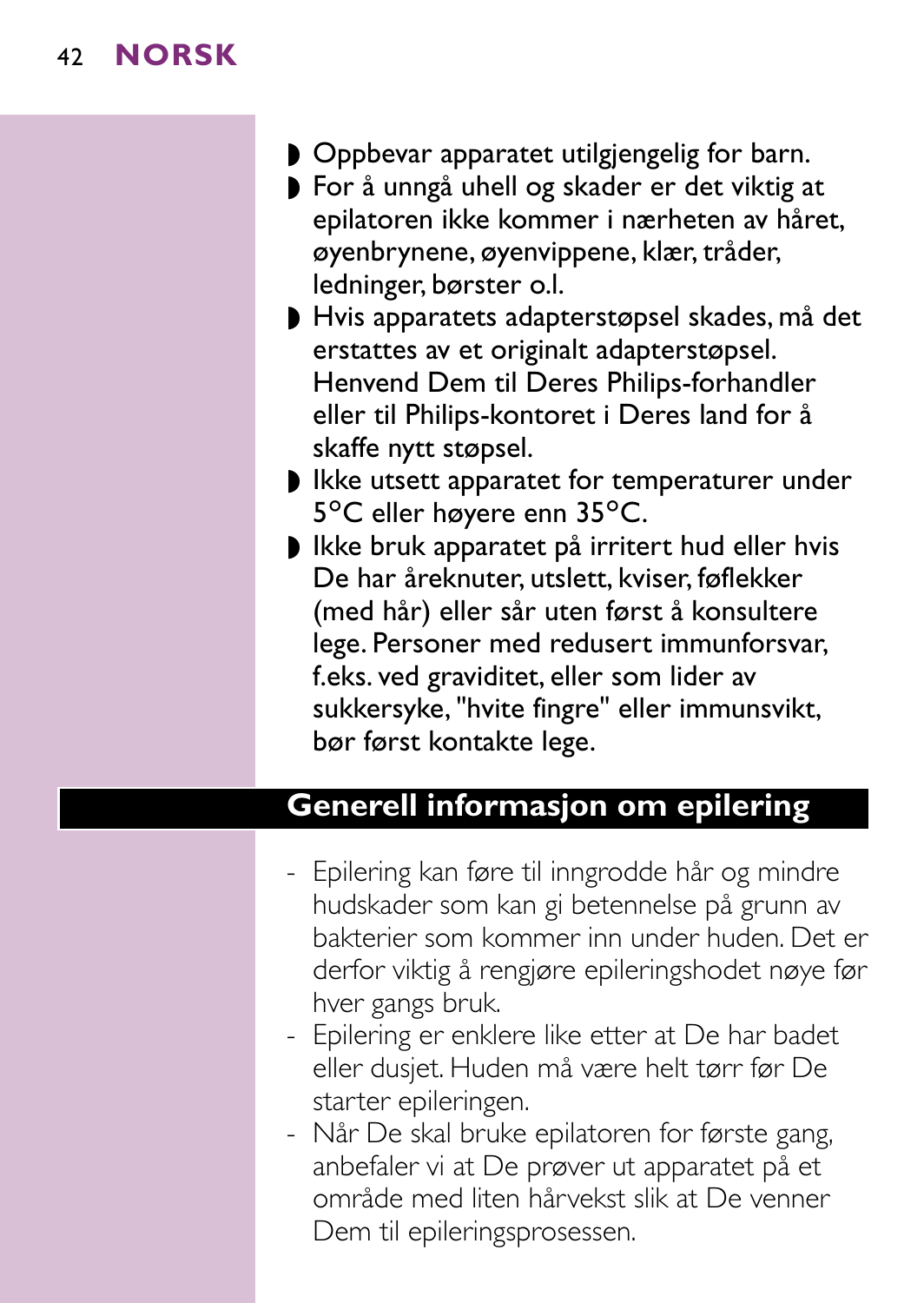- Oppbevar apparatet utilgjengelig for barn.
- For å unngå uhell og skader er det viktig at epilatoren ikke kommer i nærheten av håret, øyenbrynene, øyenvippene, klær, tråder, ledninger, børster o.l.
- Hvis apparatets adapterstøpsel skades, må det erstattes av et originalt adapterstøpsel. Henvend Dem til Deres Philips-forhandler eller til Philips-kontoret i Deres land for å skaffe nytt støpsel.
- Ikke utsett apparatet for temperaturer under 5°C eller høyere enn 35°C.
- Ikke bruk apparatet på irritert hud eller hvis De har åreknuter, utslett, kviser, føflekker (med hår) eller sår uten først å konsultere lege. Personer med redusert immunforsvar, f.eks. ved graviditet, eller som lider av sukkersyke, "hvite fingre" eller immunsvikt, bør først kontakte lege.

## Generell informasjon om epilering

- Epilering kan føre til inngrodde hår og mindre hudskader som kan gi betennelse på grunn av bakterier som kommer inn under huden. Det er derfor viktig å rengjøre epileringshodet nøye før hver gangs bruk.
- Epilering er enklere like etter at De har badet eller dusjet. Huden må være helt tørr før De starter epileringen.
- Når De skal bruke epilatoren for første gang, anbefaler vi at De prøver ut apparatet på et område med liten hårvekst slik at De venner Dem til epileringsprosessen.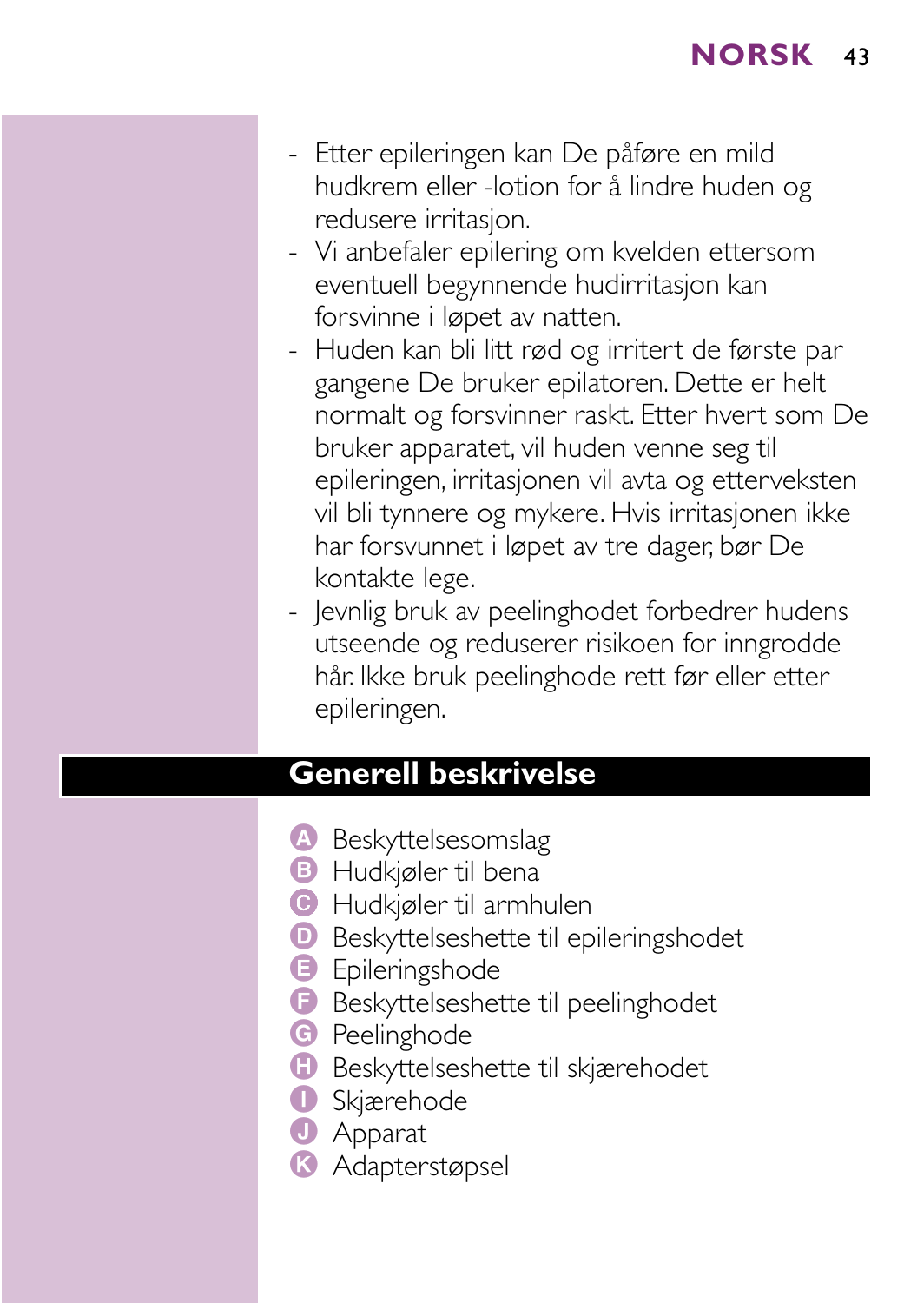- Etter epileringen kan De påføre en mild hudkrem eller -lotion for å lindre huden og redusere irritasjon.
- Vi anbefaler epilering om kvelden ettersom eventuell begynnende hudirritasjon kan forsvinne i løpet av natten.
- Huden kan bli litt rød og irritert de første par gangene De bruker epilatoren. Dette er helt normalt og forsvinner raskt. Etter hvert som De bruker apparatet, vil huden venne seg til epileringen, irritasjonen vil avta og etterveksten vil bli tynnere og mykere. Hvis irritasjonen ikke har forsvunnet i løpet av tre dager, bør De kontakte lege.
- Jevnlig bruk av peelinghodet forbedrer hudens utseende og reduserer risikoen for inngrodde hår. Ikke bruk peelinghode rett før eller etter epileringen.

## Generell beskrivelse

- A Beskyttelsesomslag
- B Hudkjøler til bena
- C Hudkjøler til armhulen
- D Beskyttelseshette til epileringshodet
- E Epileringshode
- F Beskyttelseshette til peelinghodet
- G Peelinghode
- H Beskyttelseshette til skjærehodet
- I Skjærehode
- J Apparat
- K Adapterstøpsel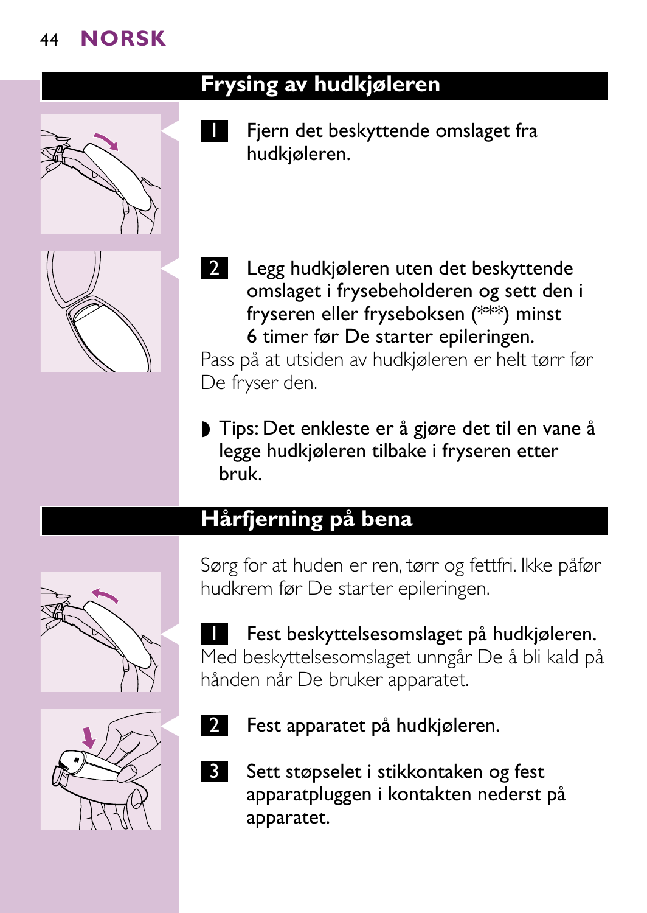## Frysing av hudkjøleren

1. Fjern det beskyttende omslaget fra hudkjøleren.

2. Legg hudkjøleren uten det beskyttende omslaget i frysebeholderen og sett den i fryseren eller fryseboksen (***) minst 6 timer før De starter epileringen.

Pass på at utsiden av hudkjøleren er helt tørr før De fryser den.

- Tips: Det enkleste er å gjøre det til en vane å legge hudkjøleren tilbake i fryseren etter bruk.

## Hårfjerning på bena

Sørg for at huden er ren, tørr og fettfri. Ikke påfør hudkrem før De starter epileringen.

1. Fest beskyttelsesomslaget på hudkjøleren.

Med beskyttelsesomslaget unngår De å bli kald på hånden når De bruker apparatet.

2. Fest apparatet på hudkjøleren.

3. Sett støpselet i stikkontaken og fest apparatpluggen i kontakten nederst på apparatet.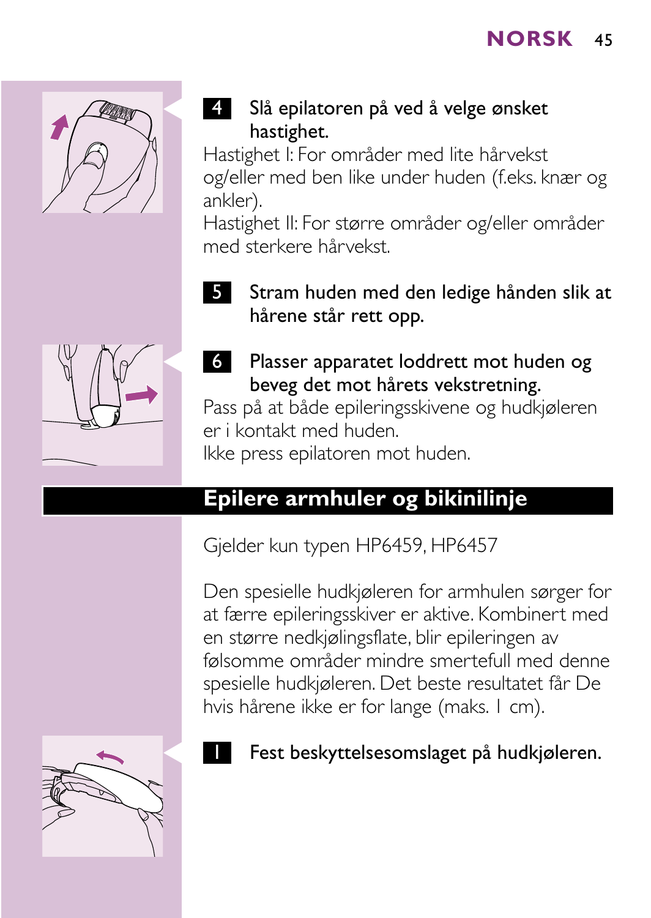**4 Slå epilatoren på ved å velge ønsket hastighet.**

Hastighet I: For områder med lite hårvekst og/eller med ben like under huden (f.eks. knær og ankler).

Hastighet II: For større områder og/eller områder med sterkere hårvekst.

**5 Stram huden med den ledige hånden slik at hårene står rett opp.**

**6 Plasser apparatet loddrett mot huden og beveg det mot hårets vekstretning.**

Pass på at både epileringsskivene og hudkjøleren er i kontakt med huden.

Ikke press epilatoren mot huden.

## Epilere armhuler og bikinilinje

Gjelder kun typen HP6459, HP6457

Den spesielle hudkjøleren for armhulen sørger for at færre epileringsskiver er aktive. Kombinert med en større nedkjølingsflate, blir epileringen av følsomme områder mindre smertefull med denne spesielle hudkjøleren. Det beste resultatet får De hvis hårene ikke er for lange (maks. 1 cm).

**1 Fest beskyttelsesomslaget på hudkjøleren.**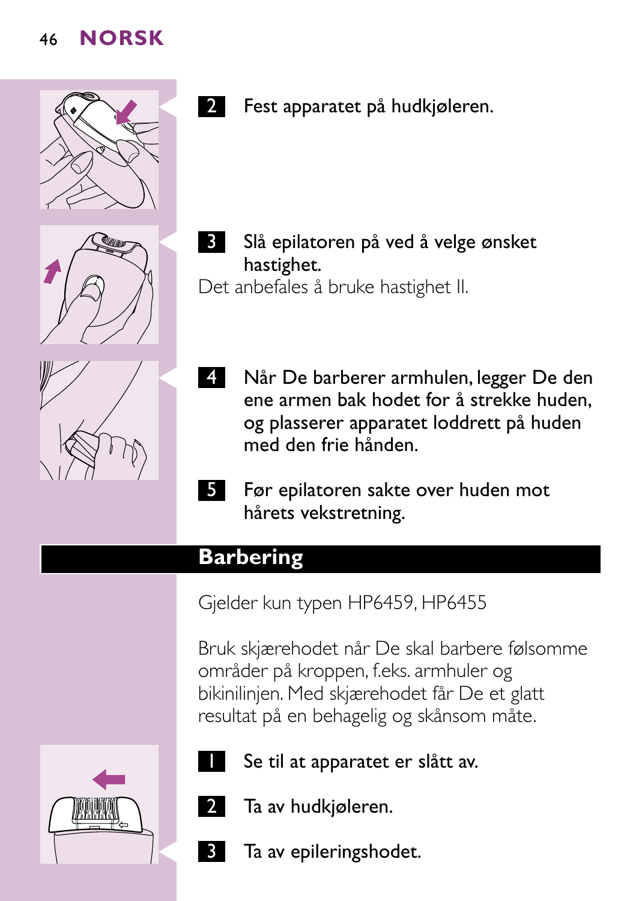2 Fest apparatet på hudkjøleren.

3 Slå epilatoren på ved å velge ønsket hastighet.

Det anbefales å bruke hastighet II.

4 Når De barberer armhulen, legger De den ene armen bak hodet for å strekke huden, og plasserer apparatet loddrett på huden med den frie hånden.

5 Før epilatoren sakte over huden mot hårets vekstretning.

## Barbering

Gjelder kun typen HP6459, HP6455

Bruk skjærehodet når De skal barbere følsomme områder på kroppen, f.eks. armhuler og bikinilinjen. Med skjærehodet får De et glatt resultat på en behagelig og skånsom måte.

1 Se til at apparatet er slått av.

2 Ta av hudkjøleren.

3 Ta av epileringshodet.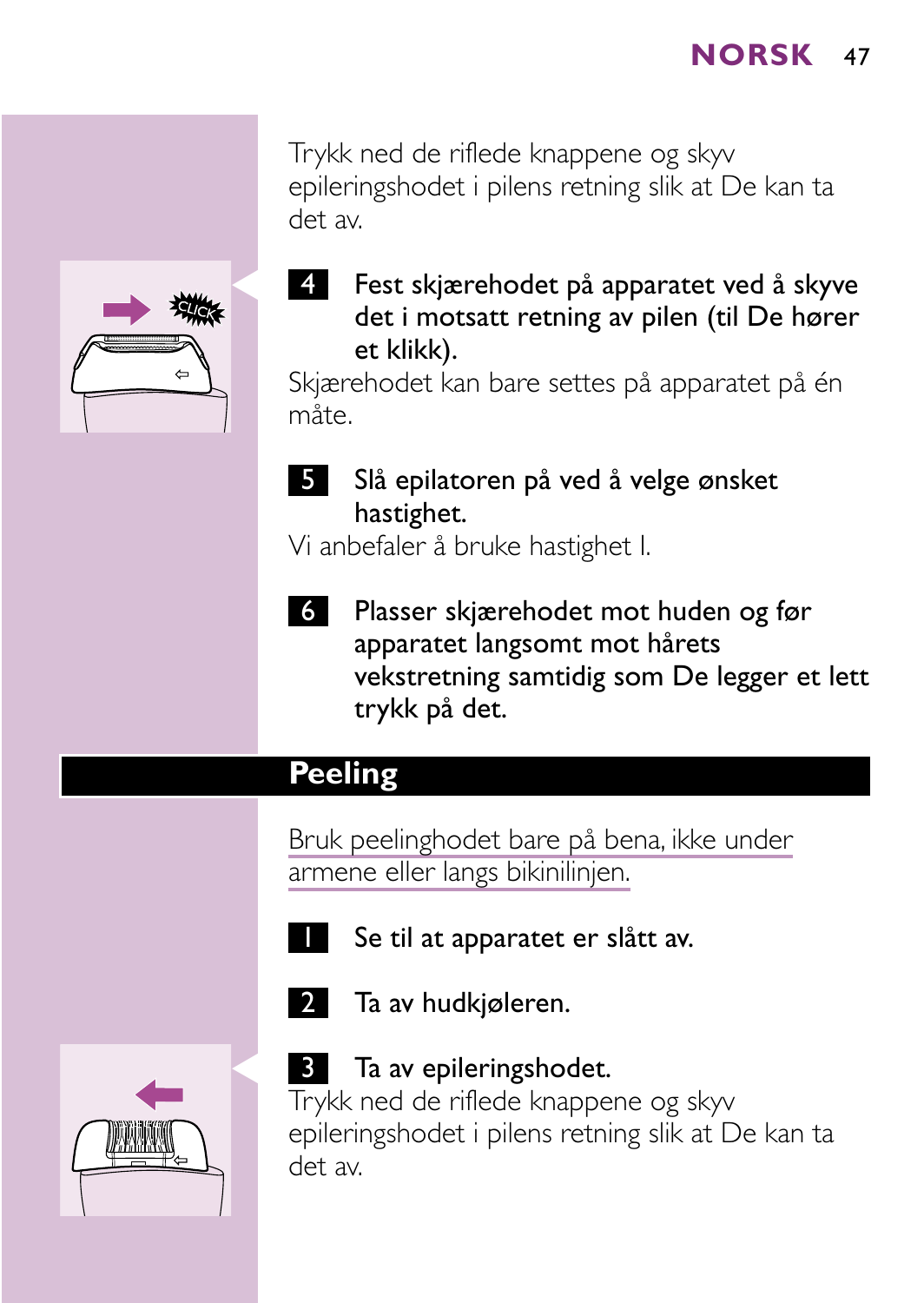Trykk ned de riflede knappene og skyv epileringshodet i pilens retning slik at De kan ta det av.

4. **Fest skjærehodet på apparatet ved å skyve det i motsatt retning av pilen (til De hører et klikk).**

Skjærehodet kan bare settes på apparatet på én måte.

5. **Slå epilatoren på ved å velge ønsket hastighet.**

Vi anbefaler å bruke hastighet I.

6. **Plasser skjærehodet mot huden og før apparatet langsomt mot hårets vekstretning samtidig som De legger et lett trykk på det.**

## Peeling

Bruk peelinghodet bare på bena, ikke under armene eller langs bikinilinjen.

1. **Se til at apparatet er slått av.**

2. **Ta av hudkjøleren.**

3. **Ta av epileringshodet.**

Trykk ned de riflede knappene og skyv epileringshodet i pilens retning slik at De kan ta det av.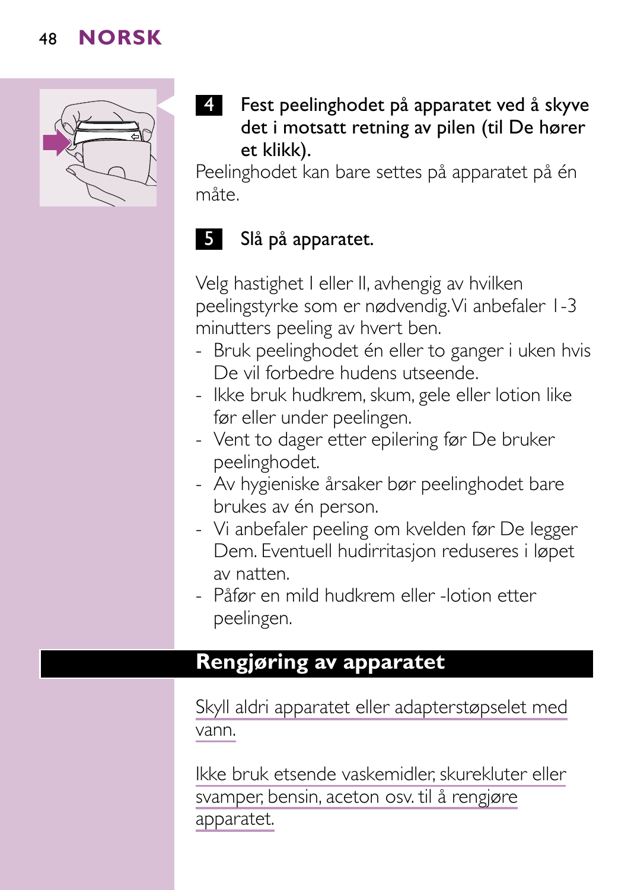**4** Fest peelinghodet på apparatet ved å skyve det i motsatt retning av pilen (til De hører et klikk).

Peelinghodet kan bare settes på apparatet på én måte.

**5** Slå på apparatet.

Velg hastighet I eller II, avhengig av hvilken peelingstyrke som er nødvendig. Vi anbefaler 1-3 minutters peeling av hvert ben.

- Bruk peelinghodet én eller to ganger i uken hvis De vil forbedre hudens utseende.
- Ikke bruk hudkrem, skum, gele eller lotion like før eller under peelingen.
- Vent to dager etter epilering før De bruker peelinghodet.
- Av hygieniske årsaker bør peelinghodet bare brukes av én person.
- Vi anbefaler peeling om kvelden før De legger Dem. Eventuell hudirritasjon reduseres i løpet av natten.
- Påfør en mild hudkrem eller -lotion etter peelingen.

## Rengjøring av apparatet

Skyll aldri apparatet eller adapterstøpselet med vann.

Ikke bruk etsende vaskemidler, skurekluter eller svamper, bensin, aceton osv. til å rengjøre apparatet.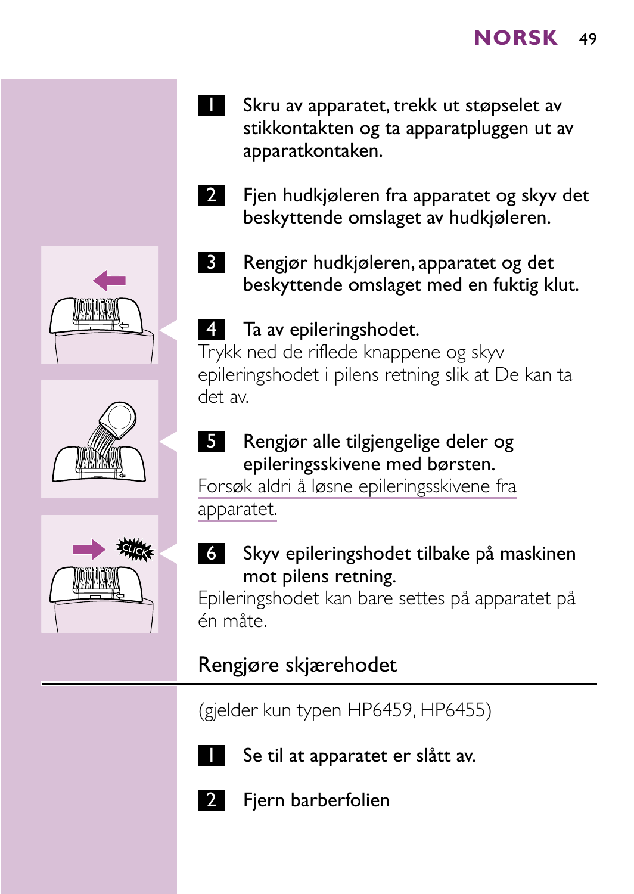1. Skru av apparatet, trekk ut støpselet av stikkontakten og ta apparatpluggen ut av apparatkontaken.

2. Fjen hudkjøleren fra apparatet og skyv det beskyttende omslaget av hudkjøleren.

3. Rengjør hudkjøleren, apparatet og det beskyttende omslaget med en fuktig klut.

4. Ta av epileringshodet.

Trykk ned de riflede knappene og skyv epileringshodet i pilens retning slik at De kan ta det av.

5. Rengjør alle tilgjengelige deler og epileringsskivene med børsten.

Forsøk aldri å løsne epileringsskivene fra apparatet.

6. Skyv epileringshodet tilbake på maskinen mot pilens retning.

Epileringshodet kan bare settes på apparatet på én måte.

## Rengjøre skjærehodet

(gjelder kun typen HP6459, HP6455)

1. Se til at apparatet er slått av.

2. Fjern barberfolien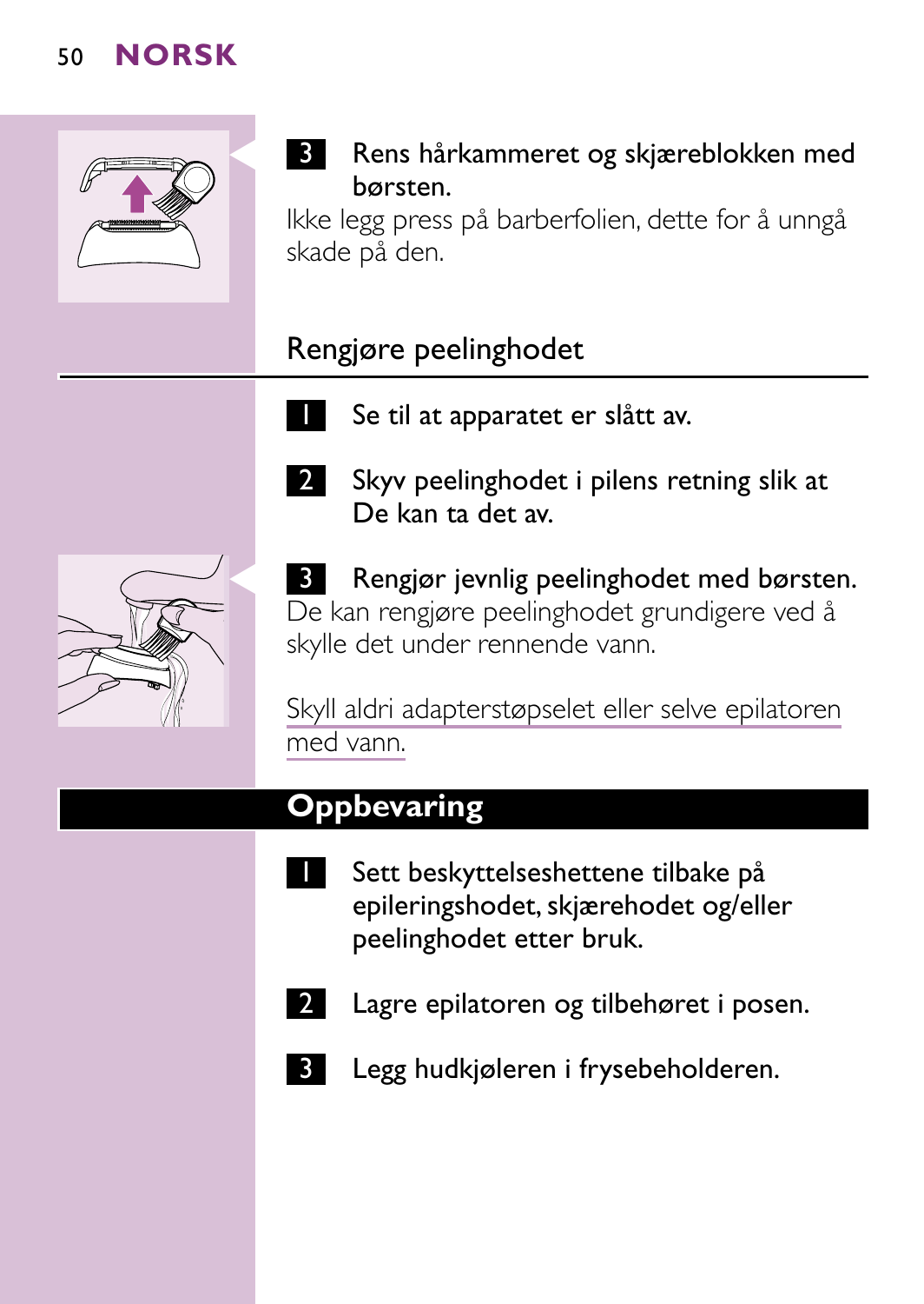3 Rens hårkammeret og skjæreblokken med børsten.

Ikke legg press på barberfolien, dette for å unngå skade på den.

## Rengjøre peelinghodet

1 Se til at apparatet er slått av.

2 Skyv peelinghodet i pilens retning slik at De kan ta det av.

3 Rengjør jevnlig peelinghodet med børsten.

De kan rengjøre peelinghodet grundigere ved å skylle det under rennende vann.

Skyll aldri adapterstøpselet eller selve epilatoren med vann.

## Oppbevaring

1 Sett beskyttelseshettene tilbake på epileringshodet, skjærehodet og/eller peelinghodet etter bruk.

2 Lagre epilatoren og tilbehøret i posen.

3 Legg hudkjøleren i frysebeholderen.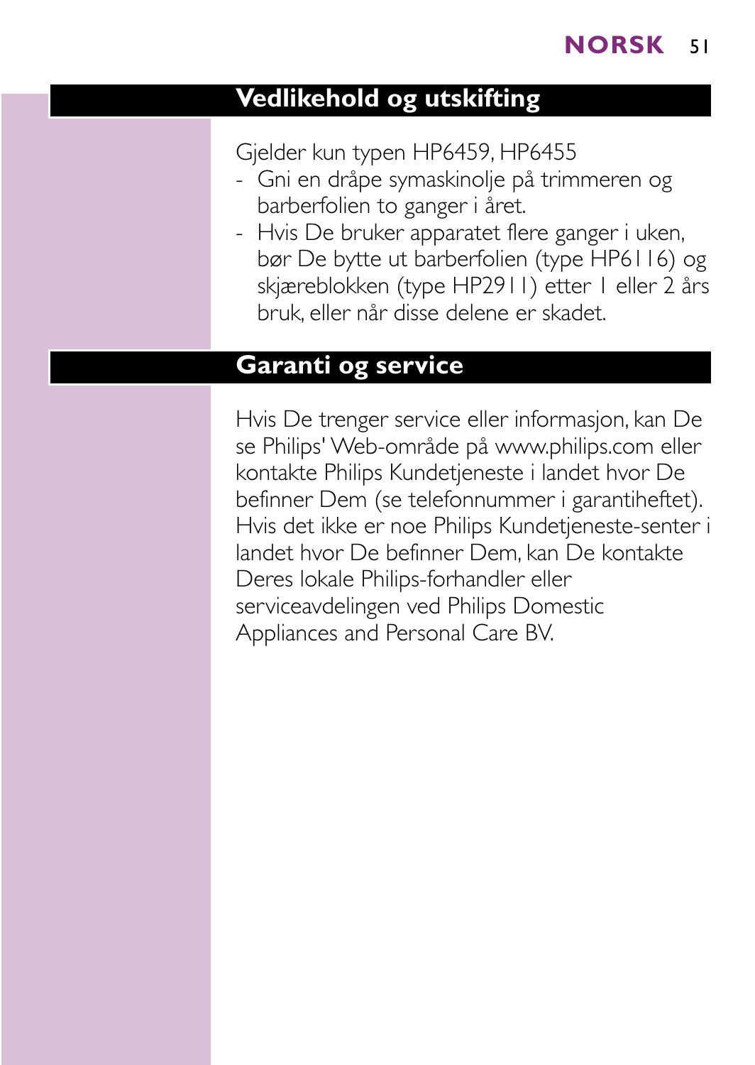## Vedlikehold og utskifting

Gjelder kun typen HP6459, HP6455

- Gni en dråpe symaskinolje på trimmeren og barberfolien to ganger i året.
- Hvis De bruker apparatet flere ganger i uken, bør De bytte ut barberfolien (type HP6116) og skjæreblokken (type HP2911) etter 1 eller 2 års bruk, eller når disse delene er skadet.

## Garanti og service

Hvis De trenger service eller informasjon, kan De se Philips' Web-område på www.philips.com eller kontakte Philips Kundetjeneste i landet hvor De befinner Dem (se telefonnummer i garantiheftet). Hvis det ikke er noe Philips Kundetjeneste-senter i landet hvor De befinner Dem, kan De kontakte Deres lokale Philips-forhandler eller serviceavdelingen ved Philips Domestic Appliances and Personal Care BV.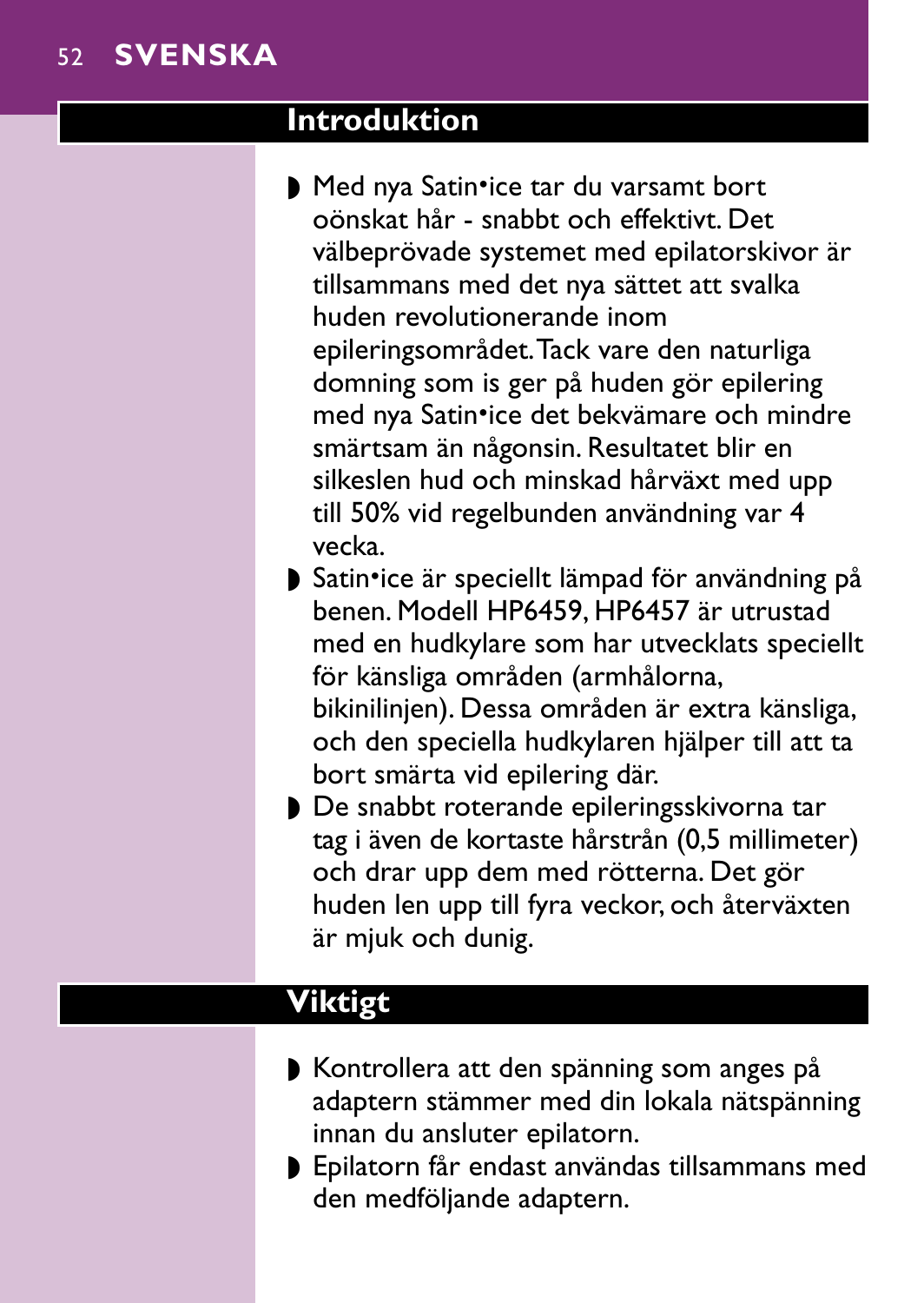## Introduktion

- Med nya Satin•ice tar du varsamt bort oönskat hår - snabbt och effektivt. Det välbeprövade systemet med epilatorskivor är tillsammans med det nya sättet att svalka huden revolutionerande inom epileringsområdet. Tack vare den naturliga domning som is ger på huden gör epilering med nya Satin•ice det bekvämare och mindre smärtsam än någonsin. Resultatet blir en silkeslen hud och minskad hårväxt med upp till 50% vid regelbunden användning var 4 vecka.
- Satin•ice är speciellt lämpad för användning på benen. Modell HP6459, HP6457 är utrustad med en hudkylare som har utvecklats speciellt för känsliga områden (armhålorna, bikinilinjen). Dessa områden är extra känsliga, och den speciella hudkylaren hjälper till att ta bort smärta vid epilering där.
- De snabbt roterande epileringsskivorna tar tag i även de kortaste hårstrån (0,5 millimeter) och drar upp dem med rötterna. Det gör huden len upp till fyra veckor, och återväxten är mjuk och dunig.

## Viktigt

- Kontrollera att den spänning som anges på adaptern stämmer med din lokala nätspänning innan du ansluter epilatorn.
- Epilatorn får endast användas tillsammans med den medföljande adaptern.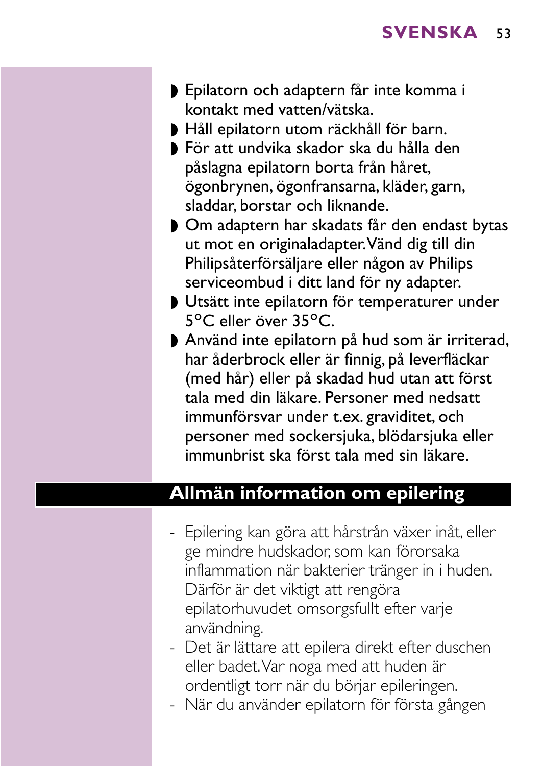- Epilatorn och adaptern får inte komma i kontakt med vatten/vätska.
- Håll epilatorn utom räckhåll för barn.
- För att undvika skador ska du hålla den påslagna epilatorn borta från håret, ögonbrynen, ögonfransarna, kläder, garn, sladdar, borstar och liknande.
- Om adaptern har skadats får den endast bytas ut mot en originaladapter. Vänd dig till din Philipsåterförsäljare eller någon av Philips serviceombud i ditt land för ny adapter.
- Utsätt inte epilatorn för temperaturer under 5°C eller över 35°C.
- Använd inte epilatorn på hud som är irriterad, har åderbrock eller är finnig, på leverfläckar (med hår) eller på skadad hud utan att först tala med din läkare. Personer med nedsatt immunförsvar under t.ex. graviditet, och personer med sockersjuka, blödarsjuka eller immunbrist ska först tala med sin läkare.

## Allmän information om epilering

- Epilering kan göra att hårstrån växer inåt, eller ge mindre hudskador, som kan förorsaka inflammation när bakterier tränger in i huden. Därför är det viktigt att rengöra epilatorhuvudet omsorgsfullt efter varje användning.
- Det är lättare att epilera direkt efter duschen eller badet. Var noga med att huden är ordentligt torr när du börjar epileringen.
- När du använder epilatorn för första gången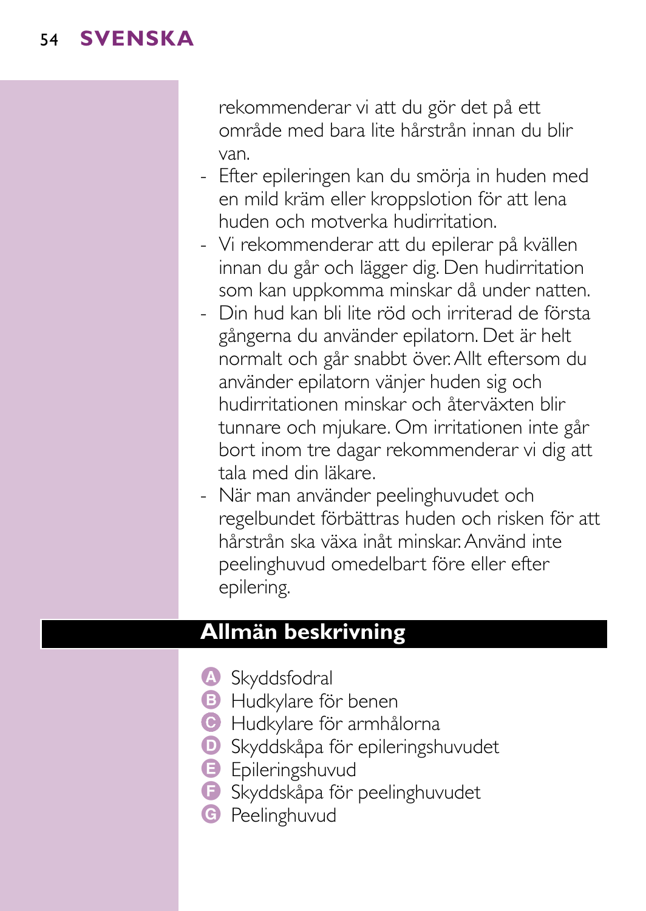rekommenderar vi att du gör det på ett område med bara lite hårstrån innan du blir van.

- Efter epileringen kan du smörja in huden med en mild kräm eller kroppslotion för att lena huden och motverka hudirritation.
- Vi rekommenderar att du epilerar på kvällen innan du går och lägger dig. Den hudirritation som kan uppkomma minskar då under natten.
- Din hud kan bli lite röd och irriterad de första gångerna du använder epilatorn. Det är helt normalt och går snabbt över. Allt eftersom du använder epilatorn vänjer huden sig och hudirritationen minskar och återväxten blir tunnare och mjukare. Om irritationen inte går bort inom tre dagar rekommenderar vi dig att tala med din läkare.
- När man använder peelinghuvudet och regelbundet förbättras huden och risken för att hårstrån ska växa inåt minskar. Använd inte peelinghuvud omedelbart före eller efter epilering.

## Allmän beskrivning

- A Skyddsfodral
- B Hudkylare för benen
- C Hudkylare för armhålorna
- D Skyddskåpa för epileringshuvudet
- E Epileringshuvud
- F Skyddskåpa för peelinghuvudet
- G Peelinghuvud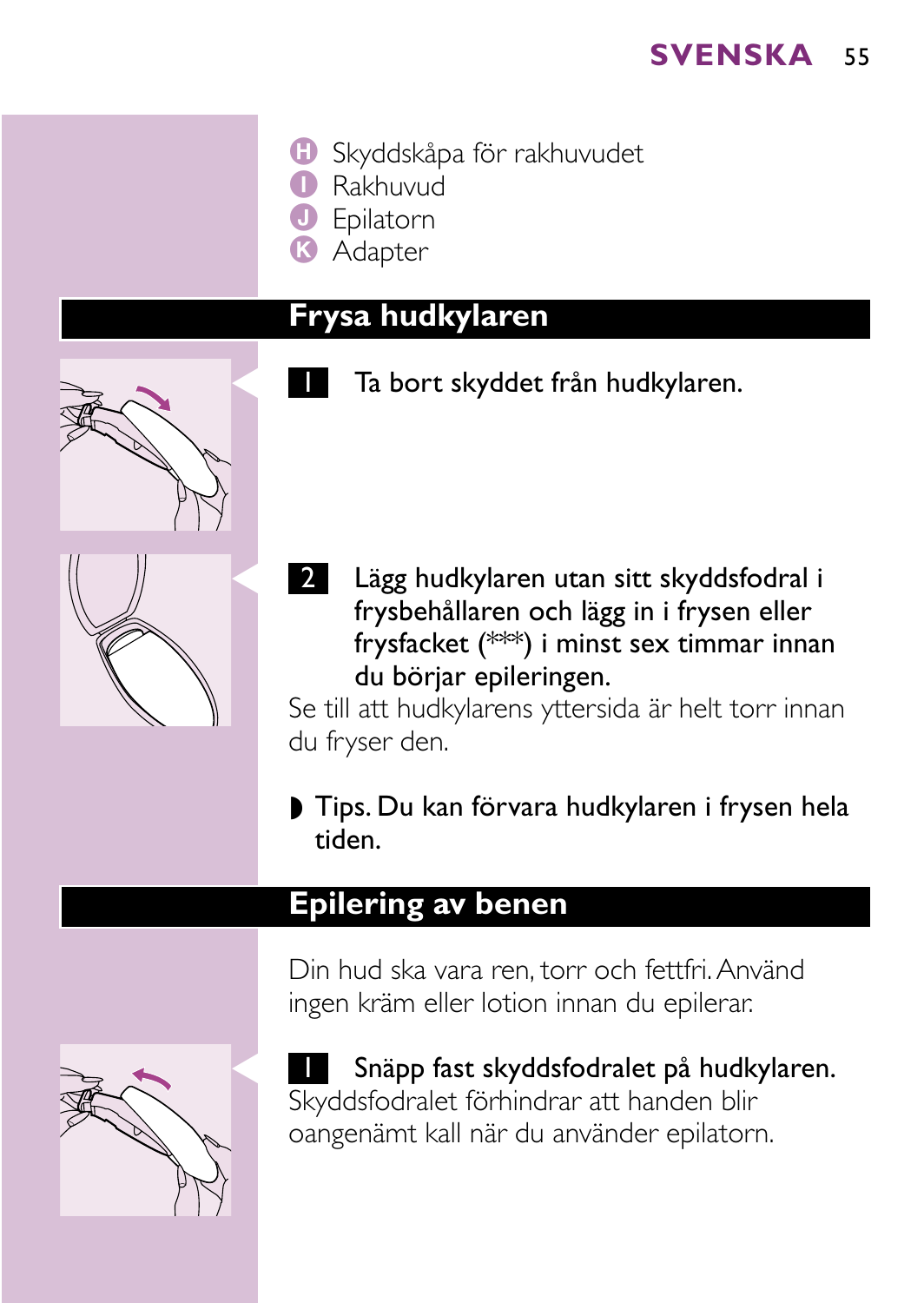- **H** Skyddskåpa för rakhuvudet
- **I** Rakhuvud
- **J** Epilatorn
- **K** Adapter

## Frysa hudkylaren

**1** Ta bort skyddet från hudkylaren.

**2** Lägg hudkylaren utan sitt skyddsfodral i frysbehållaren och lägg in i frysen eller frysfacket (***) i minst sex timmar innan du börjar epileringen.

Se till att hudkylarens yttersida är helt torr innan du fryser den.

- Tips. Du kan förvara hudkylaren i frysen hela tiden.

## Epilering av benen

Din hud ska vara ren, torr och fettfri. Använd ingen kräm eller lotion innan du epilerar.

**1** Snäpp fast skyddsfodralet på hudkylaren.

Skyddsfodralet förhindrar att handen blir oangenämt kall när du använder epilatorn.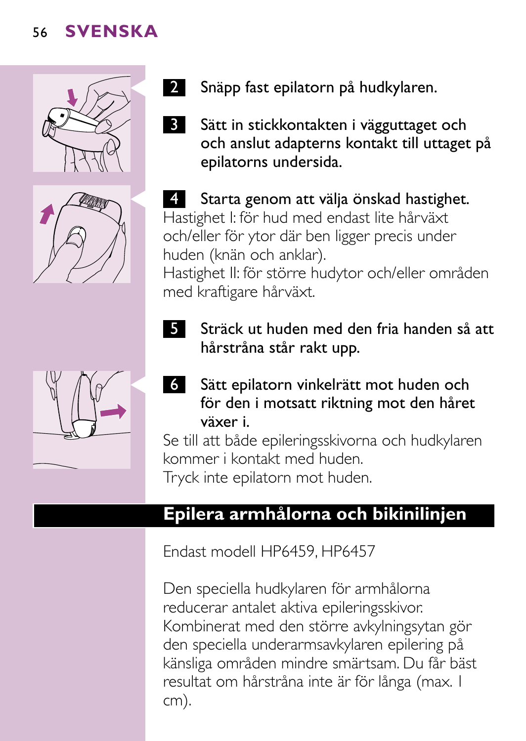**2** Snäpp fast epilatorn på hudkylaren.

**3** Sätt in stickkontakten i vägguttaget och och anslut adapterns kontakt till uttaget på epilatorns undersida.

**4** Starta genom att välja önskad hastighet.

Hastighet I: för hud med endast lite hårväxt och/eller för ytor där ben ligger precis under huden (knän och anklar).

Hastighet II: för större hudytor och/eller områden med kraftigare hårväxt.

**5** Sträck ut huden med den fria handen så att hårstråna står rakt upp.

**6** Sätt epilatorn vinkelrätt mot huden och för den i motsatt riktning mot den håret växer i.

Se till att både epileringsskivorna och hudkylaren kommer i kontakt med huden.

Tryck inte epilatorn mot huden.

## Epilera armhålorna och bikinilinjen

Endast modell HP6459, HP6457

Den speciella hudkylaren för armhålorna reducerar antalet aktiva epileringsskivor. Kombinerat med den större avkylningsytan gör den speciella underarmsavkylaren epilering på känsliga områden mindre smärtsam. Du får bäst resultat om hårstråna inte är för långa (max. 1 cm).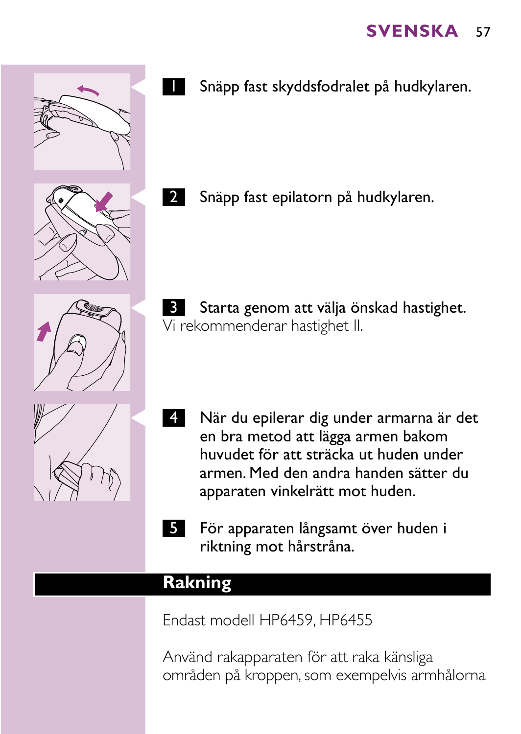1 Snäpp fast skyddsfodralet på hudkylaren.

2 Snäpp fast epilatorn på hudkylaren.

3 Starta genom att välja önskad hastighet.
Vi rekommenderar hastighet II.

4 När du epilerar dig under armarna är det en bra metod att lägga armen bakom huvudet för att sträcka ut huden under armen. Med den andra handen sätter du apparaten vinkelrätt mot huden.

5 För apparaten långsamt över huden i riktning mot hårstråna.

## Rakning

Endast modell HP6459, HP6455

Använd rakapparaten för att raka känsliga områden på kroppen, som exempelvis armhålorna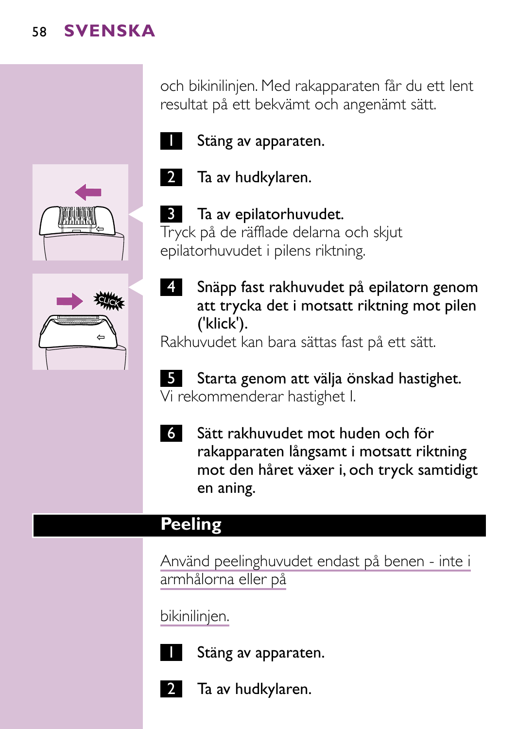och bikinilinjen. Med rakapparaten får du ett lent resultat på ett bekvämt och angenämt sätt.

1 Stäng av apparaten.

2 Ta av hudkylaren.

3 Ta av epilatorhuvudet.

Tryck på de räfflade delarna och skjut epilatorhuvudet i pilens riktning.

4 Snäpp fast rakhuvudet på epilatorn genom att trycka det i motsatt riktning mot pilen ('klick').

Rakhuvudet kan bara sättas fast på ett sätt.

5 Starta genom att välja önskad hastighet.

Vi rekommenderar hastighet I.

6 Sätt rakhuvudet mot huden och för rakapparaten långsamt i motsatt riktning mot den håret växer i, och tryck samtidigt en aning.

## Peeling

Använd peelinghuvudet endast på benen - inte i armhålorna eller på

bikinilinjen.

1 Stäng av apparaten.

2 Ta av hudkylaren.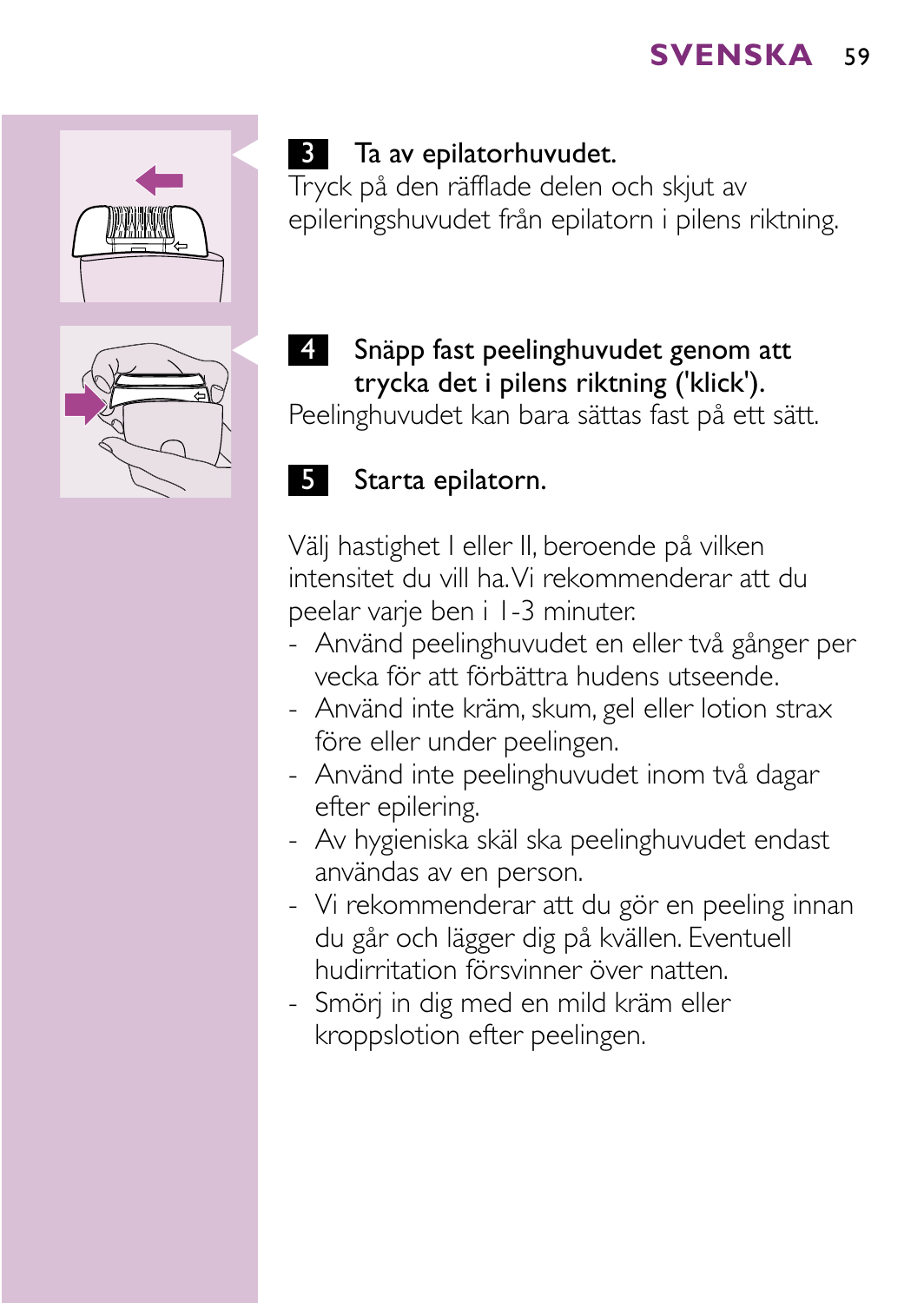**3** **Ta av epilatorhuvudet.**
Tryck på den räfflade delen och skjut av epileringshuvudet från epilatorn i pilens riktning.

**4** **Snäpp fast peelinghuvudet genom att trycka det i pilens riktning ('klick').**
Peelinghuvudet kan bara sättas fast på ett sätt.

**5** **Starta epilatorn.**

Välj hastighet I eller II, beroende på vilken intensitet du vill ha. Vi rekommenderar att du peelar varje ben i 1-3 minuter.

- Använd peelinghuvudet en eller två gånger per vecka för att förbättra hudens utseende.
- Använd inte kräm, skum, gel eller lotion strax före eller under peelingen.
- Använd inte peelinghuvudet inom två dagar efter epilering.
- Av hygieniska skäl ska peelinghuvudet endast användas av en person.
- Vi rekommenderar att du gör en peeling innan du går och lägger dig på kvällen. Eventuell hudirritation försvinner över natten.
- Smörj in dig med en mild kräm eller kroppslotion efter peelingen.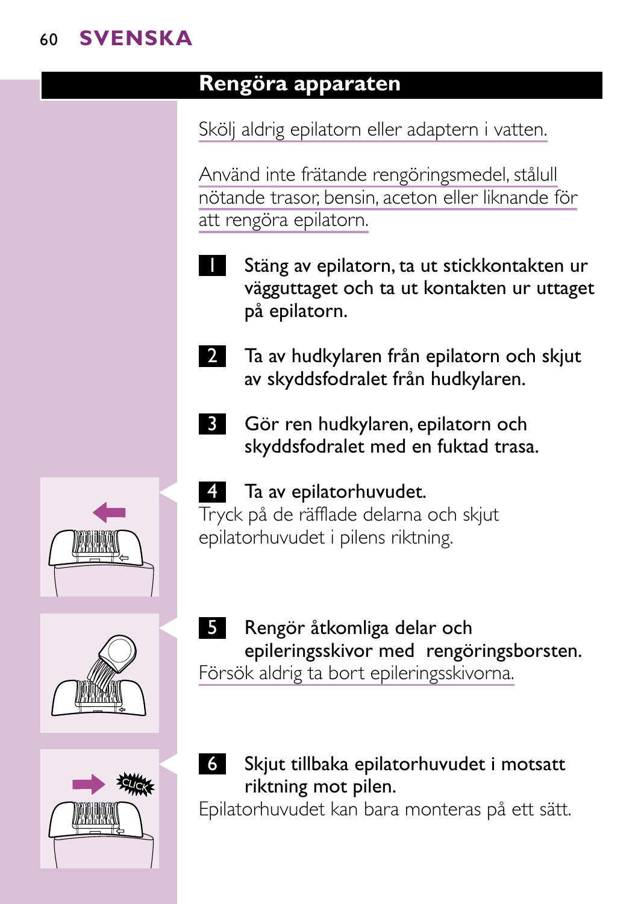## Rengöra apparaten

Skölj aldrig epilatorn eller adaptern i vatten.

Använd inte frätande rengöringsmedel, stålull nötande trasor, bensin, aceton eller liknande för att rengöra epilatorn.

1. **Stäng av epilatorn, ta ut stickkontakten ur vägguttaget och ta ut kontakten ur uttaget på epilatorn.**

2. **Ta av hudkylaren från epilatorn och skjut av skyddsfodralet från hudkylaren.**

3. **Gör ren hudkylaren, epilatorn och skyddsfodralet med en fuktad trasa.**

4. **Ta av epilatorhuvudet.**

   Tryck på de räfflade delarna och skjut epilatorhuvudet i pilens riktning.

5. **Rengör åtkomliga delar och epileringsskivor med rengöringsborsten.**

   Försök aldrig ta bort epileringsskivorna.

6. **Skjut tillbaka epilatorhuvudet i motsatt riktning mot pilen.**

   Epilatorhuvudet kan bara monteras på ett sätt.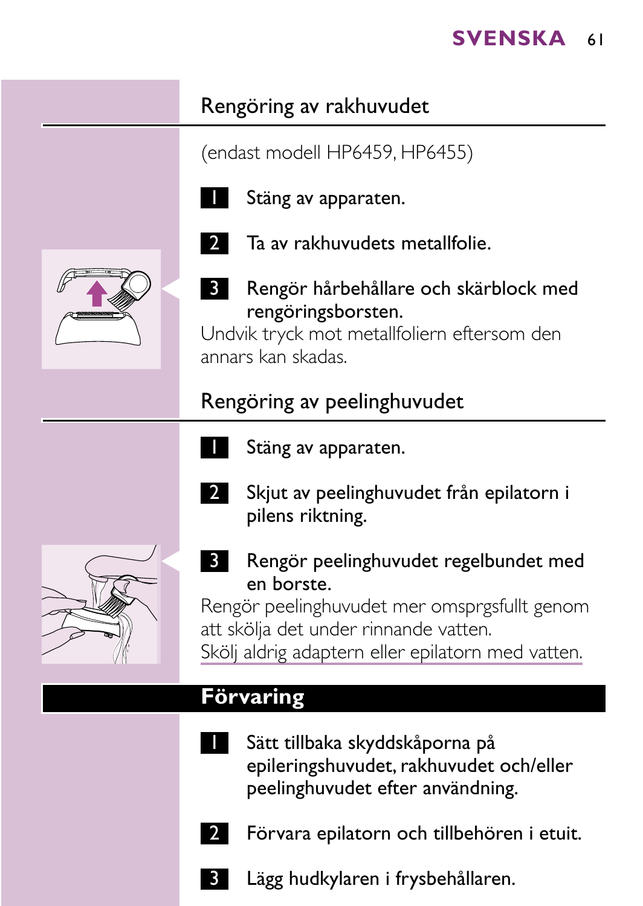## Rengöring av rakhuvudet

(endast modell HP6459, HP6455)

1. Stäng av apparaten.
2. Ta av rakhuvudets metallfolie.
3. Rengör hårbehållare och skärblock med rengöringsborsten.

Undvik tryck mot metallfoliern eftersom den annars kan skadas.

## Rengöring av peelinghuvudet

1. Stäng av apparaten.
2. Skjut av peelinghuvudet från epilatorn i pilens riktning.
3. Rengör peelinghuvudet regelbundet med en borste.

Rengör peelinghuvudet mer omsprgsfullt genom att skölja det under rinnande vatten.

Skölj aldrig adaptern eller epilatorn med vatten.

# Förvaring

1. Sätt tillbaka skyddskåporna på epileringshuvudet, rakhuvudet och/eller peelinghuvudet efter användning.
2. Förvara epilatorn och tillbehören i etuit.
3. Lägg hudkylaren i frysbehållaren.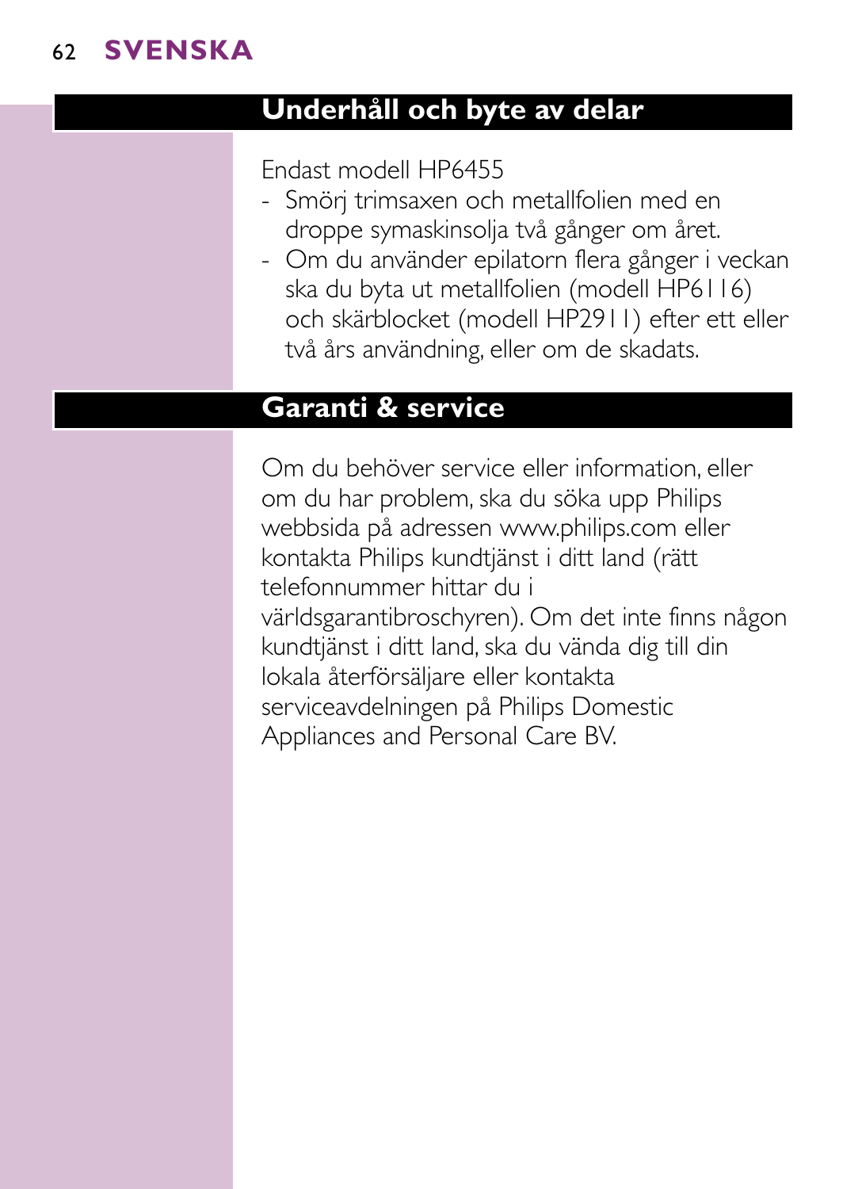## Underhåll och byte av delar

Endast modell HP6455

- Smörj trimsaxen och metallfolien med en droppe symaskinsolja två gånger om året.
- Om du använder epilatorn flera gånger i veckan ska du byta ut metallfolien (modell HP6116) och skärblocket (modell HP2911) efter ett eller två års användning, eller om de skadats.

## Garanti & service

Om du behöver service eller information, eller om du har problem, ska du söka upp Philips webbsida på adressen www.philips.com eller kontakta Philips kundtjänst i ditt land (rätt telefonnummer hittar du i världsgarantibroschyren). Om det inte finns någon kundtjänst i ditt land, ska du vända dig till din lokala återförsäljare eller kontakta serviceavdelningen på Philips Domestic Appliances and Personal Care BV.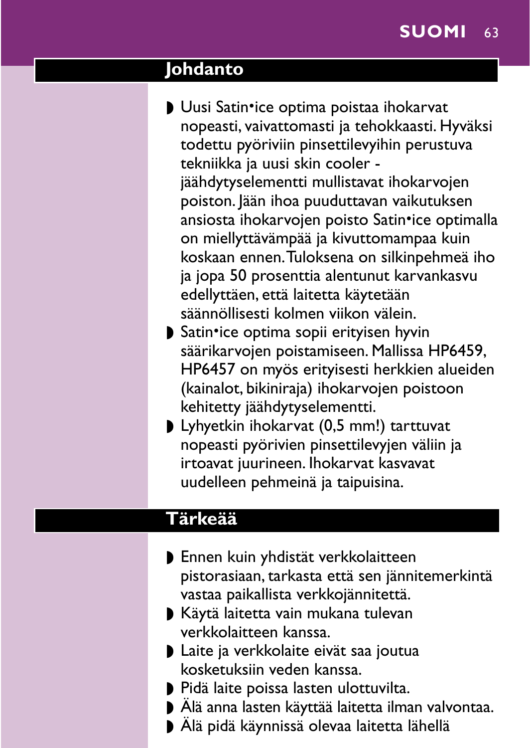## Johdanto

- Uusi Satin•ice optima poistaa ihokarvat nopeasti, vaivattomasti ja tehokkaasti. Hyväksi todettu pyöriviin pinsettilevyihin perustuva tekniikka ja uusi skin cooler -jäähdytyselementti mullistavat ihokarvojen poiston. Jään ihoa puuduttavan vaikutuksen ansiosta ihokarvojen poisto Satin•ice optimalla on miellyttävämpää ja kivuttomampaa kuin koskaan ennen. Tuloksena on silkinpehmeä iho ja jopa 50 prosenttia alentunut karvankasvu edellyttäen, että laitetta käytetään säännöllisesti kolmen viikon välein.
- Satin•ice optima sopii erityisen hyvin säärikarvojen poistamiseen. Mallissa HP6459, HP6457 on myös erityisesti herkkien alueiden (kainalot, bikiniraja) ihokarvojen poistoon kehitetty jäähdytyselementti.
- Lyhyetkin ihokarvat (0,5 mm!) tarttuvat nopeasti pyörivien pinsettilevyjen väliin ja irtoavat juurineen. Ihokarvat kasvavat uudelleen pehmeinä ja taipuisina.

## Tärkeää

- Ennen kuin yhdistät verkkolaitteen pistorasiaan, tarkasta että sen jännitemerkintä vastaa paikallista verkkojännitettä.
- Käytä laitetta vain mukana tulevan verkkolaitteen kanssa.
- Laite ja verkkolaite eivät saa joutua kosketuksiin veden kanssa.
- Pidä laite poissa lasten ulottuvilta.
- Älä anna lasten käyttää laitetta ilman valvontaa.
- Älä pidä käynnissä olevaa laitetta lähellä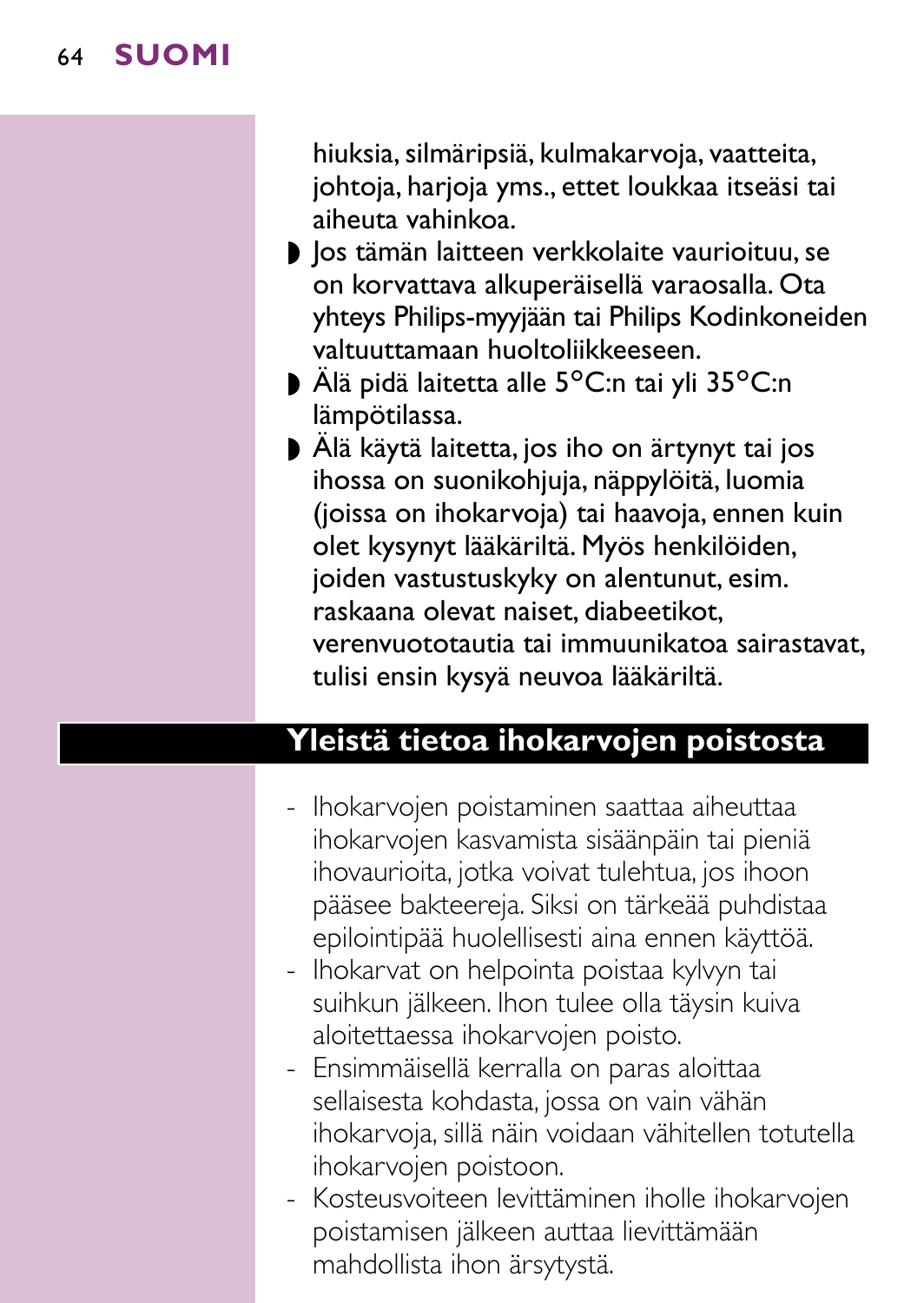hiuksia, silmäripsiä, kulmakarvoja, vaatteita, johtoja, harjoja yms., ettet loukkaa itseäsi tai aiheuta vahinkoa.

- Jos tämän laitteen verkkolaite vaurioituu, se on korvattava alkuperäisellä varaosalla. Ota yhteys Philips-myyjään tai Philips Kodinkoneiden valtuuttamaan huoltoliikkeeseen.
- Älä pidä laitetta alle 5°C:n tai yli 35°C:n lämpötilassa.
- Älä käytä laitetta, jos iho on ärtynyt tai jos ihossa on suonikohjuja, näppylöitä, luomia (joissa on ihokarvoja) tai haavoja, ennen kuin olet kysynyt lääkäriltä. Myös henkilöiden, joiden vastustuskyky on alentunut, esim. raskaana olevat naiset, diabeetikot, verenvuototautia tai immuunikatoa sairastavat, tulisi ensin kysyä neuvoa lääkäriltä.

## Yleistä tietoa ihokarvojen poistosta

- Ihokarvojen poistaminen saattaa aiheuttaa ihokarvojen kasvamista sisäänpäin tai pieniä ihovaurioita, jotka voivat tulehtua, jos ihoon pääsee bakteereja. Siksi on tärkeää puhdistaa epilointipää huolellisesti aina ennen käyttöä.
- Ihokarvat on helpointa poistaa kylvyn tai suihkun jälkeen. Ihon tulee olla täysin kuiva aloitettaessa ihokarvojen poisto.
- Ensimmäisellä kerralla on paras aloittaa sellaisesta kohdasta, jossa on vain vähän ihokarvoja, sillä näin voidaan vähitellen totutella ihokarvojen poistoon.
- Kosteusvoiteen levittäminen iholle ihokarvojen poistamisen jälkeen auttaa lievittämään mahdollista ihon ärsytystä.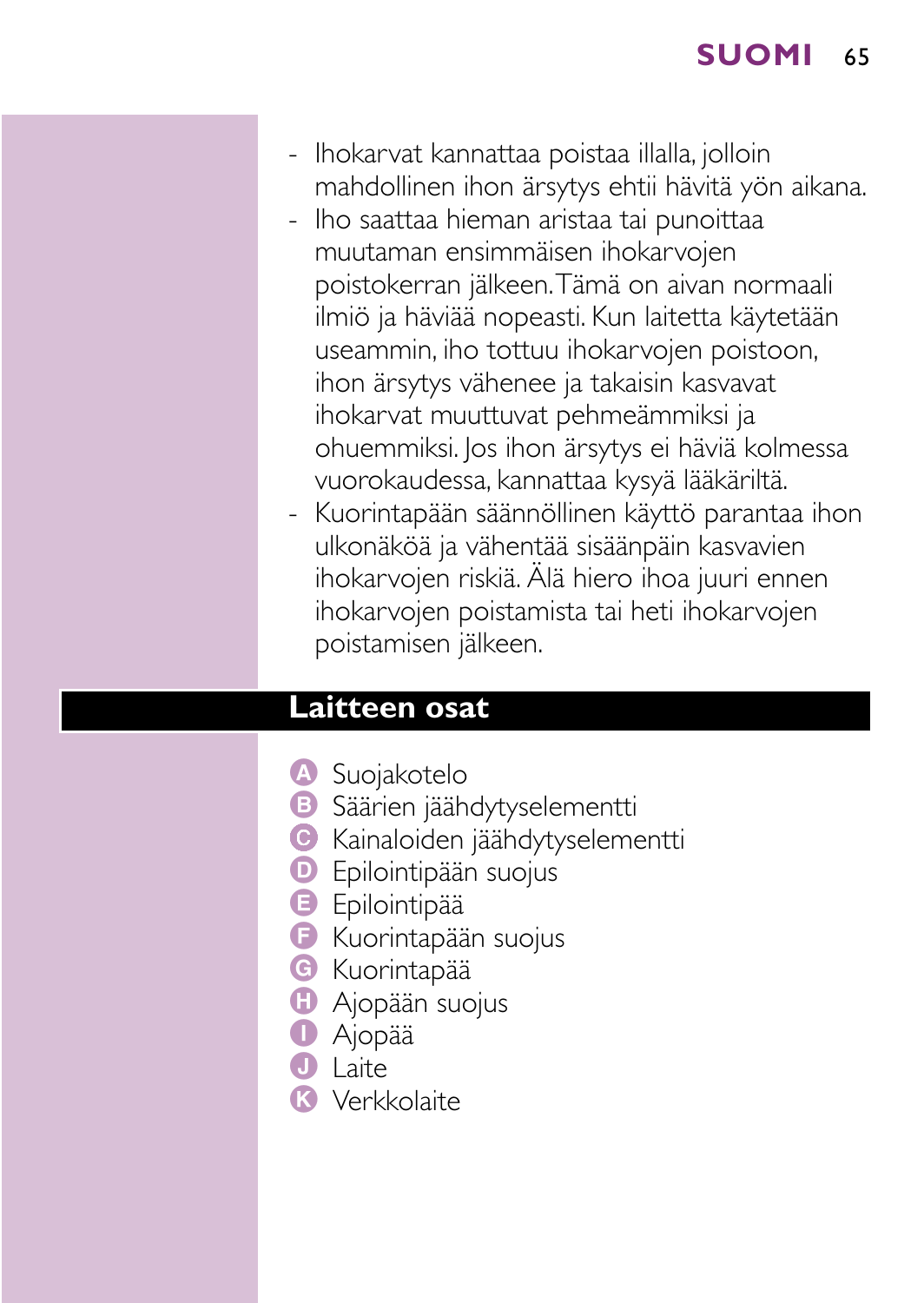- Ihokarvat kannattaa poistaa illalla, jolloin mahdollinen ihon ärsytys ehtii hävitä yön aikana.
- Iho saattaa hieman aristaa tai punoittaa muutaman ensimmäisen ihokarvojen poistokerran jälkeen. Tämä on aivan normaali ilmiö ja häviää nopeasti. Kun laitetta käytetään useammin, iho tottuu ihokarvojen poistoon, ihon ärsytys vähenee ja takaisin kasvavat ihokarvat muuttuvat pehmeämmiksi ja ohuemmiksi. Jos ihon ärsytys ei häviä kolmessa vuorokaudessa, kannattaa kysyä lääkäriltä.
- Kuorintapään säännöllinen käyttö parantaa ihon ulkonäköä ja vähentää sisäänpäin kasvavien ihokarvojen riskiä. Älä hiero ihoa juuri ennen ihokarvojen poistamista tai heti ihokarvojen poistamisen jälkeen.

## Laitteen osat

- A Suojakotelo
- B Säärien jäähdytyselementti
- C Kainaloiden jäähdytyselementti
- D Epilointipään suojus
- E Epilointipää
- F Kuorintapään suojus
- G Kuorintapää
- H Ajopään suojus
- I Ajopää
- J Laite
- K Verkkolaite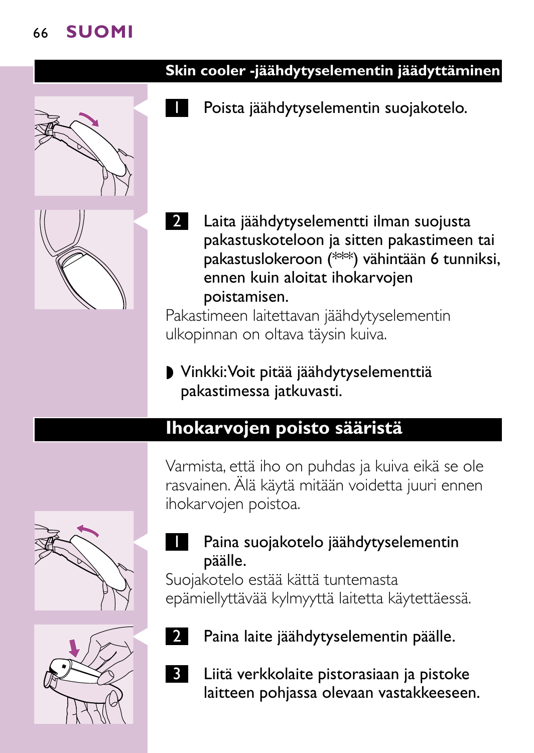## Skin cooler -jäähdytyselementin jäädyttäminen

1. Poista jäähdytyselementin suojakotelo.

2. Laita jäähdytyselementti ilman suojusta pakastuskoteloon ja sitten pakastimeen tai pakastuslokeroon (***) vähintään 6 tunniksi, ennen kuin aloitat ihokarvojen poistamisen.

Pakastimeen laitettavan jäähdytyselementin ulkopinnan on oltava täysin kuiva.

- Vinkki: Voit pitää jäähdytyselementtiä pakastimessa jatkuvasti.

## Ihokarvojen poisto sääristä

Varmista, että iho on puhdas ja kuiva eikä se ole rasvainen. Älä käytä mitään voidetta juuri ennen ihokarvojen poistoa.

1. Paina suojakotelo jäähdytyselementin päälle.

Suojakotelo estää kättä tuntemasta epämiellyttävää kylmyyttä laitetta käytettäessä.

2. Paina laite jäähdytyselementin päälle.

3. Liitä verkkolaite pistorasiaan ja pistoke laitteen pohjassa olevaan vastakkeeseen.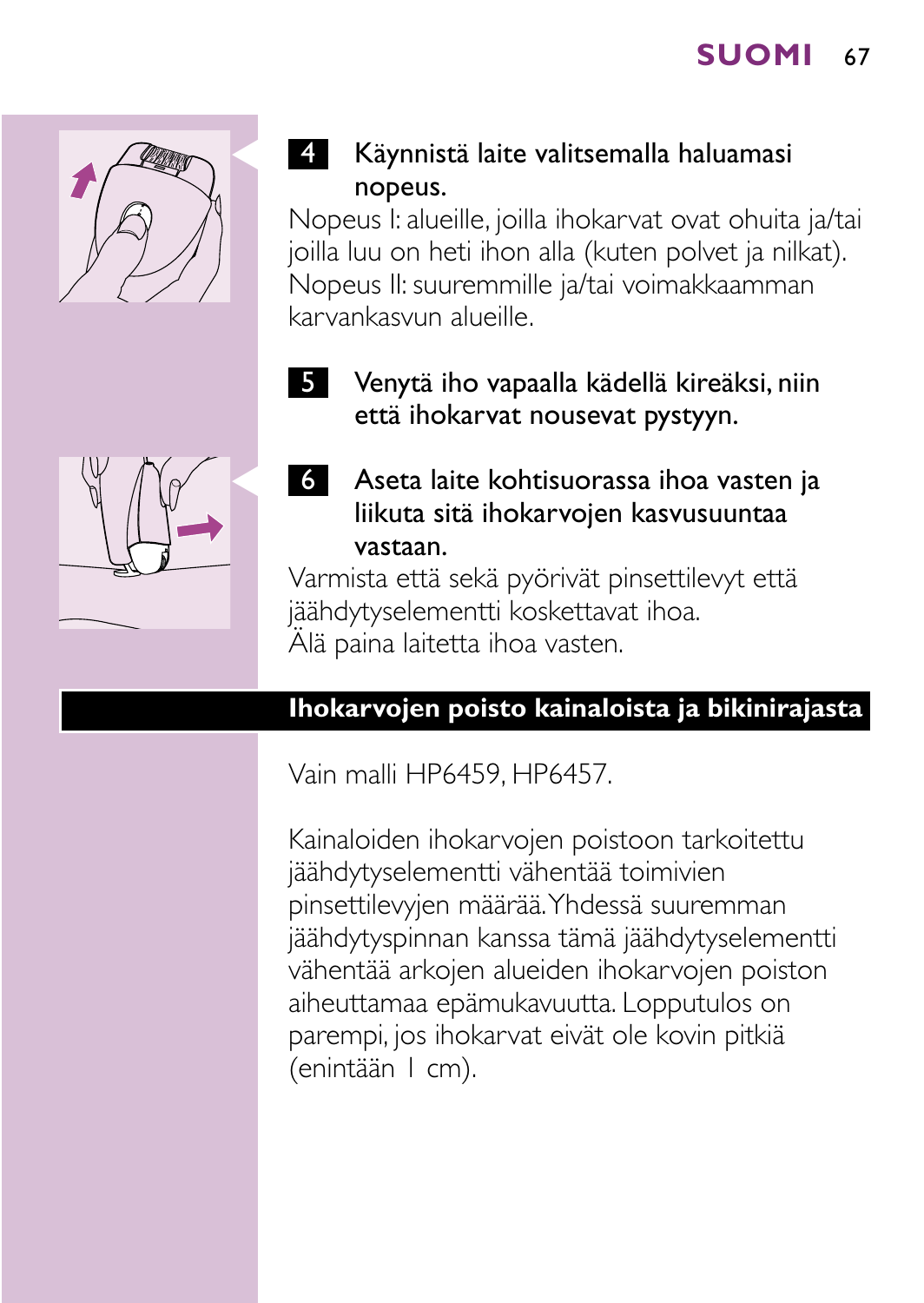4 **Käynnistä laite valitsemalla haluamasi nopeus.**

Nopeus I: alueille, joilla ihokarvat ovat ohuita ja/tai joilla luu on heti ihon alla (kuten polvet ja nilkat). Nopeus II: suuremmille ja/tai voimakkaamman karvankasvun alueille.

5 **Venytä iho vapaalla kädellä kireäksi, niin että ihokarvat nousevat pystyyn.**

6 **Aseta laite kohtisuorassa ihoa vasten ja liikuta sitä ihokarvojen kasvusuuntaa vastaan.**

Varmista että sekä pyörivät pinsettilevyt että jäähdytyselementti koskettavat ihoa.
Älä paina laitetta ihoa vasten.

## Ihokarvojen poisto kainaloista ja bikinirajasta

Vain malli HP6459, HP6457.

Kainaloiden ihokarvojen poistoon tarkoitettu jäähdytyselementti vähentää toimivien pinsettilevyjen määrää. Yhdessä suuremman jäähdytyspinnan kanssa tämä jäähdytyselementti vähentää arkojen alueiden ihokarvojen poiston aiheuttamaa epämukavuutta. Lopputulos on parempi, jos ihokarvat eivät ole kovin pitkiä (enintään 1 cm).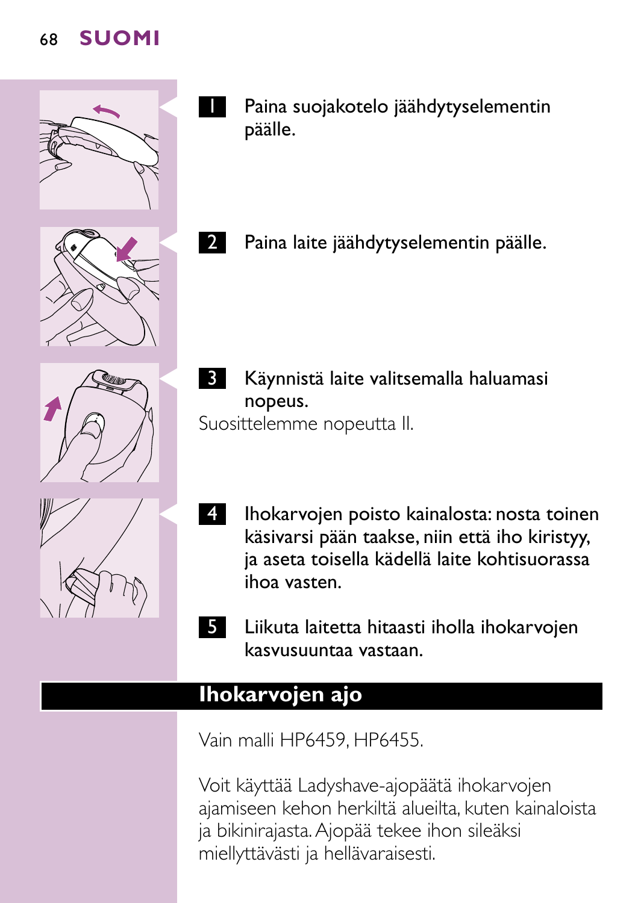1. Paina suojakotelo jäähdytyselementin päälle.

2. Paina laite jäähdytyselementin päälle.

3. Käynnistä laite valitsemalla haluamasi nopeus.

Suosittelemme nopeutta II.

4. Ihokarvojen poisto kainalosta: nosta toinen käsivarsi pään taakse, niin että iho kiristyy, ja aseta toisella kädellä laite kohtisuorassa ihoa vasten.

5. Liikuta laitetta hitaasti iholla ihokarvojen kasvusuuntaa vastaan.

## Ihokarvojen ajo

Vain malli HP6459, HP6455.

Voit käyttää Ladyshave-ajopäätä ihokarvojen ajamiseen kehon herkiltä alueilta, kuten kainaloista ja bikinirajasta. Ajopää tekee ihon sileäksi miellyttävästi ja hellävaraisesti.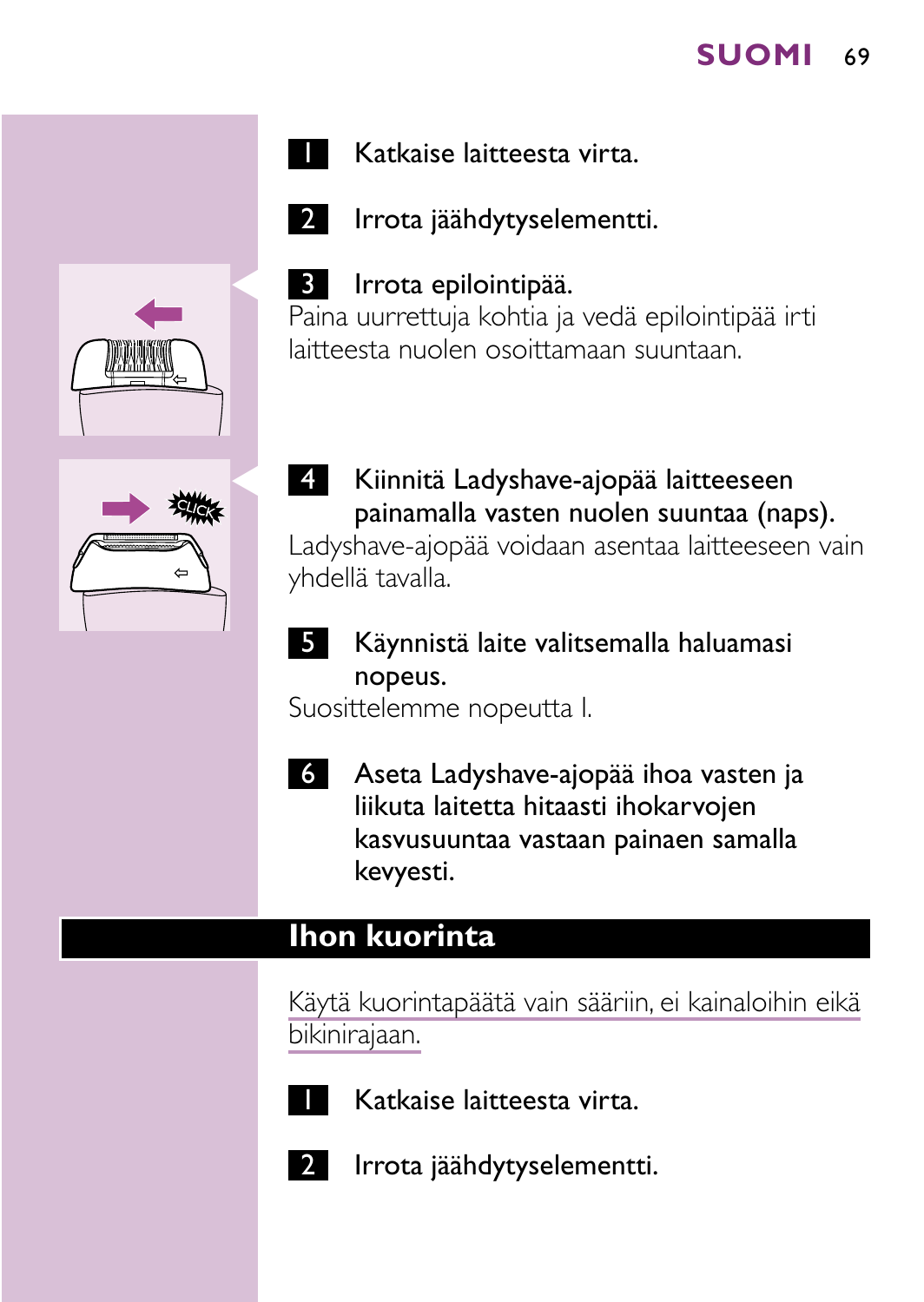1 Katkaise laitteesta virta.

2 Irrota jäähdytyselementti.

3 Irrota epilointipää.

Paina uurrettuja kohtia ja vedä epilointipää irti laitteesta nuolen osoittamaan suuntaan.

4 Kiinnitä Ladyshave-ajopää laitteeseen painamalla vasten nuolen suuntaa (naps).

Ladyshave-ajopää voidaan asentaa laitteeseen vain yhdellä tavalla.

5 Käynnistä laite valitsemalla haluamasi nopeus.

Suosittelemme nopeutta I.

6 Aseta Ladyshave-ajopää ihoa vasten ja liikuta laitetta hitaasti ihokarvojen kasvusuuntaa vastaan painaen samalla kevyesti.

## Ihon kuorinta

Käytä kuorintapäätä vain sääriin, ei kainaloihin eikä bikinirajaan.

1 Katkaise laitteesta virta.

2 Irrota jäähdytyselementti.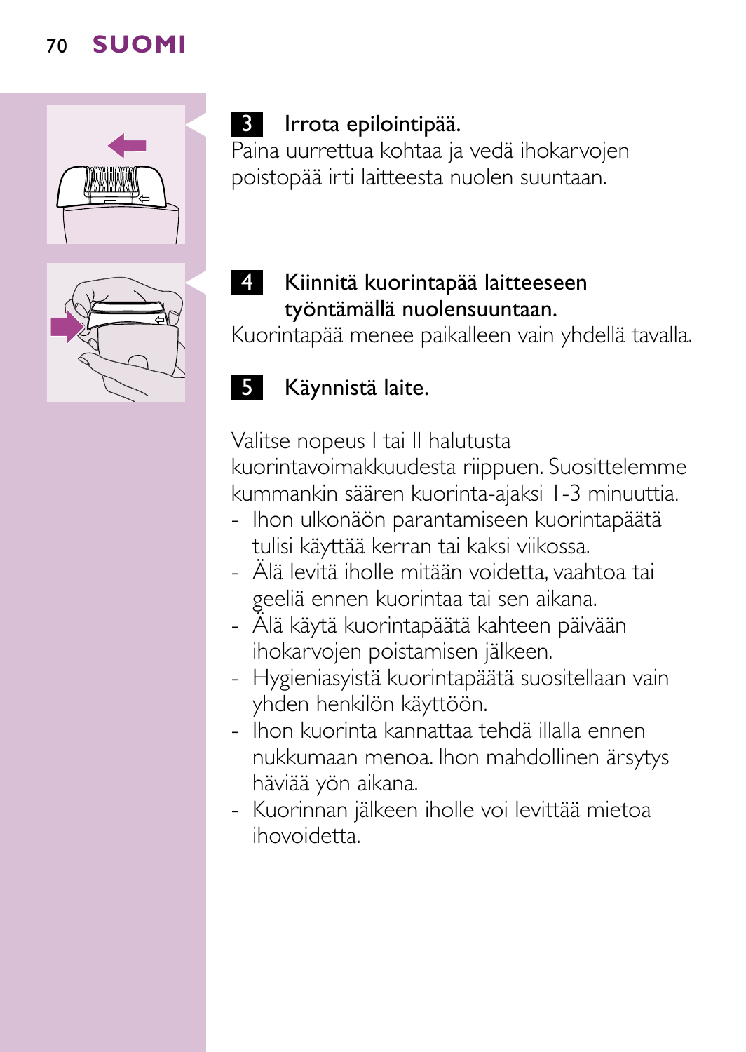**3** Irrota epilointipää.

Paina uurrettua kohtaa ja vedä ihokarvojen poistopää irti laitteesta nuolen suuntaan.

**4** Kiinnitä kuorintapää laitteeseen työntämällä nuolensuuntaan.

Kuorintapää menee paikalleen vain yhdellä tavalla.

**5** Käynnistä laite.

Valitse nopeus I tai II halutusta kuorintavoimakkuudesta riippuen. Suosittelemme kummankin säären kuorinta-ajaksi 1-3 minuuttia.

- Ihon ulkonäön parantamiseen kuorintapäätä tulisi käyttää kerran tai kaksi viikossa.
- Älä levitä iholle mitään voidetta, vaahtoa tai geeliä ennen kuorintaa tai sen aikana.
- Älä käytä kuorintapäätä kahteen päivään ihokarvojen poistamisen jälkeen.
- Hygieniasyistä kuorintapäätä suositellaan vain yhden henkilön käyttöön.
- Ihon kuorinta kannattaa tehdä illalla ennen nukkumaan menoa. Ihon mahdollinen ärsytys häviää yön aikana.
- Kuorinnan jälkeen iholle voi levittää mietoa ihovoidetta.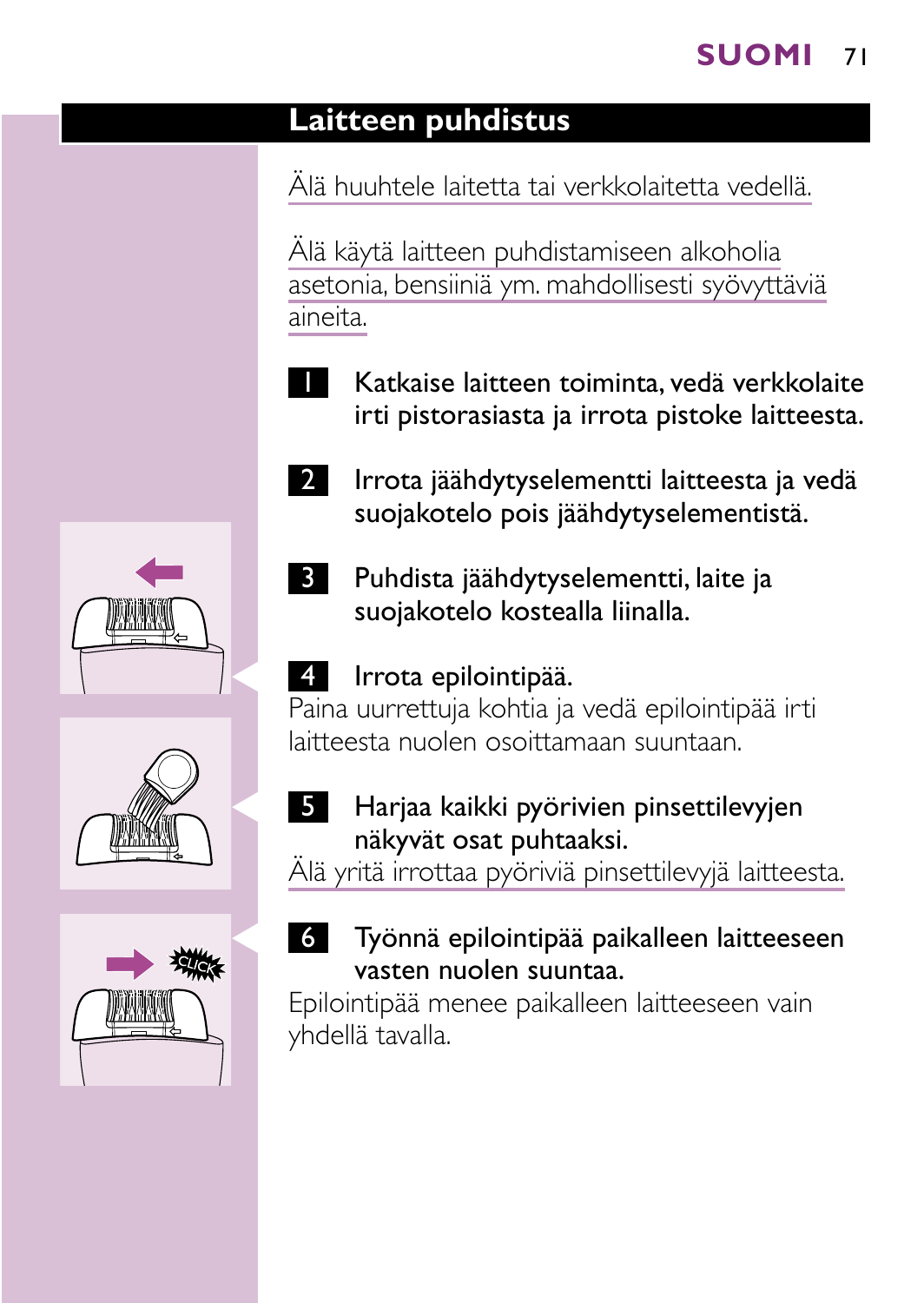## Laitteen puhdistus

Älä huuhtele laitetta tai verkkolaitetta vedellä.

Älä käytä laitteen puhdistamiseen alkoholia asetonia, bensiiniä ym. mahdollisesti syövyttäviä aineita.

1. Katkaise laitteen toiminta, vedä verkkolaite irti pistorasiasta ja irrota pistoke laitteesta.

2. Irrota jäähdytyselementti laitteesta ja vedä suojakotelo pois jäähdytyselementistä.

3. Puhdista jäähdytyselementti, laite ja suojakotelo kostealla liinalla.

4. Irrota epilointipää.

Paina uurrettuja kohtia ja vedä epilointipää irti laitteesta nuolen osoittamaan suuntaan.

5. Harjaa kaikki pyörivien pinsettilevyjen näkyvät osat puhtaaksi.

Älä yritä irrottaa pyöriviä pinsettilevyjä laitteesta.

6. Työnnä epilointipää paikalleen laitteeseen vasten nuolen suuntaa.

Epilointipää menee paikalleen laitteeseen vain yhdellä tavalla.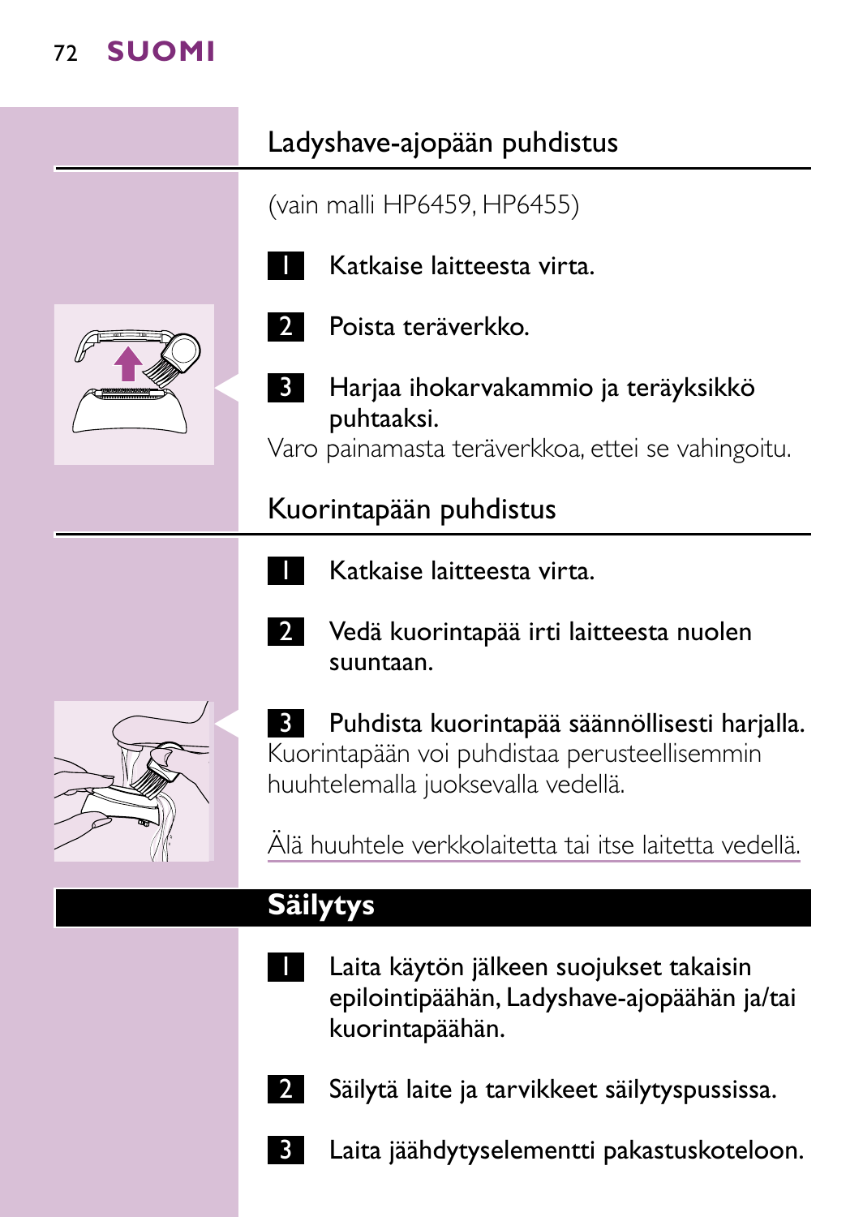## Ladyshave-ajopään puhdistus

(vain malli HP6459, HP6455)

1. Katkaise laitteesta virta.
2. Poista teräverkko.
3. Harjaa ihokarvakammio ja teräyksikkö puhtaaksi.

Varo painamasta teräverkkoa, ettei se vahingoitu.

## Kuorintapään puhdistus

1. Katkaise laitteesta virta.
2. Vedä kuorintapää irti laitteesta nuolen suuntaan.
3. Puhdista kuorintapää säännöllisesti harjalla.

Kuorintapään voi puhdistaa perusteellisemmin huuhtelemalla juoksevalla vedellä.

Älä huuhtele verkkolaitetta tai itse laitetta vedellä.

# Säilytys

1. Laita käytön jälkeen suojukset takaisin epilointipäähän, Ladyshave-ajopäähän ja/tai kuorintapäähän.
2. Säilytä laite ja tarvikkeet säilytyspussissa.
3. Laita jäähdytyselementti pakastuskoteloon.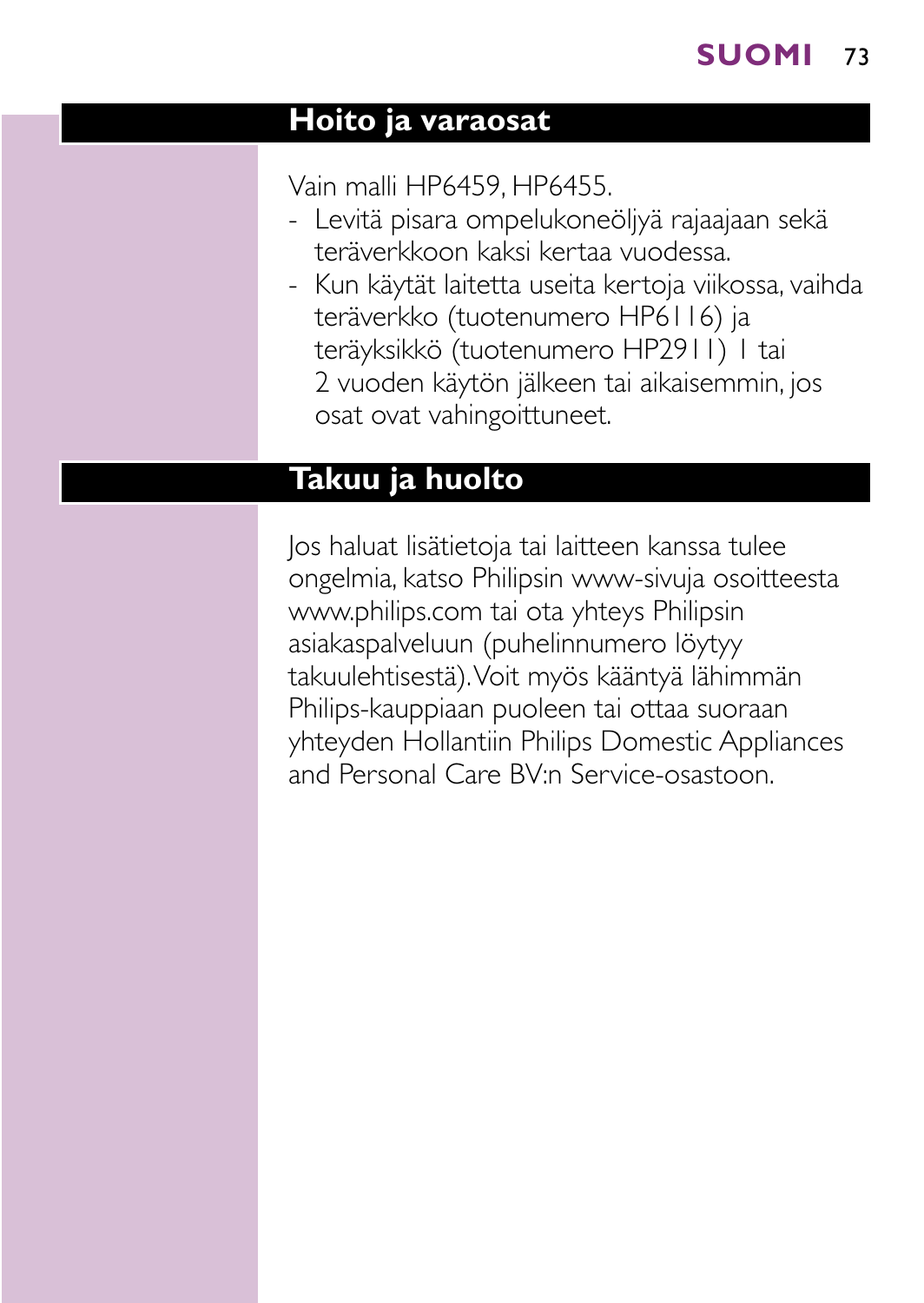## Hoito ja varaosat

Vain malli HP6459, HP6455.

- Levitä pisara ompelukoneöljyä rajaajaan sekä teräverkkoon kaksi kertaa vuodessa.
- Kun käytät laitetta useita kertoja viikossa, vaihda teräverkko (tuotenumero HP6116) ja teräyksikkö (tuotenumero HP2911) 1 tai 2 vuoden käytön jälkeen tai aikaisemmin, jos osat ovat vahingoittuneet.

## Takuu ja huolto

Jos haluat lisätietoja tai laitteen kanssa tulee ongelmia, katso Philipsin www-sivuja osoitteesta www.philips.com tai ota yhteys Philipsin asiakaspalveluun (puhelinnumero löytyy takuulehtisestä). Voit myös kääntyä lähimmän Philips-kauppiaan puoleen tai ottaa suoraan yhteyden Hollantiin Philips Domestic Appliances and Personal Care BV:n Service-osastoon.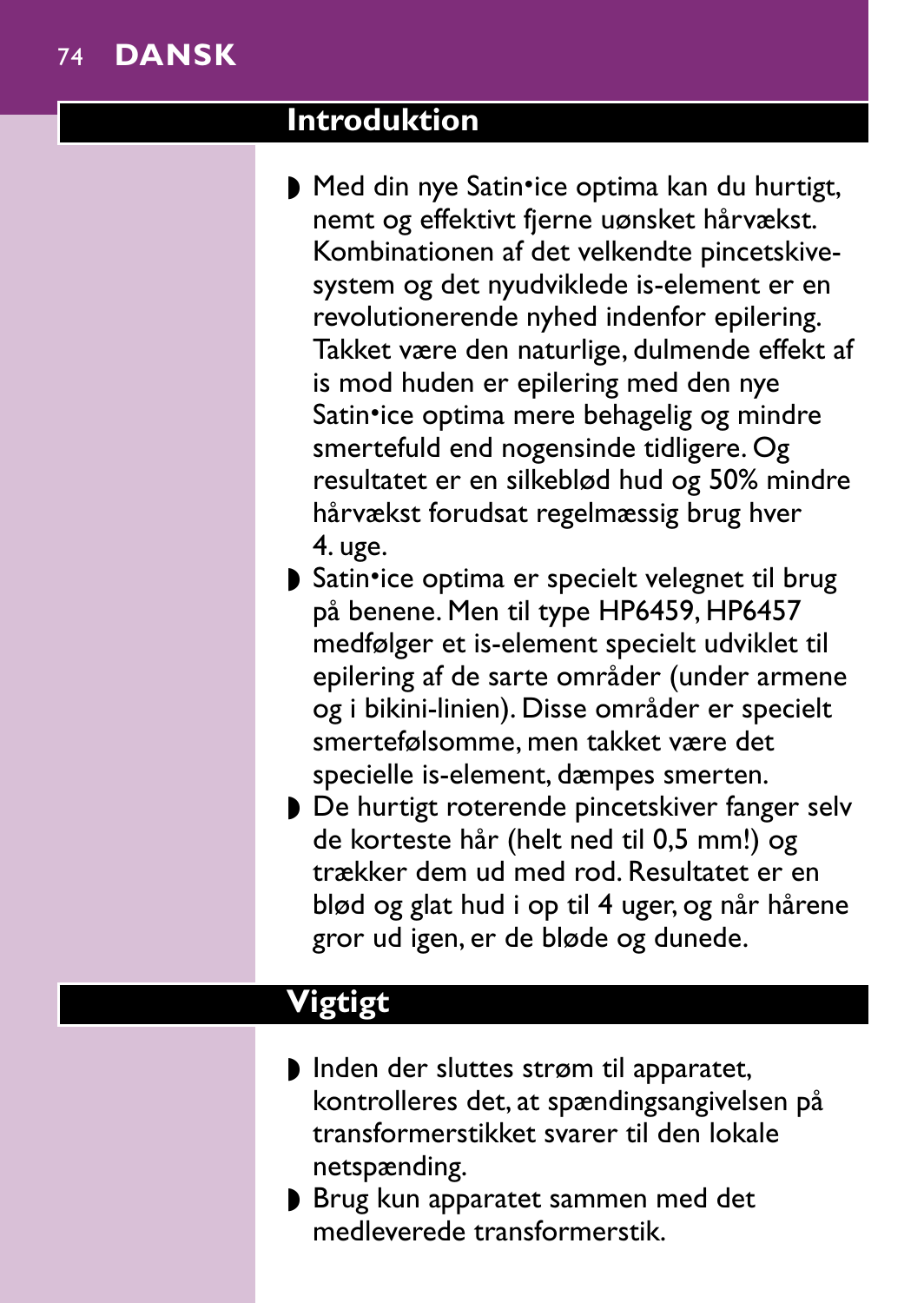## Introduktion

- Med din nye Satin•ice optima kan du hurtigt, nemt og effektivt fjerne uønsket hårvækst. Kombinationen af det velkendte pincetskive-system og det nyudviklede is-element er en revolutionerende nyhed indenfor epilering. Takket være den naturlige, dulmende effekt af is mod huden er epilering med den nye Satin•ice optima mere behagelig og mindre smertefuld end nogensinde tidligere. Og resultatet er en silkeblød hud og 50% mindre hårvækst forudsat regelmæssig brug hver 4. uge.
- Satin•ice optima er specielt velegnet til brug på benene. Men til type HP6459, HP6457 medfølger et is-element specielt udviklet til epilering af de sarte områder (under armene og i bikini-linien). Disse områder er specielt smertefølsomme, men takket være det specielle is-element, dæmpes smerten.
- De hurtigt roterende pincetskiver fanger selv de korteste hår (helt ned til 0,5 mm!) og trækker dem ud med rod. Resultatet er en blød og glat hud i op til 4 uger, og når hårene gror ud igen, er de bløde og dunede.

## Vigtigt

- Inden der sluttes strøm til apparatet, kontrolleres det, at spændingsangivelsen på transformerstikket svarer til den lokale netspænding.
- Brug kun apparatet sammen med det medleverede transformerstik.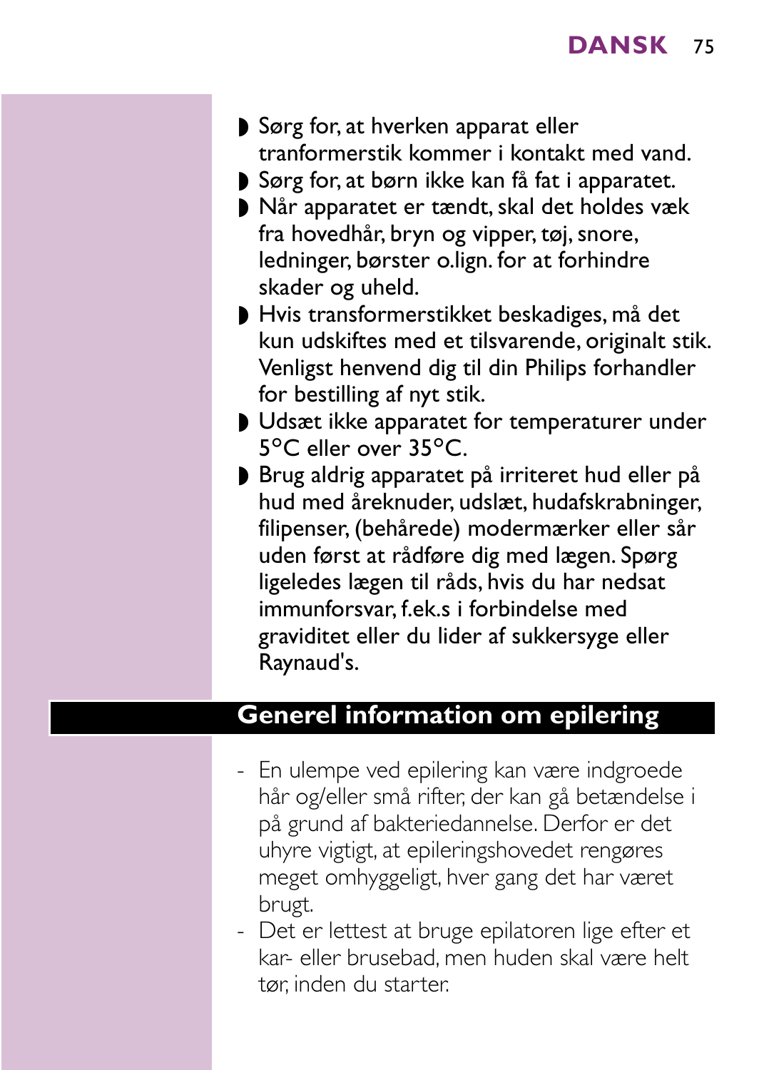- Sørg for, at hverken apparat eller tranformerstik kommer i kontakt med vand.
- Sørg for, at børn ikke kan få fat i apparatet.
- Når apparatet er tændt, skal det holdes væk fra hovedhår, bryn og vipper, tøj, snore, ledninger, børster o.lign. for at forhindre skader og uheld.
- Hvis transformerstikket beskadiges, må det kun udskiftes med et tilsvarende, originalt stik. Venligst henvend dig til din Philips forhandler for bestilling af nyt stik.
- Udsæt ikke apparatet for temperaturer under 5°C eller over 35°C.
- Brug aldrig apparatet på irriteret hud eller på hud med åreknuder, udslæt, hudafskrabninger, filipenser, (behårede) modermærker eller sår uden først at rådføre dig med lægen. Spørg ligeledes lægen til råds, hvis du har nedsat immunforsvar, f.ek.s i forbindelse med graviditet eller du lider af sukkersyge eller Raynaud's.

## Generel information om epilering

- En ulempe ved epilering kan være indgroede hår og/eller små rifter, der kan gå betændelse i på grund af bakteriedannelse. Derfor er det uhyre vigtigt, at epileringshovedet rengøres meget omhyggeligt, hver gang det har været brugt.
- Det er lettest at bruge epilatoren lige efter et kar- eller brusebad, men huden skal være helt tør, inden du starter.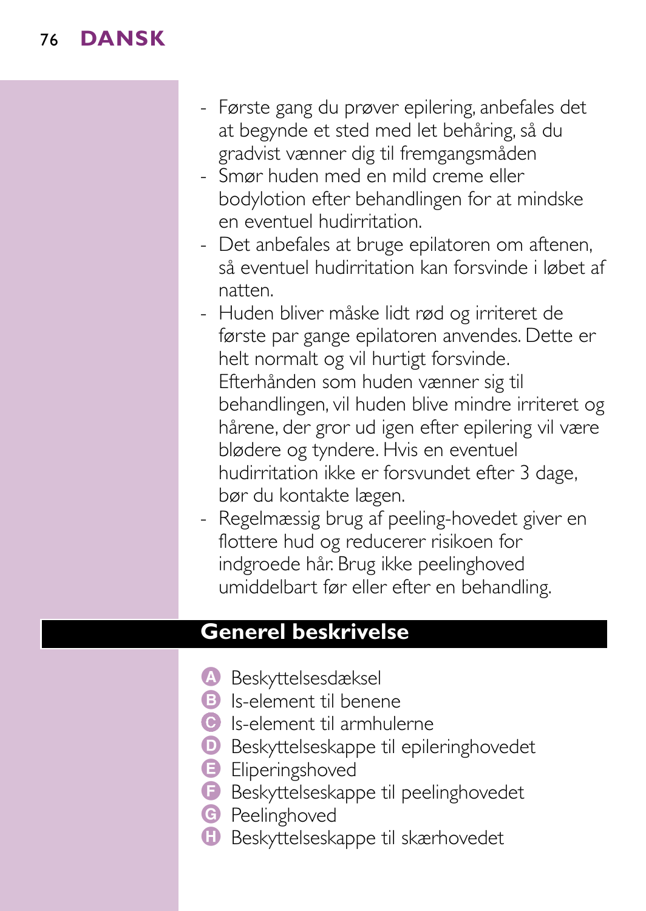- Første gang du prøver epilering, anbefales det at begynde et sted med let behåring, så du gradvist vænner dig til fremgangsmåden
- Smør huden med en mild creme eller bodylotion efter behandlingen for at mindske en eventuel hudirritation.
- Det anbefales at bruge epilatoren om aftenen, så eventuel hudirritation kan forsvinde i løbet af natten.
- Huden bliver måske lidt rød og irriteret de første par gange epilatoren anvendes. Dette er helt normalt og vil hurtigt forsvinde. Efterhånden som huden vænner sig til behandlingen, vil huden blive mindre irriteret og hårene, der gror ud igen efter epilering vil være blødere og tyndere. Hvis en eventuel hudirritation ikke er forsvundet efter 3 dage, bør du kontakte lægen.
- Regelmæssig brug af peeling-hovedet giver en flottere hud og reducerer risikoen for indgroede hår. Brug ikke peelinghoved umiddelbart før eller efter en behandling.

## Generel beskrivelse

- A Beskyttelsesdæksel
- B Is-element til benene
- C Is-element til armhulerne
- D Beskyttelseskappe til epileringhovedet
- E Eliperingshoved
- F Beskyttelseskappe til peelinghovedet
- G Peelinghoved
- H Beskyttelseskappe til skærhovedet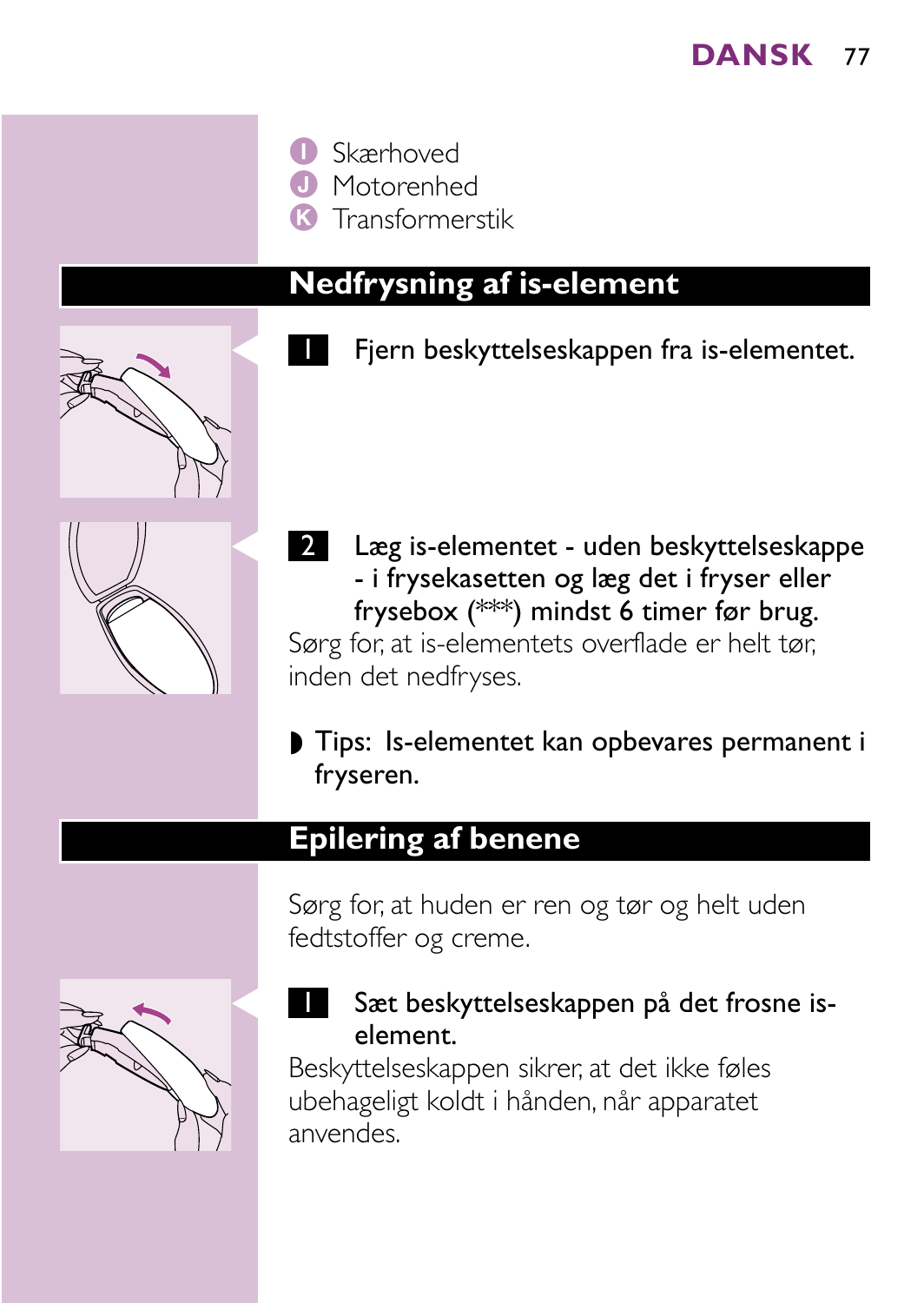- **I** Skærhoved
- **J** Motorenhed
- **K** Transformerstik

## Nedfrysning af is-element

**1** Fjern beskyttelseskappen fra is-elementet.

**2** Læg is-elementet - uden beskyttelseskappe - i frysekasetten og læg det i fryser eller frysebox (***) mindst 6 timer før brug.

Sørg for, at is-elementets overflade er helt tør, inden det nedfryses.

- Tips: Is-elementet kan opbevares permanent i fryseren.

## Epilering af benene

Sørg for, at huden er ren og tør og helt uden fedtstoffer og creme.

**1** Sæt beskyttelseskappen på det frosne is-element.

Beskyttelseskappen sikrer, at det ikke føles ubehageligt koldt i hånden, når apparatet anvendes.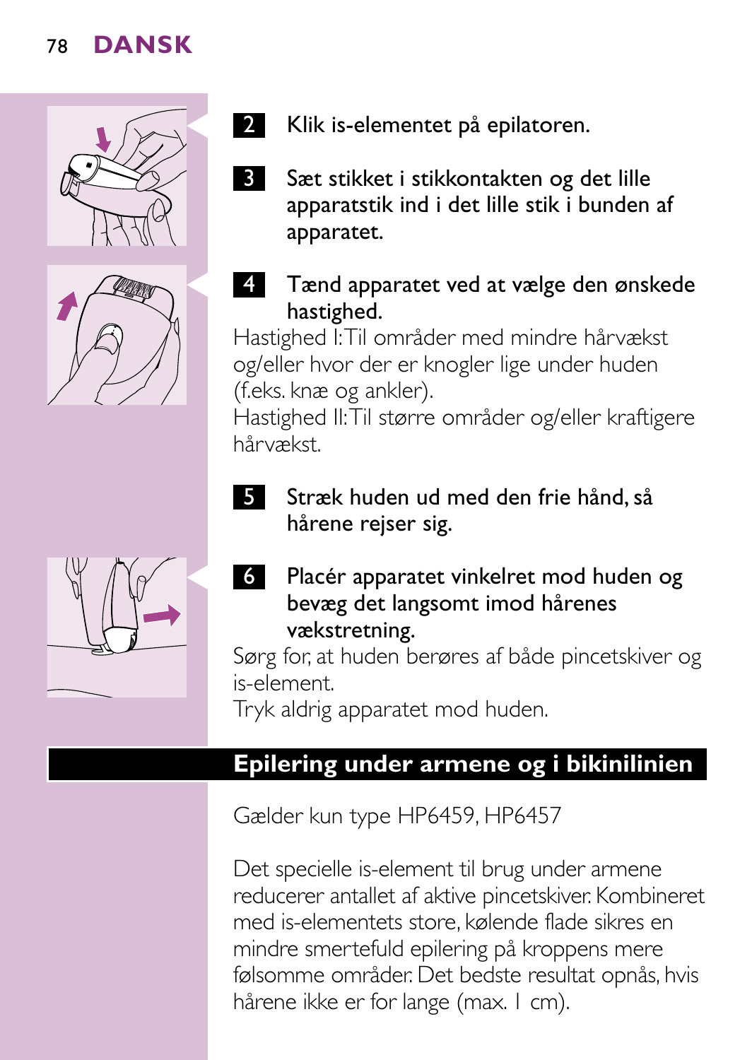2 Klik is-elementet på epilatoren.

3 Sæt stikket i stikkontakten og det lille apparatstik ind i det lille stik i bunden af apparatet.

4 Tænd apparatet ved at vælge den ønskede hastighed.

Hastighed I: Til områder med mindre hårvækst og/eller hvor der er knogler lige under huden (f.eks. knæ og ankler).

Hastighed II: Til større områder og/eller kraftigere hårvækst.

5 Stræk huden ud med den frie hånd, så hårene rejser sig.

6 Placér apparatet vinkelret mod huden og bevæg det langsomt imod hårenes vækstretning.

Sørg for, at huden berøres af både pincetskiver og is-element.

Tryk aldrig apparatet mod huden.

## Epilering under armene og i bikinilinien

Gælder kun type HP6459, HP6457

Det specielle is-element til brug under armene reducerer antallet af aktive pincetskiver. Kombineret med is-elementets store, kølende flade sikres en mindre smertefuld epilering på kroppens mere følsomme områder. Det bedste resultat opnås, hvis hårene ikke er for lange (max. 1 cm).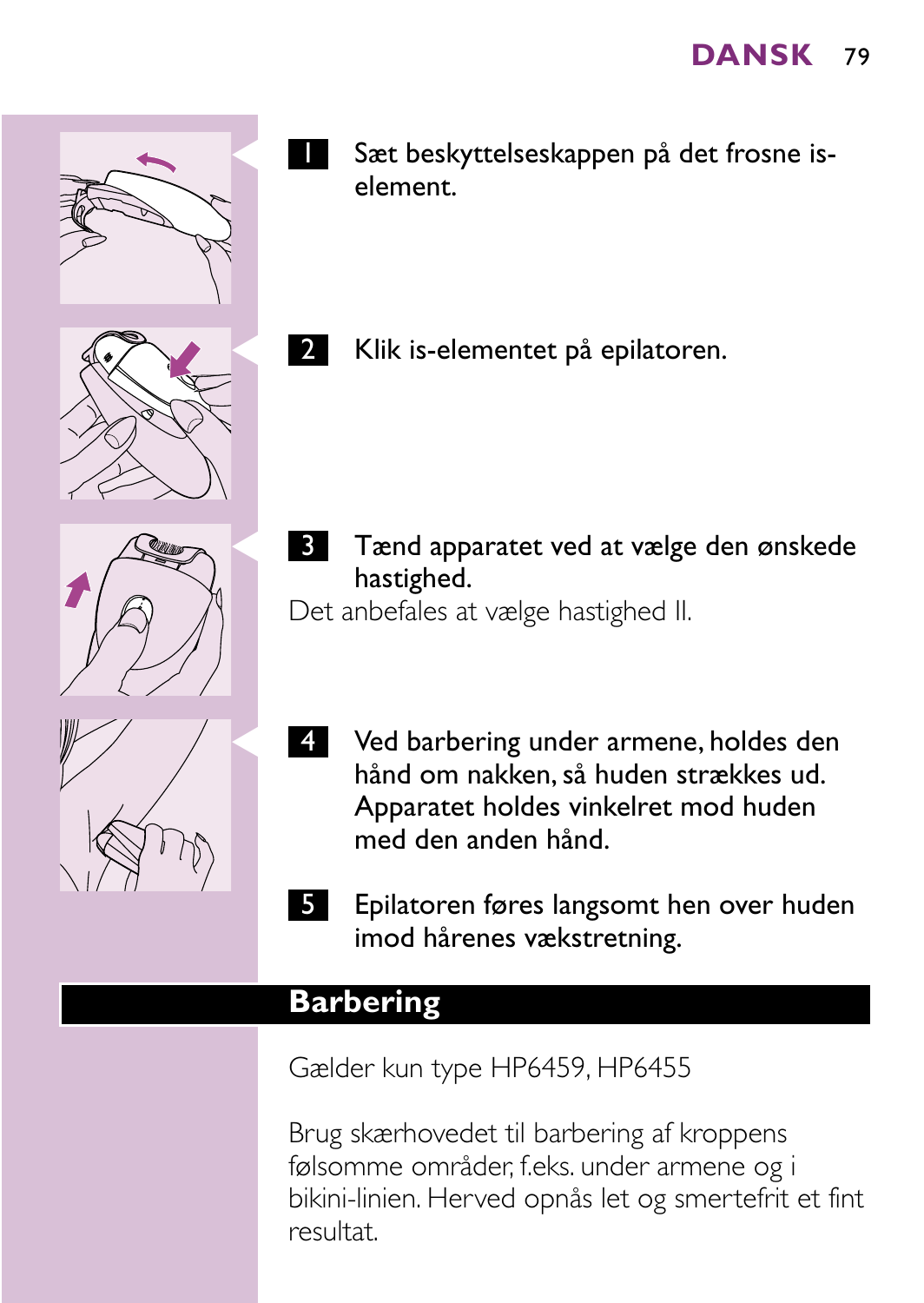1 Sæt beskyttelseskappen på det frosne is-element.

2 Klik is-elementet på epilatoren.

3 Tænd apparatet ved at vælge den ønskede hastighed.

Det anbefales at vælge hastighed II.

4 Ved barbering under armene, holdes den hånd om nakken, så huden strækkes ud. Apparatet holdes vinkelret mod huden med den anden hånd.

5 Epilatoren føres langsomt hen over huden imod hårenes vækstretning.

## Barbering

Gælder kun type HP6459, HP6455

Brug skærhovedet til barbering af kroppens følsomme områder, f.eks. under armene og i bikini-linien. Herved opnås let og smertefrit et fint resultat.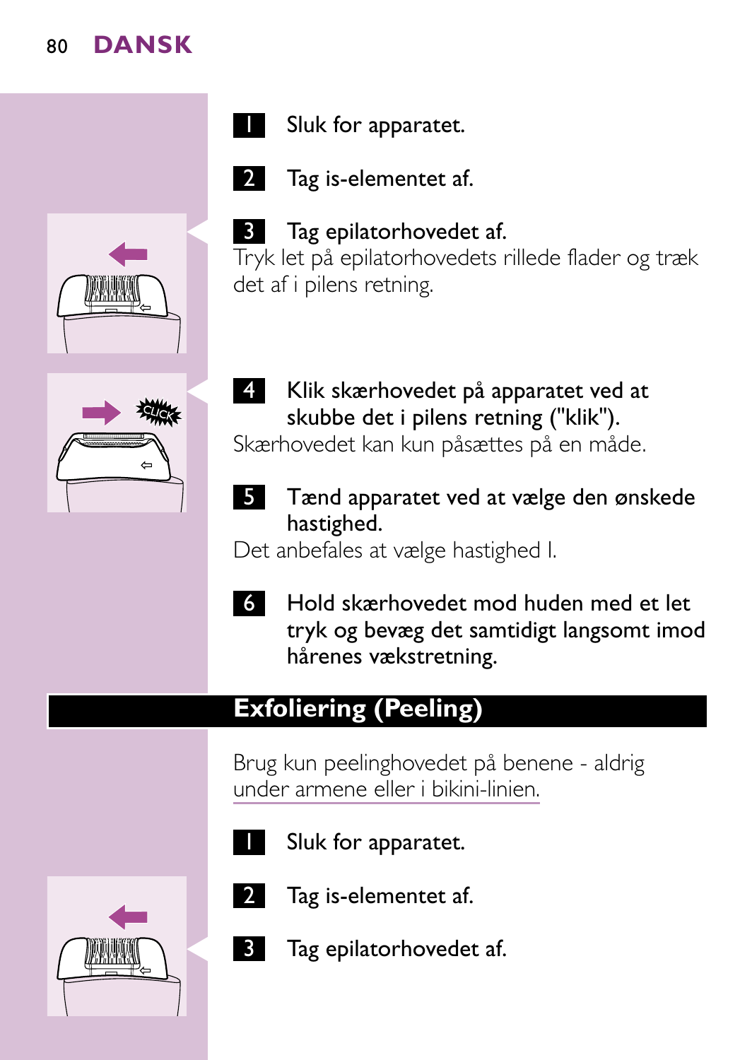1 Sluk for apparatet.

2 Tag is-elementet af.

3 Tag epilatorhovedet af.

Tryk let på epilatorhovedets rillede flader og træk det af i pilens retning.

4 Klik skærhovedet på apparatet ved at skubbe det i pilens retning ("klik").

Skærhovedet kan kun påsættes på en måde.

5 Tænd apparatet ved at vælge den ønskede hastighed.

Det anbefales at vælge hastighed I.

6 Hold skærhovedet mod huden med et let tryk og bevæg det samtidigt langsomt imod hårenes vækstretning.

## Exfoliering (Peeling)

Brug kun peelinghovedet på benene - aldrig under armene eller i bikini-linien.

1 Sluk for apparatet.

2 Tag is-elementet af.

3 Tag epilatorhovedet af.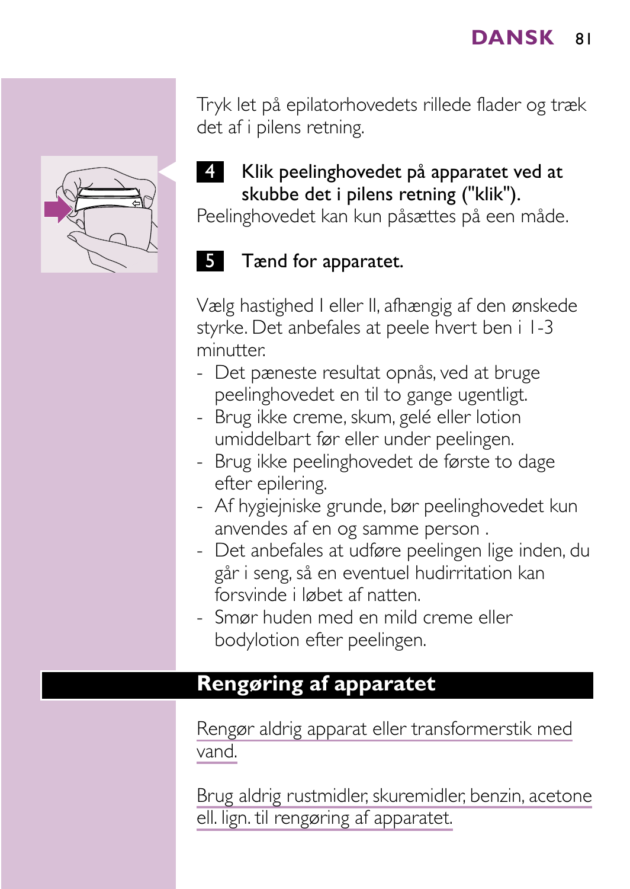Tryk let på epilatorhovedets rillede flader og træk det af i pilens retning.

**4** **Klik peelinghovedet på apparatet ved at skubbe det i pilens retning ("klik").**

Peelinghovedet kan kun påsættes på een måde.

**5** **Tænd for apparatet.**

Vælg hastighed I eller II, afhængig af den ønskede styrke. Det anbefales at peele hvert ben i 1-3 minutter.

- Det pæneste resultat opnås, ved at bruge peelinghovedet en til to gange ugentligt.
- Brug ikke creme, skum, gelé eller lotion umiddelbart før eller under peelingen.
- Brug ikke peelinghovedet de første to dage efter epilering.
- Af hygiejniske grunde, bør peelinghovedet kun anvendes af en og samme person .
- Det anbefales at udføre peelingen lige inden, du går i seng, så en eventuel hudirritation kan forsvinde i løbet af natten.
- Smør huden med en mild creme eller bodylotion efter peelingen.

## Rengøring af apparatet

Rengør aldrig apparat eller transformerstik med vand.

Brug aldrig rustmidler, skuremidler, benzin, acetone ell. lign. til rengøring af apparatet.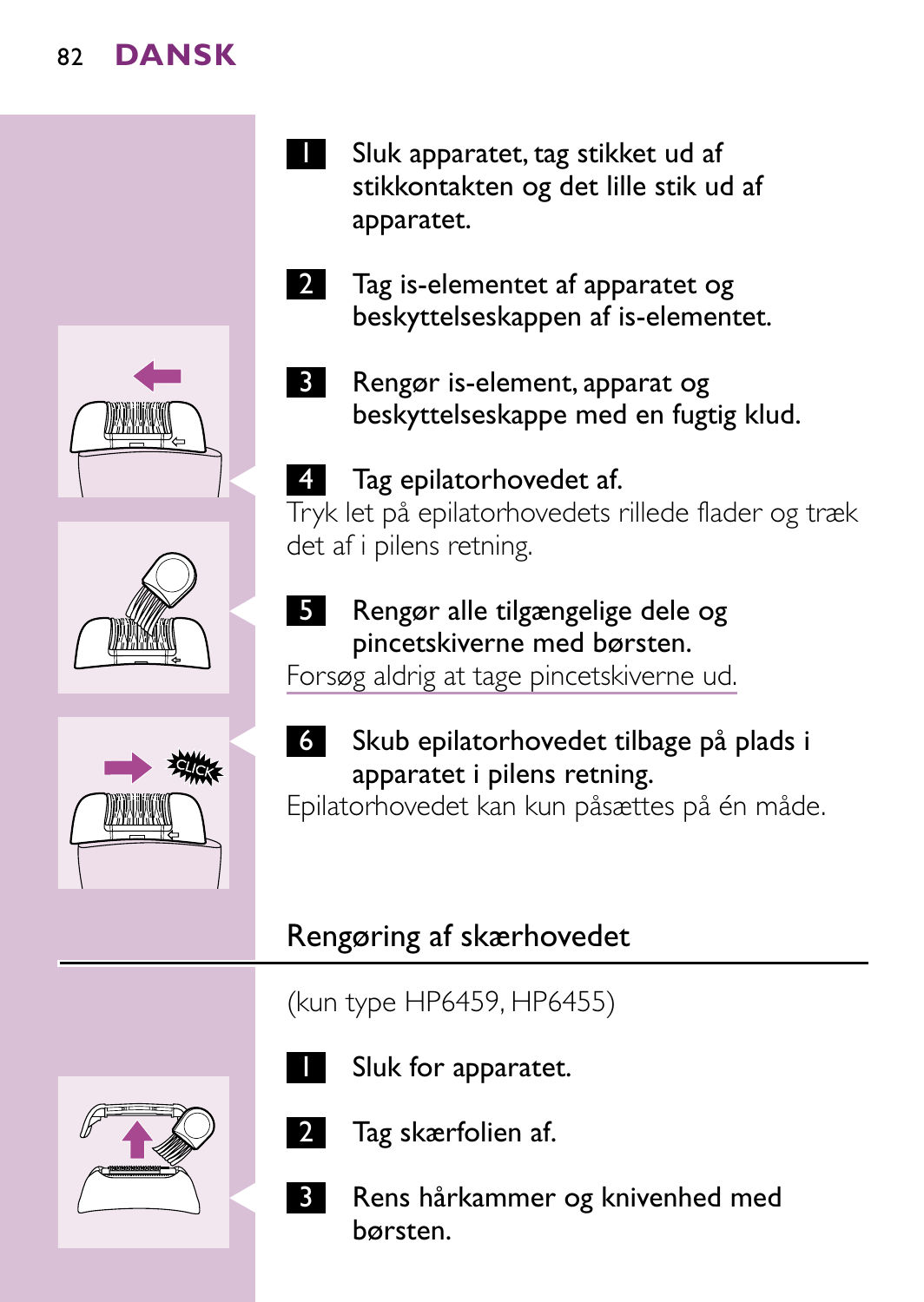1. Sluk apparatet, tag stikket ud af stikkontakten og det lille stik ud af apparatet.

2. Tag is-elementet af apparatet og beskyttelseskappen af is-elementet.

3. Rengør is-element, apparat og beskyttelseskappe med en fugtig klud.

4. Tag epilatorhovedet af.

   Tryk let på epilatorhovedets rillede flader og træk det af i pilens retning.

5. Rengør alle tilgængelige dele og pincetskiverne med børsten.

   Forsøg aldrig at tage pincetskiverne ud.

6. Skub epilatorhovedet tilbage på plads i apparatet i pilens retning.

   Epilatorhovedet kan kun påsættes på én måde.

## Rengøring af skærhovedet

(kun type HP6459, HP6455)

1. Sluk for apparatet.

2. Tag skærfolien af.

3. Rens hårkammer og knivenhed med børsten.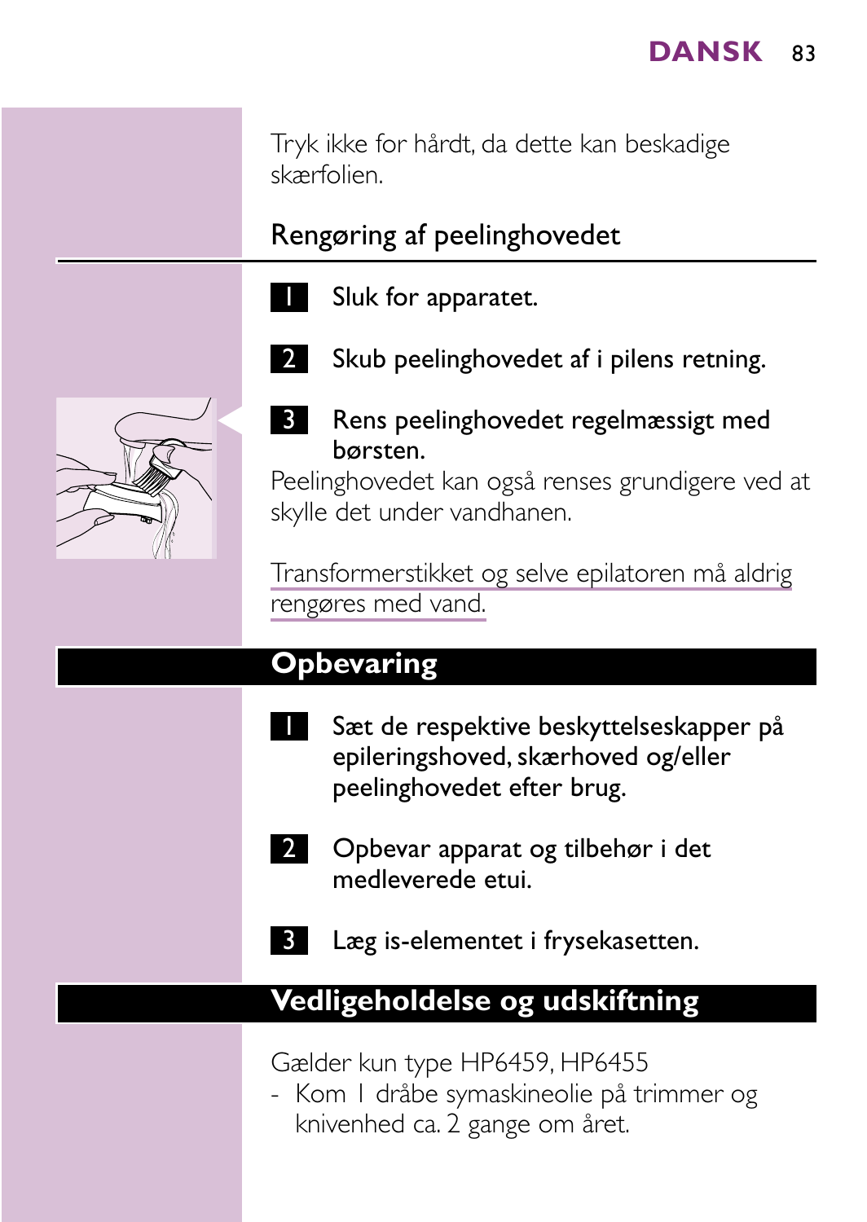Tryk ikke for hårdt, da dette kan beskadige skærfolien.

### Rengøring af peelinghovedet

1. Sluk for apparatet.
2. Skub peelinghovedet af i pilens retning.
3. Rens peelinghovedet regelmæssigt med børsten.

Peelinghovedet kan også renses grundigere ved at skylle det under vandhanen.

Transformerstikket og selve epilatoren må aldrig rengøres med vand.

## Opbevaring

1. Sæt de respektive beskyttelseskapper på epileringshoved, skærhoved og/eller peelinghovedet efter brug.
2. Opbevar apparat og tilbehør i det medleverede etui.
3. Læg is-elementet i frysekasetten.

## Vedligeholdelse og udskiftning

Gælder kun type HP6459, HP6455

- Kom 1 dråbe symaskineolie på trimmer og knivenhed ca. 2 gange om året.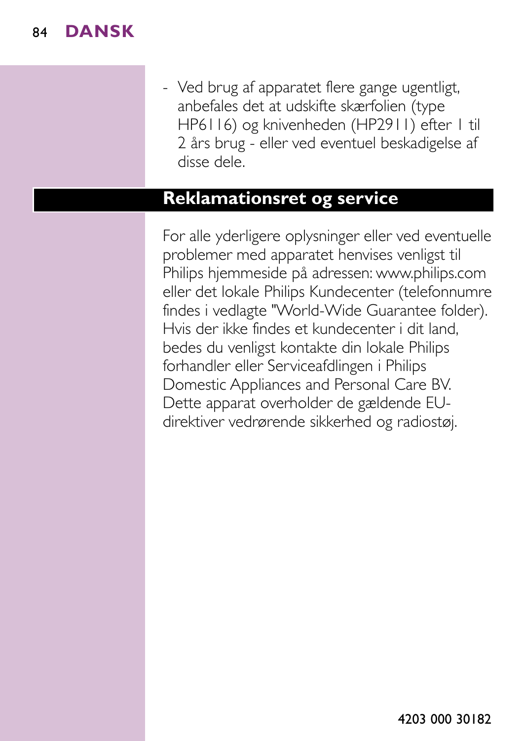- Ved brug af apparatet flere gange ugentligt, anbefales det at udskifte skærfolien (type HP6116) og knivenheden (HP2911) efter 1 til 2 års brug - eller ved eventuel beskadigelse af disse dele.

## Reklamationsret og service

For alle yderligere oplysninger eller ved eventuelle problemer med apparatet henvises venligst til Philips hjemmeside på adressen: www.philips.com eller det lokale Philips Kundecenter (telefonnumre findes i vedlagte "World-Wide Guarantee folder). Hvis der ikke findes et kundecenter i dit land, bedes du venligst kontakte din lokale Philips forhandler eller Serviceafdlingen i Philips Domestic Appliances and Personal Care BV. Dette apparat overholder de gældende EU-direktiver vedrørende sikkerhed og radiostøj.

4203 000 30182